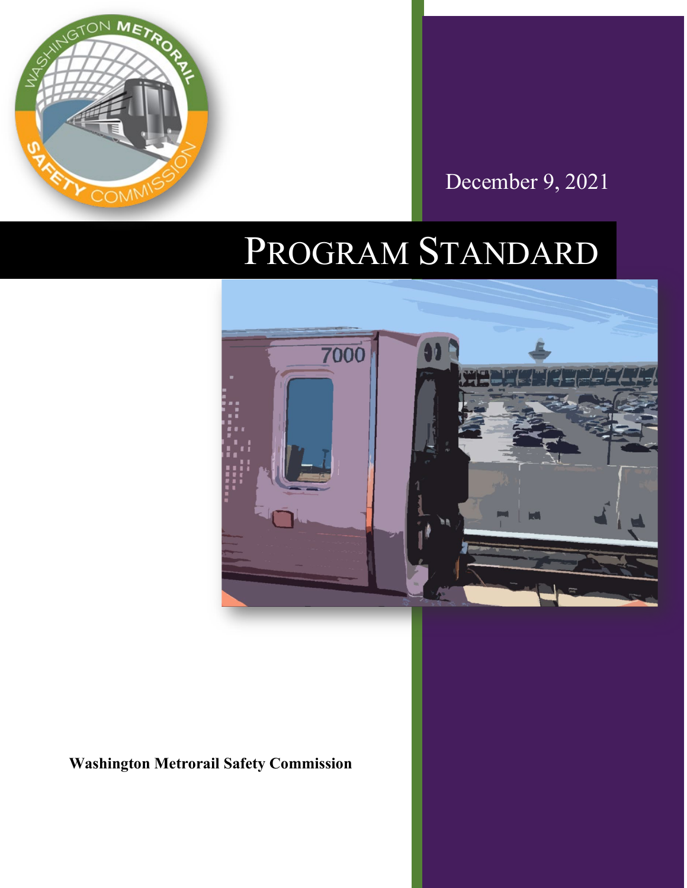December 9, 2021

# PROGRAM STANDARD

**Washington Metrorail Safety Commission**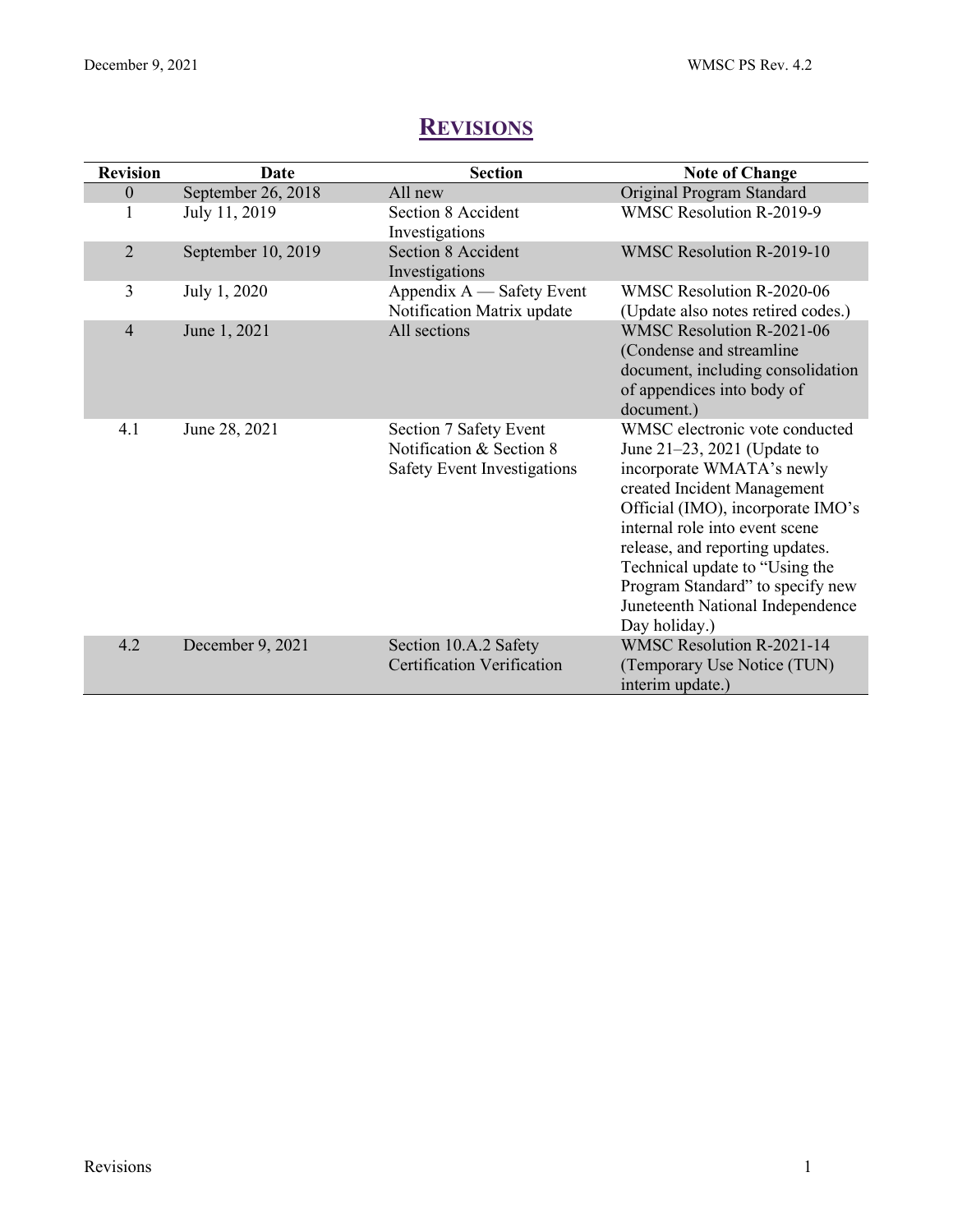# REVISIONS

| Revision | Date | Section | Note of Change |
|---|---|---|---|
| 0 | September 26, 2018 | All new | Original Program Standard |
| 1 | July 11, 2019 | Section 8 Accident Investigations | WMSC Resolution R-2019-9 |
| 2 | September 10, 2019 | Section 8 Accident Investigations | WMSC Resolution R-2019-10 |
| 3 | July 1, 2020 | Appendix A — Safety Event Notification Matrix update | WMSC Resolution R-2020-06 (Update also notes retired codes.) |
| 4 | June 1, 2021 | All sections | WMSC Resolution R-2021-06 (Condense and streamline document, including consolidation of appendices into body of document.) |
| 4.1 | June 28, 2021 | Section 7 Safety Event Notification & Section 8 Safety Event Investigations | WMSC electronic vote conducted June 21–23, 2021 (Update to incorporate WMATA's newly created Incident Management Official (IMO), incorporate IMO's internal role into event scene release, and reporting updates. Technical update to "Using the Program Standard" to specify new Juneteenth National Independence Day holiday.) |
| 4.2 | December 9, 2021 | Section 10.A.2 Safety Certification Verification | WMSC Resolution R-2021-14 (Temporary Use Notice (TUN) interim update.) |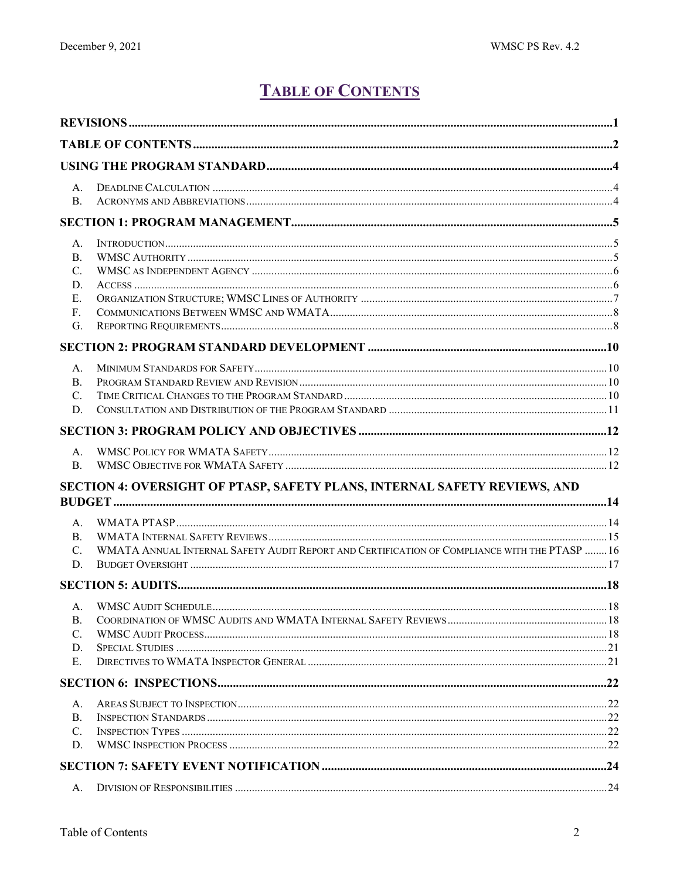# TABLE OF CONTENTS

**REVISIONS** ........................................................................ 1

**TABLE OF CONTENTS** ........................................................................ 2

**USING THE PROGRAM STANDARD** ........................................................................ 4

A. DEADLINE CALCULATION ........................................................................ 4
B. ACRONYMS AND ABBREVIATIONS ........................................................................ 4

**SECTION 1: PROGRAM MANAGEMENT** ........................................................................ 5

A. INTRODUCTION ........................................................................ 5
B. WMSC AUTHORITY ........................................................................ 5
C. WMSC AS INDEPENDENT AGENCY ........................................................................ 6
D. ACCESS ........................................................................ 6
E. ORGANIZATION STRUCTURE; WMSC LINES OF AUTHORITY ........................................................................ 7
F. COMMUNICATIONS BETWEEN WMSC AND WMATA ........................................................................ 8
G. REPORTING REQUIREMENTS ........................................................................ 8

**SECTION 2: PROGRAM STANDARD DEVELOPMENT** ........................................................................ 10

A. MINIMUM STANDARDS FOR SAFETY ........................................................................ 10
B. PROGRAM STANDARD REVIEW AND REVISION ........................................................................ 10
C. TIME CRITICAL CHANGES TO THE PROGRAM STANDARD ........................................................................ 10
D. CONSULTATION AND DISTRIBUTION OF THE PROGRAM STANDARD ........................................................................ 11

**SECTION 3: PROGRAM POLICY AND OBJECTIVES** ........................................................................ 12

A. WMSC POLICY FOR WMATA SAFETY ........................................................................ 12
B. WMSC OBJECTIVE FOR WMATA SAFETY ........................................................................ 12

**SECTION 4: OVERSIGHT OF PTASP, SAFETY PLANS, INTERNAL SAFETY REVIEWS, AND BUDGET** ........................................................................ 14

A. WMATA PTASP ........................................................................ 14
B. WMATA INTERNAL SAFETY REVIEWS ........................................................................ 15
C. WMATA ANNUAL INTERNAL SAFETY AUDIT REPORT AND CERTIFICATION OF COMPLIANCE WITH THE PTASP ........................................................................ 16
D. BUDGET OVERSIGHT ........................................................................ 17

**SECTION 5: AUDITS** ........................................................................ 18

A. WMSC AUDIT SCHEDULE ........................................................................ 18
B. COORDINATION OF WMSC AUDITS AND WMATA INTERNAL SAFETY REVIEWS ........................................................................ 18
C. WMSC AUDIT PROCESS ........................................................................ 18
D. SPECIAL STUDIES ........................................................................ 21
E. DIRECTIVES TO WMATA INSPECTOR GENERAL ........................................................................ 21

**SECTION 6: INSPECTIONS** ........................................................................ 22

A. AREAS SUBJECT TO INSPECTION ........................................................................ 22
B. INSPECTION STANDARDS ........................................................................ 22
C. INSPECTION TYPES ........................................................................ 22
D. WMSC INSPECTION PROCESS ........................................................................ 22

**SECTION 7: SAFETY EVENT NOTIFICATION** ........................................................................ 24

A. DIVISION OF RESPONSIBILITIES ........................................................................ 24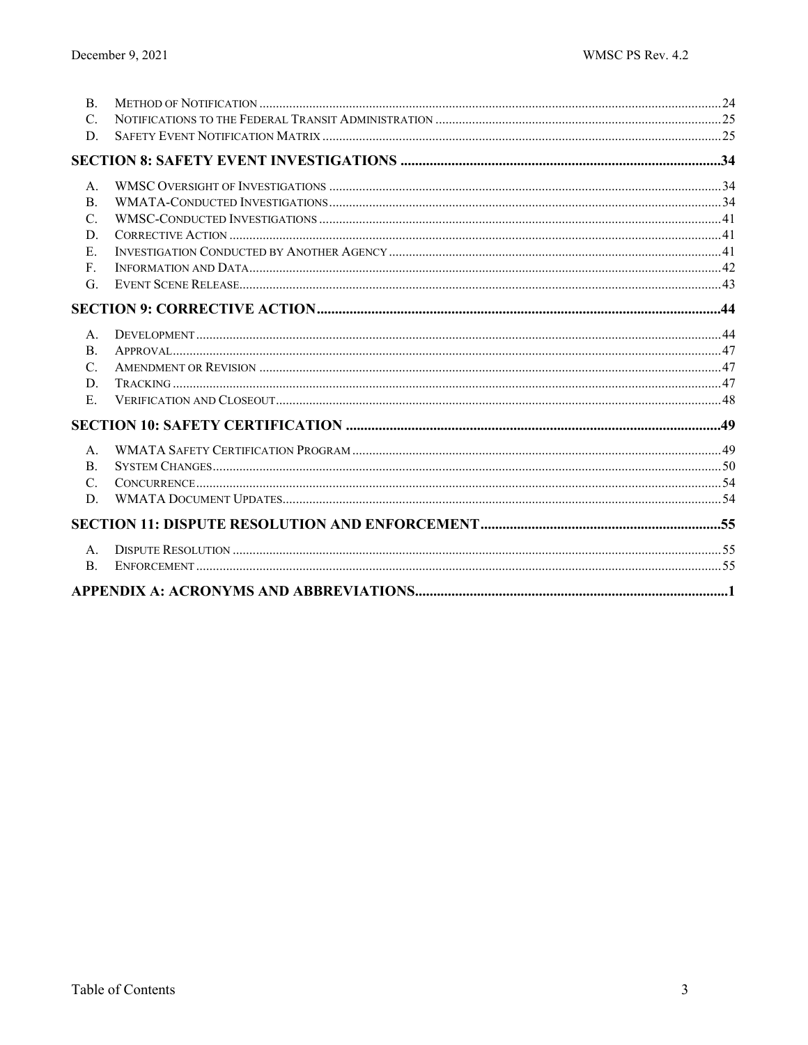B. Method of Notification ........ 24
C. Notifications to the Federal Transit Administration ........ 25
D. Safety Event Notification Matrix ........ 25

**SECTION 8: SAFETY EVENT INVESTIGATIONS ........ 34**

A. WMSC Oversight of Investigations ........ 34
B. WMATA-Conducted Investigations ........ 34
C. WMSC-Conducted Investigations ........ 41
D. Corrective Action ........ 41
E. Investigation Conducted by Another Agency ........ 41
F. Information and Data ........ 42
G. Event Scene Release ........ 43

**SECTION 9: CORRECTIVE ACTION ........ 44**

A. Development ........ 44
B. Approval ........ 47
C. Amendment or Revision ........ 47
D. Tracking ........ 47
E. Verification and Closeout ........ 48

**SECTION 10: SAFETY CERTIFICATION ........ 49**

A. WMATA Safety Certification Program ........ 49
B. System Changes ........ 50
C. Concurrence ........ 54
D. WMATA Document Updates ........ 54

**SECTION 11: DISPUTE RESOLUTION AND ENFORCEMENT ........ 55**

A. Dispute Resolution ........ 55
B. Enforcement ........ 55

**APPENDIX A: ACRONYMS AND ABBREVIATIONS ........ 1**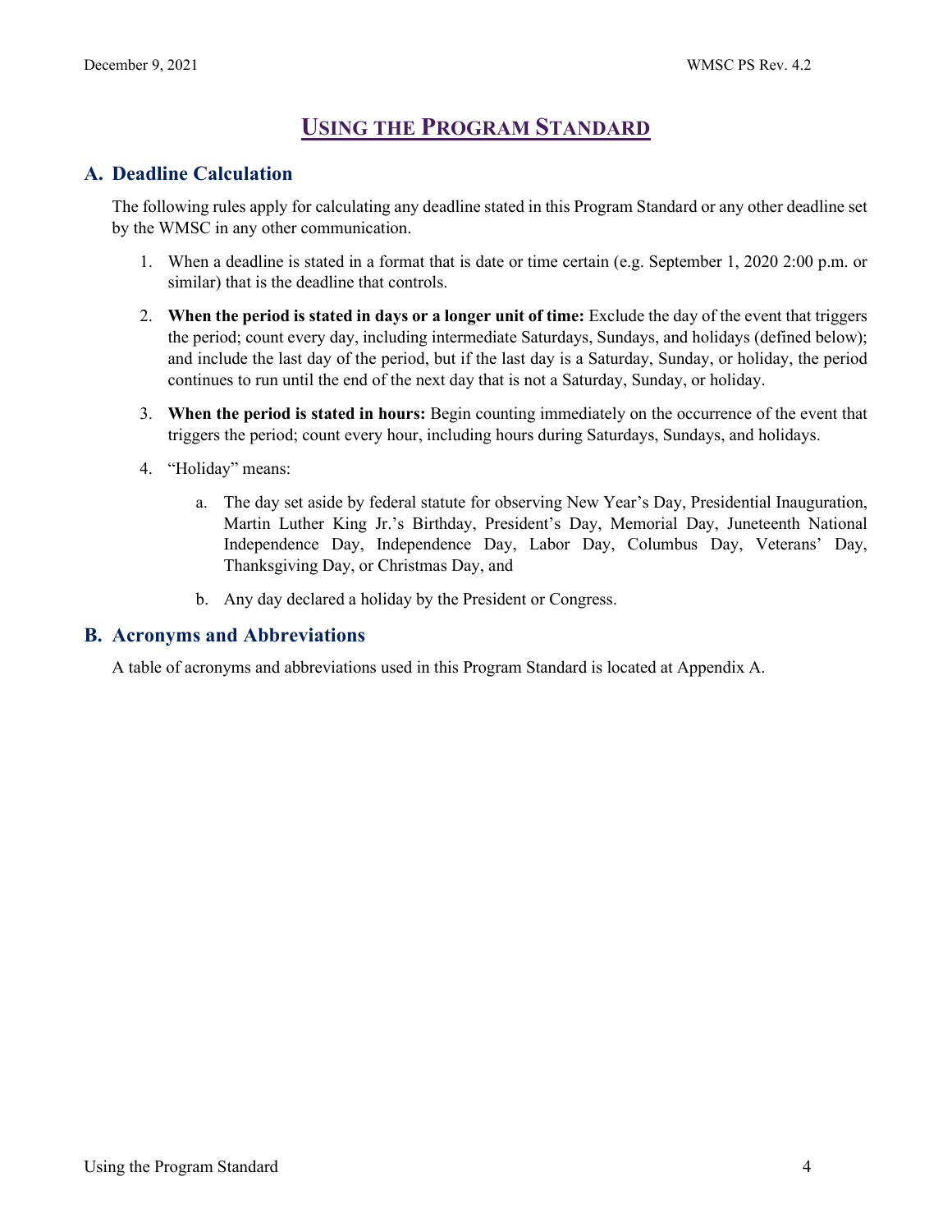# USING THE PROGRAM STANDARD

## A. Deadline Calculation

The following rules apply for calculating any deadline stated in this Program Standard or any other deadline set by the WMSC in any other communication.

1. When a deadline is stated in a format that is date or time certain (e.g. September 1, 2020 2:00 p.m. or similar) that is the deadline that controls.

2. **When the period is stated in days or a longer unit of time:** Exclude the day of the event that triggers the period; count every day, including intermediate Saturdays, Sundays, and holidays (defined below); and include the last day of the period, but if the last day is a Saturday, Sunday, or holiday, the period continues to run until the end of the next day that is not a Saturday, Sunday, or holiday.

3. **When the period is stated in hours:** Begin counting immediately on the occurrence of the event that triggers the period; count every hour, including hours during Saturdays, Sundays, and holidays.

4. "Holiday" means:

   a. The day set aside by federal statute for observing New Year's Day, Presidential Inauguration, Martin Luther King Jr.'s Birthday, President's Day, Memorial Day, Juneteenth National Independence Day, Independence Day, Labor Day, Columbus Day, Veterans' Day, Thanksgiving Day, or Christmas Day, and

   b. Any day declared a holiday by the President or Congress.

## B. Acronyms and Abbreviations

A table of acronyms and abbreviations used in this Program Standard is located at Appendix A.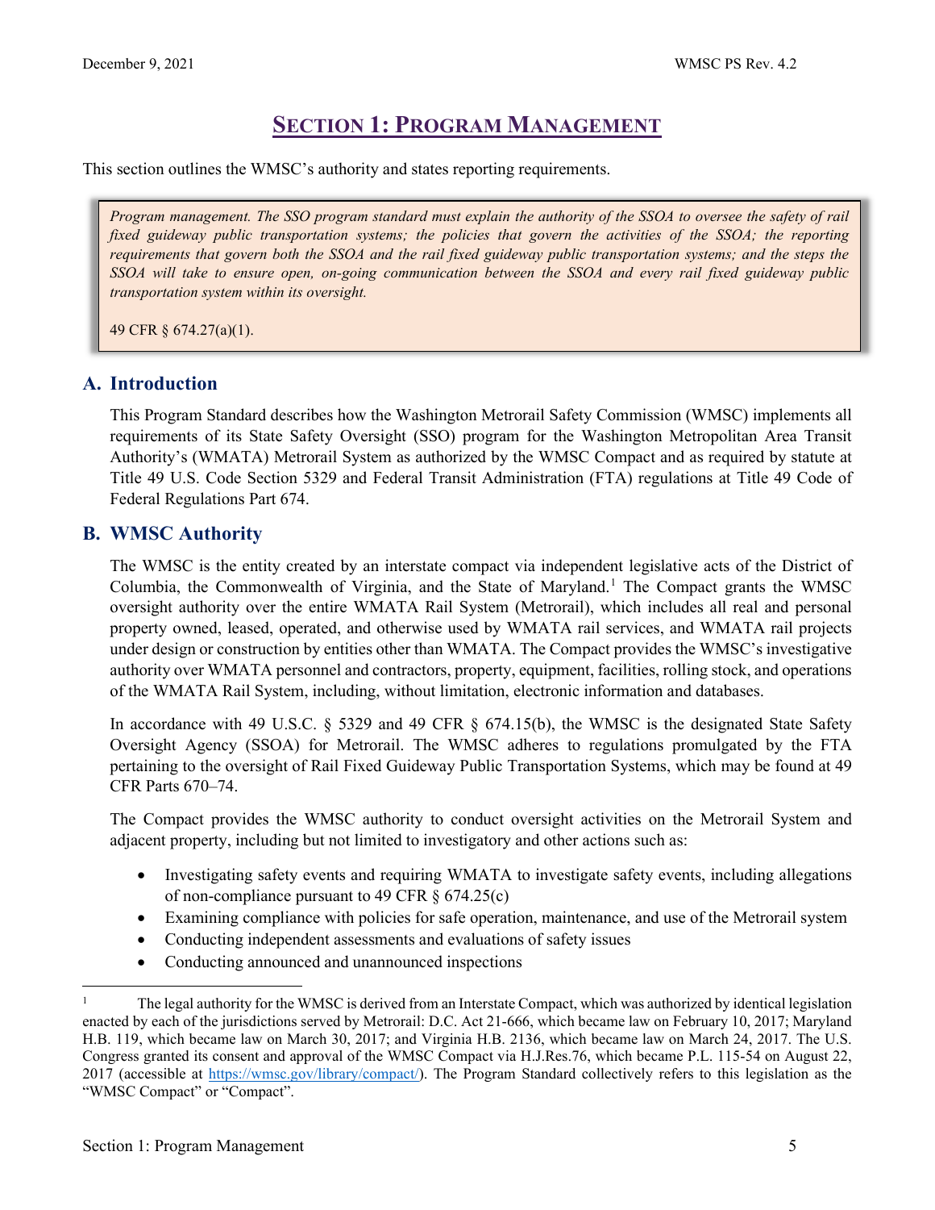# SECTION 1: PROGRAM MANAGEMENT

This section outlines the WMSC's authority and states reporting requirements.

> *Program management. The SSO program standard must explain the authority of the SSOA to oversee the safety of rail fixed guideway public transportation systems; the policies that govern the activities of the SSOA; the reporting requirements that govern both the SSOA and the rail fixed guideway public transportation systems; and the steps the SSOA will take to ensure open, on-going communication between the SSOA and every rail fixed guideway public transportation system within its oversight.*
>
> 49 CFR § 674.27(a)(1).

## A. Introduction

This Program Standard describes how the Washington Metrorail Safety Commission (WMSC) implements all requirements of its State Safety Oversight (SSO) program for the Washington Metropolitan Area Transit Authority's (WMATA) Metrorail System as authorized by the WMSC Compact and as required by statute at Title 49 U.S. Code Section 5329 and Federal Transit Administration (FTA) regulations at Title 49 Code of Federal Regulations Part 674.

## B. WMSC Authority

The WMSC is the entity created by an interstate compact via independent legislative acts of the District of Columbia, the Commonwealth of Virginia, and the State of Maryland.[1] The Compact grants the WMSC oversight authority over the entire WMATA Rail System (Metrorail), which includes all real and personal property owned, leased, operated, and otherwise used by WMATA rail services, and WMATA rail projects under design or construction by entities other than WMATA. The Compact provides the WMSC's investigative authority over WMATA personnel and contractors, property, equipment, facilities, rolling stock, and operations of the WMATA Rail System, including, without limitation, electronic information and databases.

In accordance with 49 U.S.C. § 5329 and 49 CFR § 674.15(b), the WMSC is the designated State Safety Oversight Agency (SSOA) for Metrorail. The WMSC adheres to regulations promulgated by the FTA pertaining to the oversight of Rail Fixed Guideway Public Transportation Systems, which may be found at 49 CFR Parts 670–74.

The Compact provides the WMSC authority to conduct oversight activities on the Metrorail System and adjacent property, including but not limited to investigatory and other actions such as:

- Investigating safety events and requiring WMATA to investigate safety events, including allegations of non-compliance pursuant to 49 CFR § 674.25(c)
- Examining compliance with policies for safe operation, maintenance, and use of the Metrorail system
- Conducting independent assessments and evaluations of safety issues
- Conducting announced and unannounced inspections

---

[1] The legal authority for the WMSC is derived from an Interstate Compact, which was authorized by identical legislation enacted by each of the jurisdictions served by Metrorail: D.C. Act 21-666, which became law on February 10, 2017; Maryland H.B. 119, which became law on March 30, 2017; and Virginia H.B. 2136, which became law on March 24, 2017. The U.S. Congress granted its consent and approval of the WMSC Compact via H.J.Res.76, which became P.L. 115-54 on August 22, 2017 (accessible at https://wmsc.gov/library/compact/). The Program Standard collectively refers to this legislation as the "WMSC Compact" or "Compact".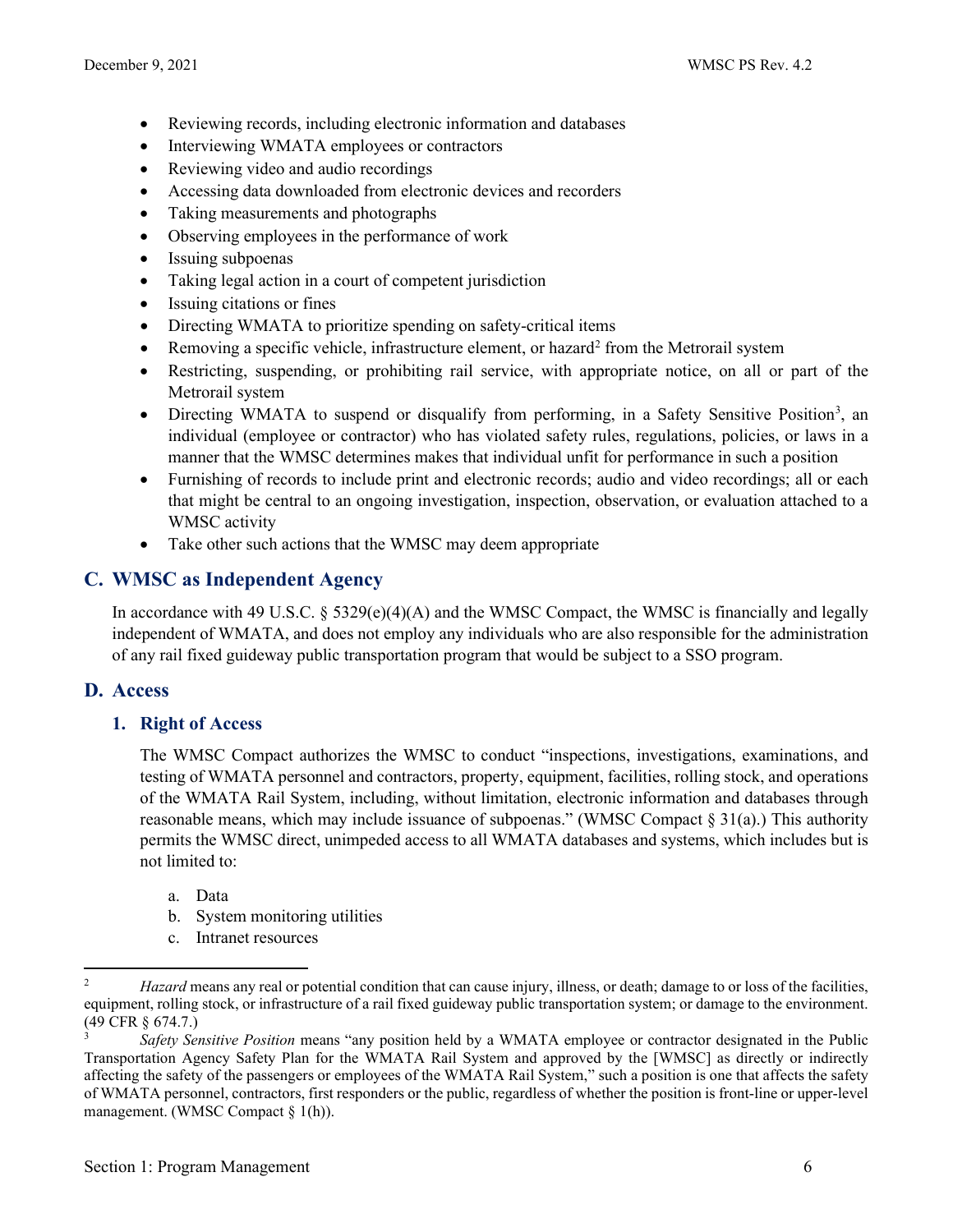- Reviewing records, including electronic information and databases
- Interviewing WMATA employees or contractors
- Reviewing video and audio recordings
- Accessing data downloaded from electronic devices and recorders
- Taking measurements and photographs
- Observing employees in the performance of work
- Issuing subpoenas
- Taking legal action in a court of competent jurisdiction
- Issuing citations or fines
- Directing WMATA to prioritize spending on safety-critical items
- Removing a specific vehicle, infrastructure element, or hazard[2] from the Metrorail system
- Restricting, suspending, or prohibiting rail service, with appropriate notice, on all or part of the Metrorail system
- Directing WMATA to suspend or disqualify from performing, in a Safety Sensitive Position[3], an individual (employee or contractor) who has violated safety rules, regulations, policies, or laws in a manner that the WMSC determines makes that individual unfit for performance in such a position
- Furnishing of records to include print and electronic records; audio and video recordings; all or each that might be central to an ongoing investigation, inspection, observation, or evaluation attached to a WMSC activity
- Take other such actions that the WMSC may deem appropriate

## C. WMSC as Independent Agency

In accordance with 49 U.S.C. § 5329(e)(4)(A) and the WMSC Compact, the WMSC is financially and legally independent of WMATA, and does not employ any individuals who are also responsible for the administration of any rail fixed guideway public transportation program that would be subject to a SSO program.

## D. Access

### 1. Right of Access

The WMSC Compact authorizes the WMSC to conduct "inspections, investigations, examinations, and testing of WMATA personnel and contractors, property, equipment, facilities, rolling stock, and operations of the WMATA Rail System, including, without limitation, electronic information and databases through reasonable means, which may include issuance of subpoenas." (WMSC Compact § 31(a).) This authority permits the WMSC direct, unimpeded access to all WMATA databases and systems, which includes but is not limited to:

a. Data
b. System monitoring utilities
c. Intranet resources

---

[2] *Hazard* means any real or potential condition that can cause injury, illness, or death; damage to or loss of the facilities, equipment, rolling stock, or infrastructure of a rail fixed guideway public transportation system; or damage to the environment. (49 CFR § 674.7.)

[3] *Safety Sensitive Position* means "any position held by a WMATA employee or contractor designated in the Public Transportation Agency Safety Plan for the WMATA Rail System and approved by the [WMSC] as directly or indirectly affecting the safety of the passengers or employees of the WMATA Rail System," such a position is one that affects the safety of WMATA personnel, contractors, first responders or the public, regardless of whether the position is front-line or upper-level management. (WMSC Compact § 1(h)).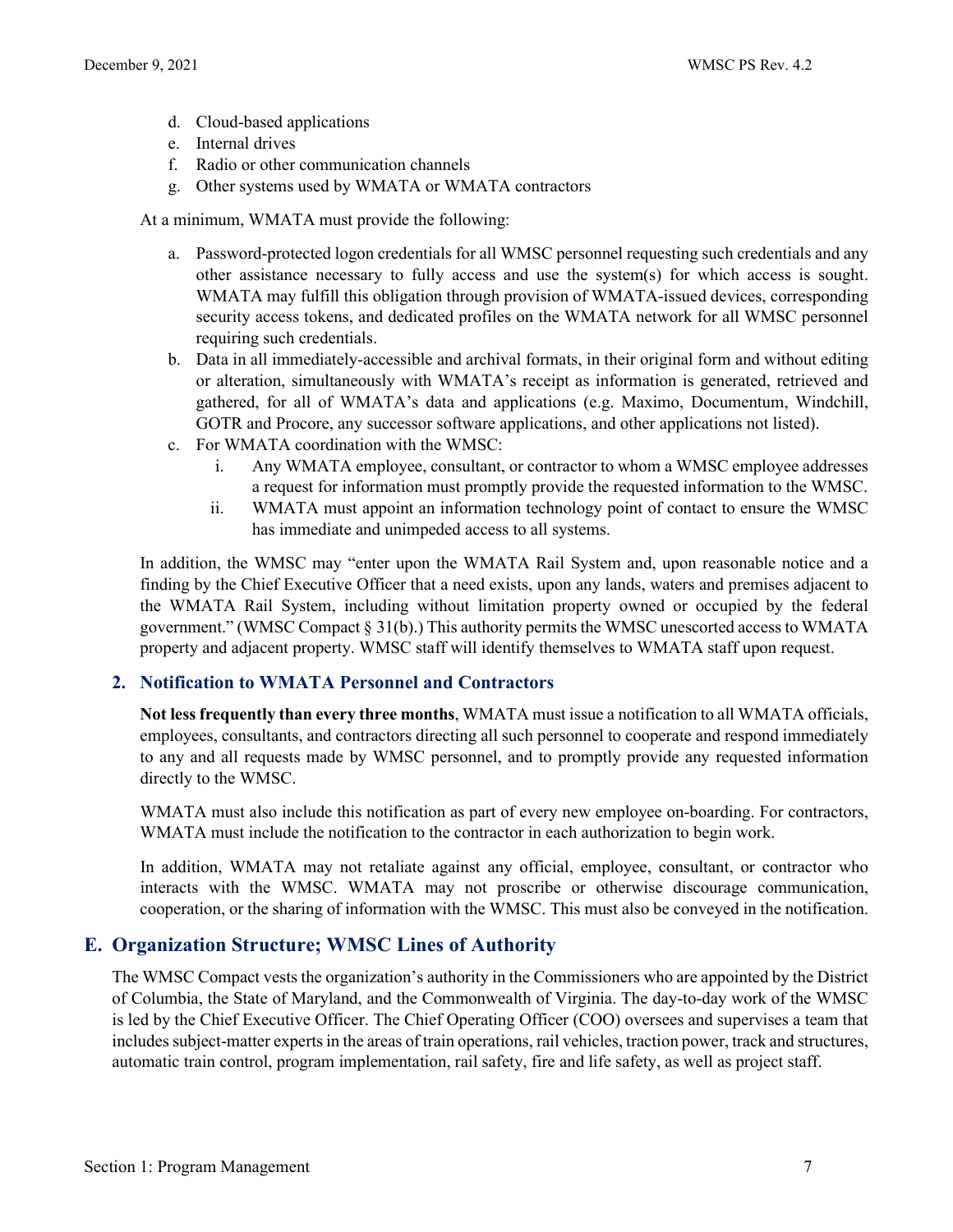d. Cloud-based applications
e. Internal drives
f. Radio or other communication channels
g. Other systems used by WMATA or WMATA contractors

At a minimum, WMATA must provide the following:

a. Password-protected logon credentials for all WMSC personnel requesting such credentials and any other assistance necessary to fully access and use the system(s) for which access is sought. WMATA may fulfill this obligation through provision of WMATA-issued devices, corresponding security access tokens, and dedicated profiles on the WMATA network for all WMSC personnel requiring such credentials.
b. Data in all immediately-accessible and archival formats, in their original form and without editing or alteration, simultaneously with WMATA's receipt as information is generated, retrieved and gathered, for all of WMATA's data and applications (e.g. Maximo, Documentum, Windchill, GOTR and Procore, any successor software applications, and other applications not listed).
c. For WMATA coordination with the WMSC:
    i. Any WMATA employee, consultant, or contractor to whom a WMSC employee addresses a request for information must promptly provide the requested information to the WMSC.
    ii. WMATA must appoint an information technology point of contact to ensure the WMSC has immediate and unimpeded access to all systems.

In addition, the WMSC may "enter upon the WMATA Rail System and, upon reasonable notice and a finding by the Chief Executive Officer that a need exists, upon any lands, waters and premises adjacent to the WMATA Rail System, including without limitation property owned or occupied by the federal government." (WMSC Compact § 31(b).) This authority permits the WMSC unescorted access to WMATA property and adjacent property. WMSC staff will identify themselves to WMATA staff upon request.

### 2. Notification to WMATA Personnel and Contractors

**Not less frequently than every three months**, WMATA must issue a notification to all WMATA officials, employees, consultants, and contractors directing all such personnel to cooperate and respond immediately to any and all requests made by WMSC personnel, and to promptly provide any requested information directly to the WMSC.

WMATA must also include this notification as part of every new employee on-boarding. For contractors, WMATA must include the notification to the contractor in each authorization to begin work.

In addition, WMATA may not retaliate against any official, employee, consultant, or contractor who interacts with the WMSC. WMATA may not proscribe or otherwise discourage communication, cooperation, or the sharing of information with the WMSC. This must also be conveyed in the notification.

## E. Organization Structure; WMSC Lines of Authority

The WMSC Compact vests the organization's authority in the Commissioners who are appointed by the District of Columbia, the State of Maryland, and the Commonwealth of Virginia. The day-to-day work of the WMSC is led by the Chief Executive Officer. The Chief Operating Officer (COO) oversees and supervises a team that includes subject-matter experts in the areas of train operations, rail vehicles, traction power, track and structures, automatic train control, program implementation, rail safety, fire and life safety, as well as project staff.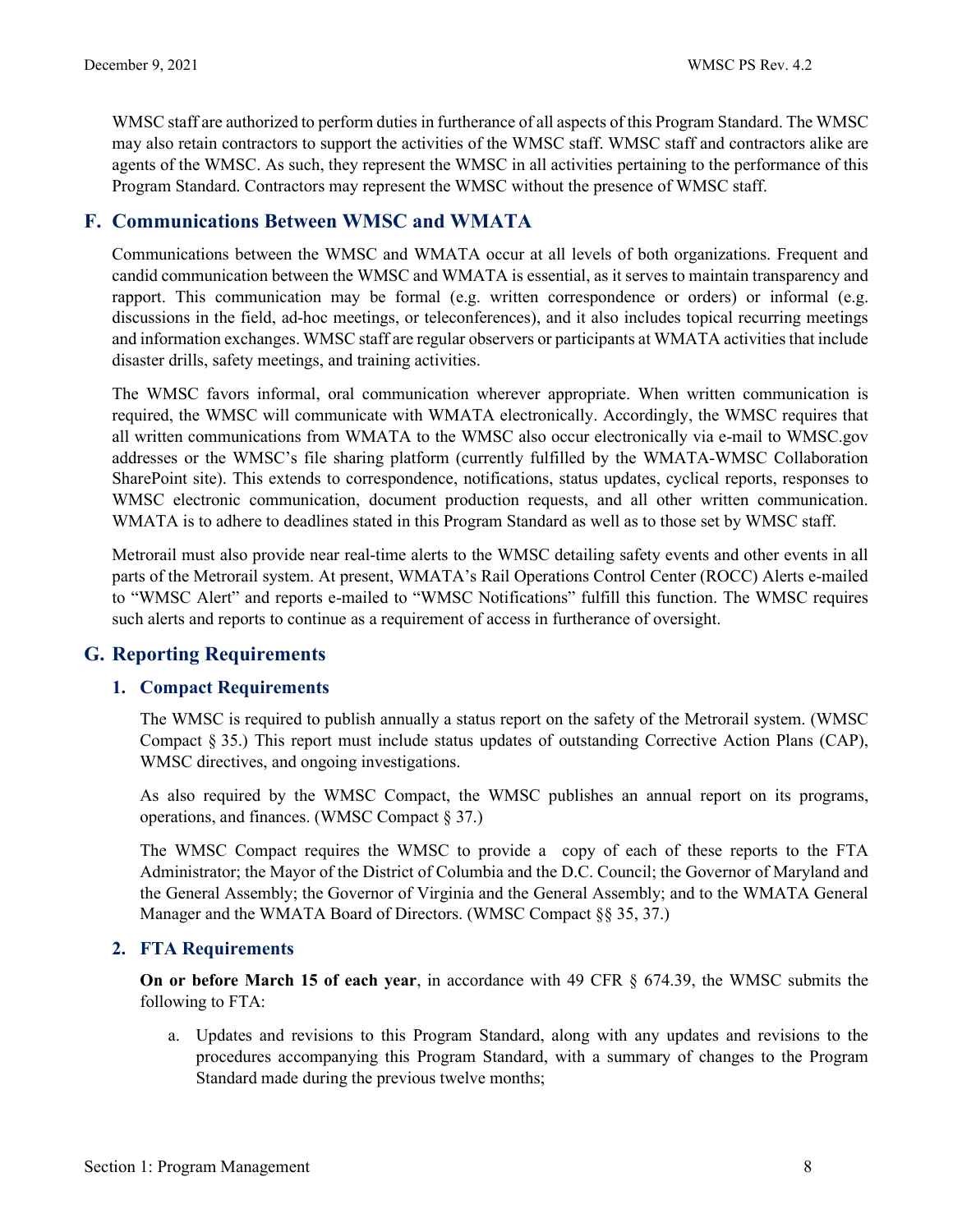WMSC staff are authorized to perform duties in furtherance of all aspects of this Program Standard. The WMSC may also retain contractors to support the activities of the WMSC staff. WMSC staff and contractors alike are agents of the WMSC. As such, they represent the WMSC in all activities pertaining to the performance of this Program Standard. Contractors may represent the WMSC without the presence of WMSC staff.

## F. Communications Between WMSC and WMATA

Communications between the WMSC and WMATA occur at all levels of both organizations. Frequent and candid communication between the WMSC and WMATA is essential, as it serves to maintain transparency and rapport. This communication may be formal (e.g. written correspondence or orders) or informal (e.g. discussions in the field, ad-hoc meetings, or teleconferences), and it also includes topical recurring meetings and information exchanges. WMSC staff are regular observers or participants at WMATA activities that include disaster drills, safety meetings, and training activities.

The WMSC favors informal, oral communication wherever appropriate. When written communication is required, the WMSC will communicate with WMATA electronically. Accordingly, the WMSC requires that all written communications from WMATA to the WMSC also occur electronically via e-mail to WMSC.gov addresses or the WMSC's file sharing platform (currently fulfilled by the WMATA-WMSC Collaboration SharePoint site). This extends to correspondence, notifications, status updates, cyclical reports, responses to WMSC electronic communication, document production requests, and all other written communication. WMATA is to adhere to deadlines stated in this Program Standard as well as to those set by WMSC staff.

Metrorail must also provide near real-time alerts to the WMSC detailing safety events and other events in all parts of the Metrorail system. At present, WMATA's Rail Operations Control Center (ROCC) Alerts e-mailed to "WMSC Alert" and reports e-mailed to "WMSC Notifications" fulfill this function. The WMSC requires such alerts and reports to continue as a requirement of access in furtherance of oversight.

## G. Reporting Requirements

### 1. Compact Requirements

The WMSC is required to publish annually a status report on the safety of the Metrorail system. (WMSC Compact § 35.) This report must include status updates of outstanding Corrective Action Plans (CAP), WMSC directives, and ongoing investigations.

As also required by the WMSC Compact, the WMSC publishes an annual report on its programs, operations, and finances. (WMSC Compact § 37.)

The WMSC Compact requires the WMSC to provide a copy of each of these reports to the FTA Administrator; the Mayor of the District of Columbia and the D.C. Council; the Governor of Maryland and the General Assembly; the Governor of Virginia and the General Assembly; and to the WMATA General Manager and the WMATA Board of Directors. (WMSC Compact §§ 35, 37.)

### 2. FTA Requirements

**On or before March 15 of each year**, in accordance with 49 CFR § 674.39, the WMSC submits the following to FTA:

a. Updates and revisions to this Program Standard, along with any updates and revisions to the procedures accompanying this Program Standard, with a summary of changes to the Program Standard made during the previous twelve months;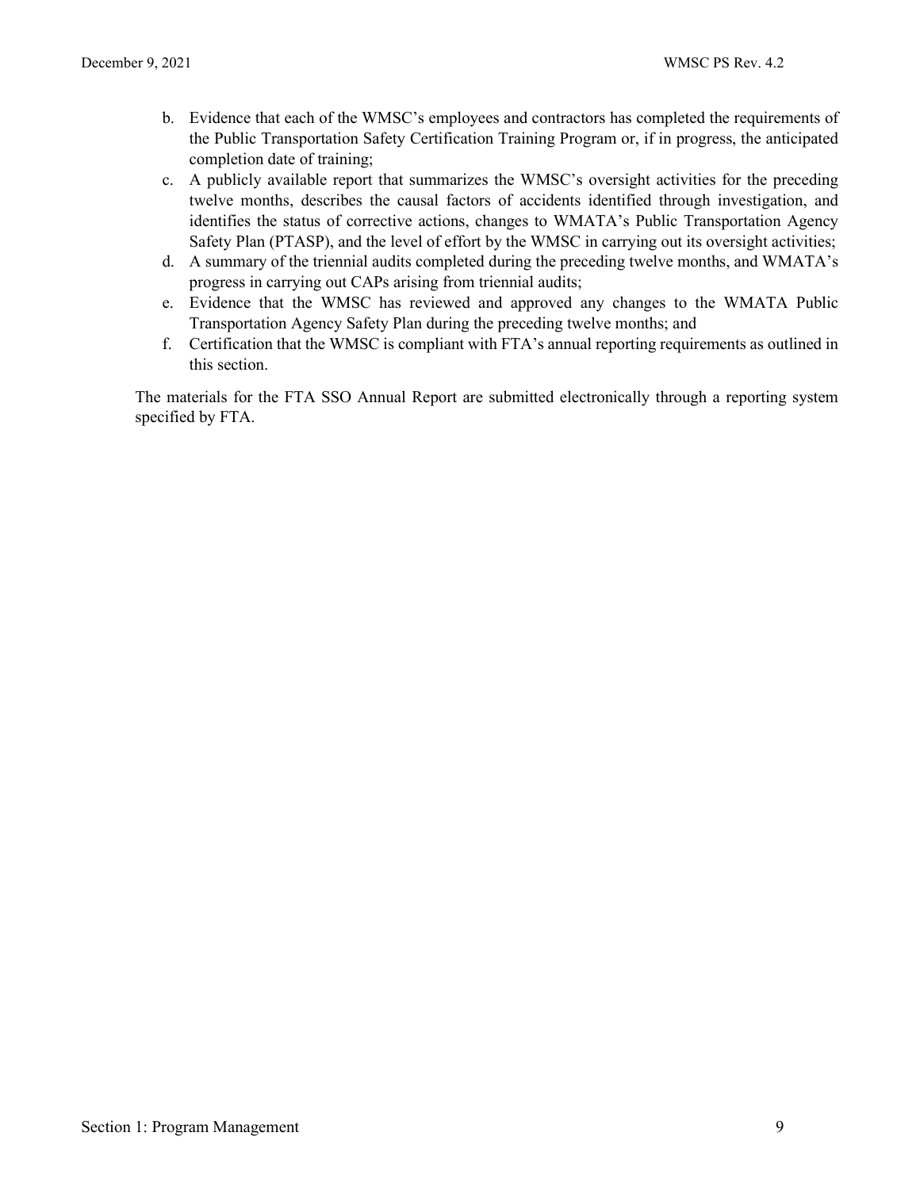b. Evidence that each of the WMSC's employees and contractors has completed the requirements of the Public Transportation Safety Certification Training Program or, if in progress, the anticipated completion date of training;
c. A publicly available report that summarizes the WMSC's oversight activities for the preceding twelve months, describes the causal factors of accidents identified through investigation, and identifies the status of corrective actions, changes to WMATA's Public Transportation Agency Safety Plan (PTASP), and the level of effort by the WMSC in carrying out its oversight activities;
d. A summary of the triennial audits completed during the preceding twelve months, and WMATA's progress in carrying out CAPs arising from triennial audits;
e. Evidence that the WMSC has reviewed and approved any changes to the WMATA Public Transportation Agency Safety Plan during the preceding twelve months; and
f. Certification that the WMSC is compliant with FTA's annual reporting requirements as outlined in this section.

The materials for the FTA SSO Annual Report are submitted electronically through a reporting system specified by FTA.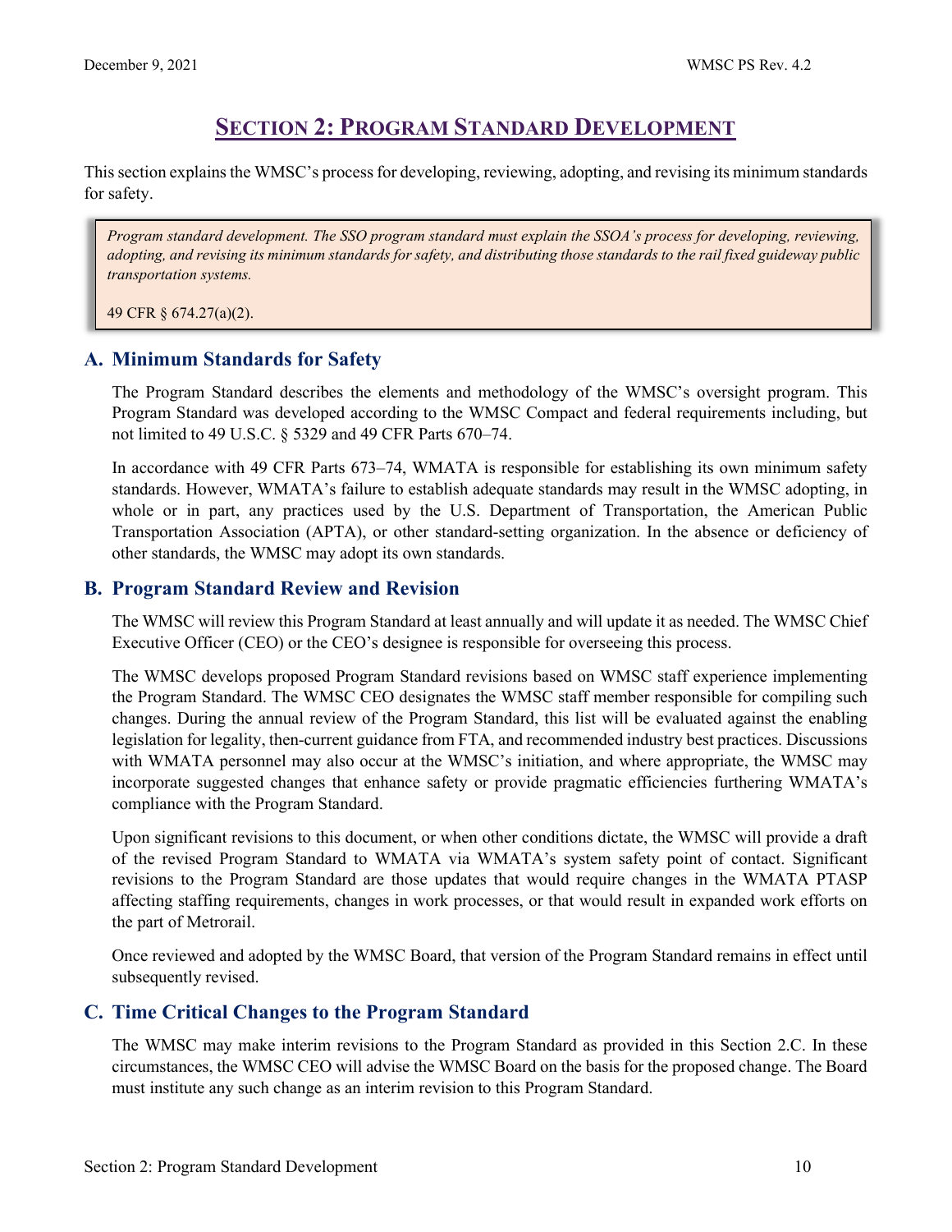# SECTION 2: PROGRAM STANDARD DEVELOPMENT

This section explains the WMSC's process for developing, reviewing, adopting, and revising its minimum standards for safety.

> *Program standard development. The SSO program standard must explain the SSOA's process for developing, reviewing, adopting, and revising its minimum standards for safety, and distributing those standards to the rail fixed guideway public transportation systems.*
>
> 49 CFR § 674.27(a)(2).

## A. Minimum Standards for Safety

The Program Standard describes the elements and methodology of the WMSC's oversight program. This Program Standard was developed according to the WMSC Compact and federal requirements including, but not limited to 49 U.S.C. § 5329 and 49 CFR Parts 670–74.

In accordance with 49 CFR Parts 673–74, WMATA is responsible for establishing its own minimum safety standards. However, WMATA's failure to establish adequate standards may result in the WMSC adopting, in whole or in part, any practices used by the U.S. Department of Transportation, the American Public Transportation Association (APTA), or other standard-setting organization. In the absence or deficiency of other standards, the WMSC may adopt its own standards.

## B. Program Standard Review and Revision

The WMSC will review this Program Standard at least annually and will update it as needed. The WMSC Chief Executive Officer (CEO) or the CEO's designee is responsible for overseeing this process.

The WMSC develops proposed Program Standard revisions based on WMSC staff experience implementing the Program Standard. The WMSC CEO designates the WMSC staff member responsible for compiling such changes. During the annual review of the Program Standard, this list will be evaluated against the enabling legislation for legality, then-current guidance from FTA, and recommended industry best practices. Discussions with WMATA personnel may also occur at the WMSC's initiation, and where appropriate, the WMSC may incorporate suggested changes that enhance safety or provide pragmatic efficiencies furthering WMATA's compliance with the Program Standard.

Upon significant revisions to this document, or when other conditions dictate, the WMSC will provide a draft of the revised Program Standard to WMATA via WMATA's system safety point of contact. Significant revisions to the Program Standard are those updates that would require changes in the WMATA PTASP affecting staffing requirements, changes in work processes, or that would result in expanded work efforts on the part of Metrorail.

Once reviewed and adopted by the WMSC Board, that version of the Program Standard remains in effect until subsequently revised.

## C. Time Critical Changes to the Program Standard

The WMSC may make interim revisions to the Program Standard as provided in this Section 2.C. In these circumstances, the WMSC CEO will advise the WMSC Board on the basis for the proposed change. The Board must institute any such change as an interim revision to this Program Standard.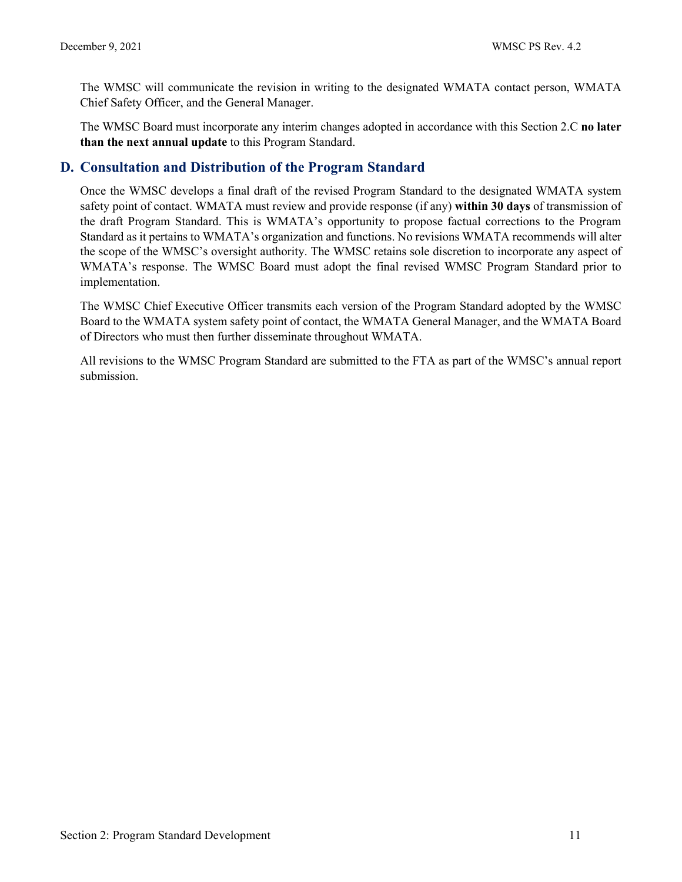The WMSC will communicate the revision in writing to the designated WMATA contact person, WMATA Chief Safety Officer, and the General Manager.

The WMSC Board must incorporate any interim changes adopted in accordance with this Section 2.C **no later than the next annual update** to this Program Standard.

## D. Consultation and Distribution of the Program Standard

Once the WMSC develops a final draft of the revised Program Standard to the designated WMATA system safety point of contact. WMATA must review and provide response (if any) **within 30 days** of transmission of the draft Program Standard. This is WMATA's opportunity to propose factual corrections to the Program Standard as it pertains to WMATA's organization and functions. No revisions WMATA recommends will alter the scope of the WMSC's oversight authority. The WMSC retains sole discretion to incorporate any aspect of WMATA's response. The WMSC Board must adopt the final revised WMSC Program Standard prior to implementation.

The WMSC Chief Executive Officer transmits each version of the Program Standard adopted by the WMSC Board to the WMATA system safety point of contact, the WMATA General Manager, and the WMATA Board of Directors who must then further disseminate throughout WMATA.

All revisions to the WMSC Program Standard are submitted to the FTA as part of the WMSC's annual report submission.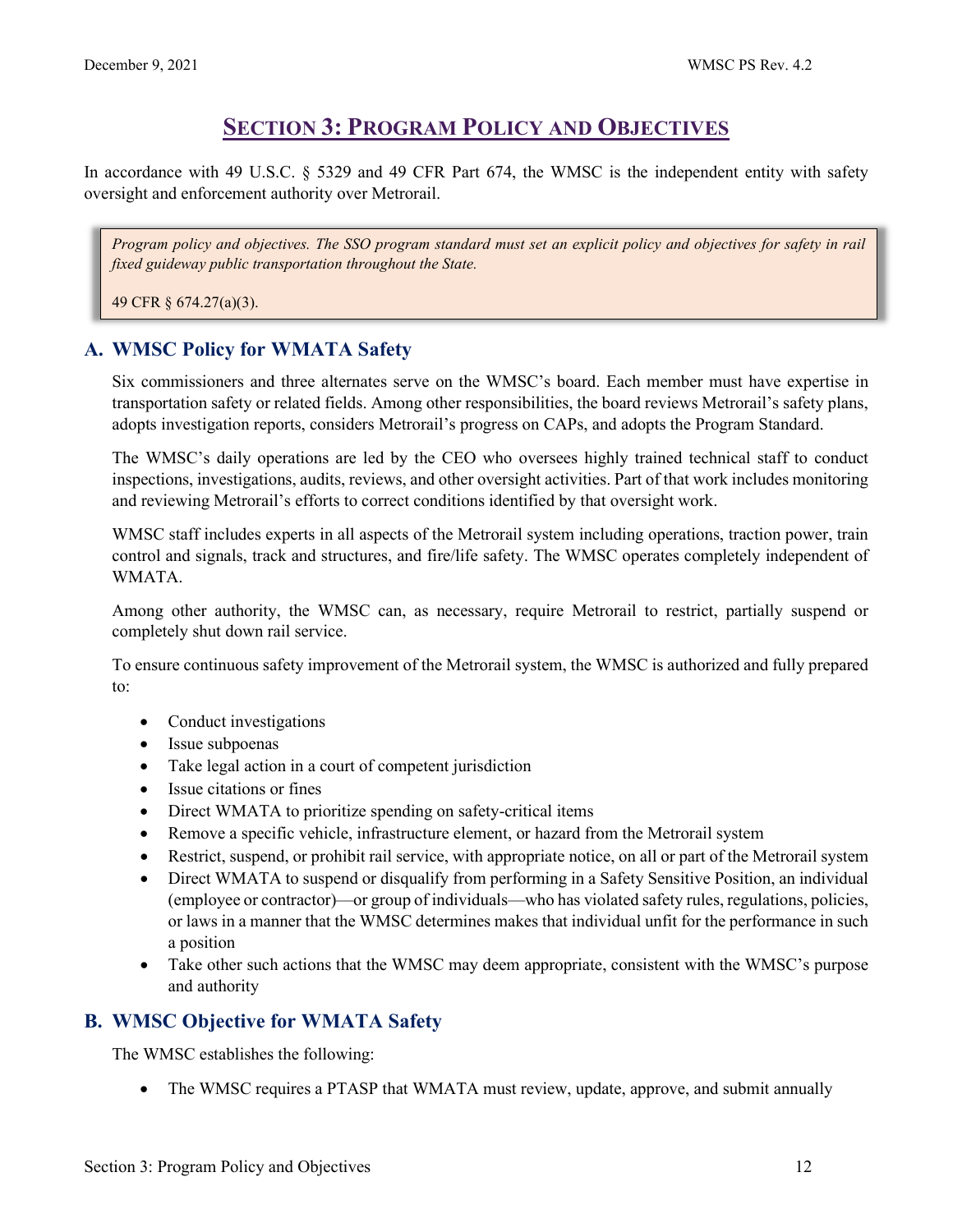# Section 3: Program Policy and Objectives

In accordance with 49 U.S.C. § 5329 and 49 CFR Part 674, the WMSC is the independent entity with safety oversight and enforcement authority over Metrorail.

> *Program policy and objectives. The SSO program standard must set an explicit policy and objectives for safety in rail fixed guideway public transportation throughout the State.*
>
> 49 CFR § 674.27(a)(3).

## A. WMSC Policy for WMATA Safety

Six commissioners and three alternates serve on the WMSC's board. Each member must have expertise in transportation safety or related fields. Among other responsibilities, the board reviews Metrorail's safety plans, adopts investigation reports, considers Metrorail's progress on CAPs, and adopts the Program Standard.

The WMSC's daily operations are led by the CEO who oversees highly trained technical staff to conduct inspections, investigations, audits, reviews, and other oversight activities. Part of that work includes monitoring and reviewing Metrorail's efforts to correct conditions identified by that oversight work.

WMSC staff includes experts in all aspects of the Metrorail system including operations, traction power, train control and signals, track and structures, and fire/life safety. The WMSC operates completely independent of WMATA.

Among other authority, the WMSC can, as necessary, require Metrorail to restrict, partially suspend or completely shut down rail service.

To ensure continuous safety improvement of the Metrorail system, the WMSC is authorized and fully prepared to:

- Conduct investigations
- Issue subpoenas
- Take legal action in a court of competent jurisdiction
- Issue citations or fines
- Direct WMATA to prioritize spending on safety-critical items
- Remove a specific vehicle, infrastructure element, or hazard from the Metrorail system
- Restrict, suspend, or prohibit rail service, with appropriate notice, on all or part of the Metrorail system
- Direct WMATA to suspend or disqualify from performing in a Safety Sensitive Position, an individual (employee or contractor)—or group of individuals—who has violated safety rules, regulations, policies, or laws in a manner that the WMSC determines makes that individual unfit for the performance in such a position
- Take other such actions that the WMSC may deem appropriate, consistent with the WMSC's purpose and authority

## B. WMSC Objective for WMATA Safety

The WMSC establishes the following:

- The WMSC requires a PTASP that WMATA must review, update, approve, and submit annually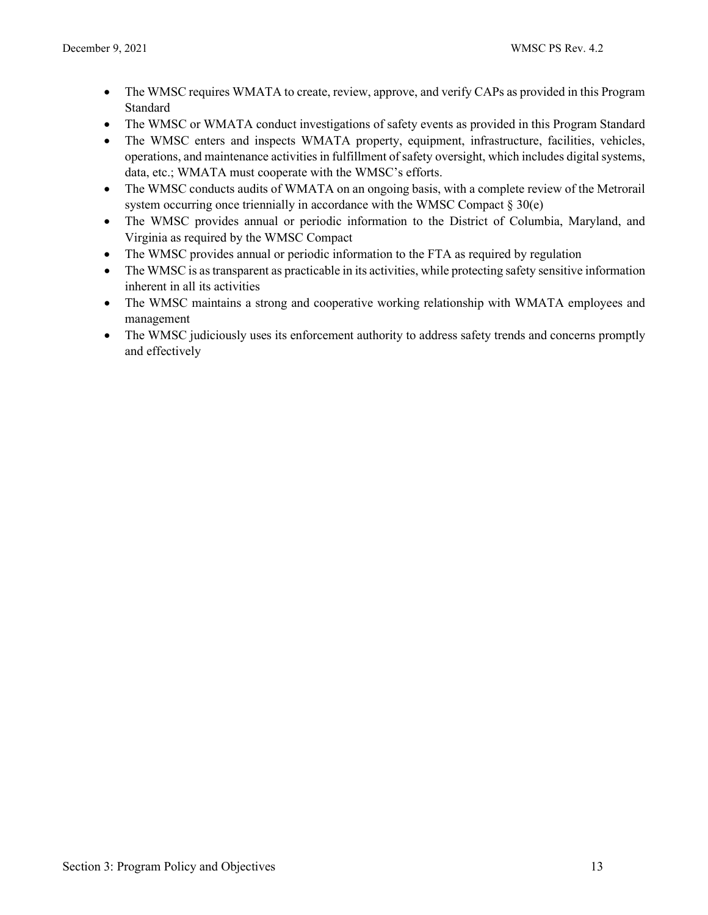- The WMSC requires WMATA to create, review, approve, and verify CAPs as provided in this Program Standard
- The WMSC or WMATA conduct investigations of safety events as provided in this Program Standard
- The WMSC enters and inspects WMATA property, equipment, infrastructure, facilities, vehicles, operations, and maintenance activities in fulfillment of safety oversight, which includes digital systems, data, etc.; WMATA must cooperate with the WMSC's efforts.
- The WMSC conducts audits of WMATA on an ongoing basis, with a complete review of the Metrorail system occurring once triennially in accordance with the WMSC Compact § 30(e)
- The WMSC provides annual or periodic information to the District of Columbia, Maryland, and Virginia as required by the WMSC Compact
- The WMSC provides annual or periodic information to the FTA as required by regulation
- The WMSC is as transparent as practicable in its activities, while protecting safety sensitive information inherent in all its activities
- The WMSC maintains a strong and cooperative working relationship with WMATA employees and management
- The WMSC judiciously uses its enforcement authority to address safety trends and concerns promptly and effectively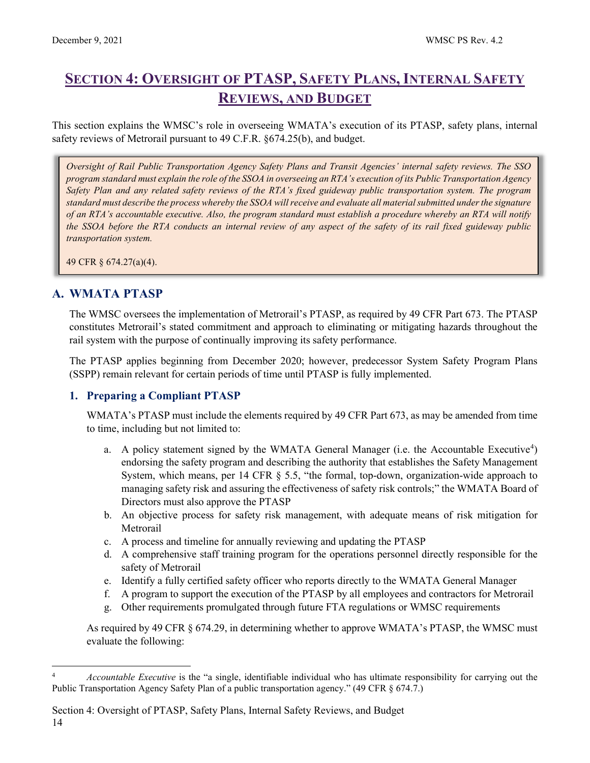# Section 4: Oversight of PTASP, Safety Plans, Internal Safety Reviews, and Budget

This section explains the WMSC's role in overseeing WMATA's execution of its PTASP, safety plans, internal safety reviews of Metrorail pursuant to 49 C.F.R. §674.25(b), and budget.

> *Oversight of Rail Public Transportation Agency Safety Plans and Transit Agencies' internal safety reviews. The SSO program standard must explain the role of the SSOA in overseeing an RTA's execution of its Public Transportation Agency Safety Plan and any related safety reviews of the RTA's fixed guideway public transportation system. The program standard must describe the process whereby the SSOA will receive and evaluate all material submitted under the signature of an RTA's accountable executive. Also, the program standard must establish a procedure whereby an RTA will notify the SSOA before the RTA conducts an internal review of any aspect of the safety of its rail fixed guideway public transportation system.*
>
> 49 CFR § 674.27(a)(4).

## A. WMATA PTASP

The WMSC oversees the implementation of Metrorail's PTASP, as required by 49 CFR Part 673. The PTASP constitutes Metrorail's stated commitment and approach to eliminating or mitigating hazards throughout the rail system with the purpose of continually improving its safety performance.

The PTASP applies beginning from December 2020; however, predecessor System Safety Program Plans (SSPP) remain relevant for certain periods of time until PTASP is fully implemented.

### 1. Preparing a Compliant PTASP

WMATA's PTASP must include the elements required by 49 CFR Part 673, as may be amended from time to time, including but not limited to:

a. A policy statement signed by the WMATA General Manager (i.e. the Accountable Executive[4]) endorsing the safety program and describing the authority that establishes the Safety Management System, which means, per 14 CFR § 5.5, "the formal, top-down, organization-wide approach to managing safety risk and assuring the effectiveness of safety risk controls;" the WMATA Board of Directors must also approve the PTASP
b. An objective process for safety risk management, with adequate means of risk mitigation for Metrorail
c. A process and timeline for annually reviewing and updating the PTASP
d. A comprehensive staff training program for the operations personnel directly responsible for the safety of Metrorail
e. Identify a fully certified safety officer who reports directly to the WMATA General Manager
f. A program to support the execution of the PTASP by all employees and contractors for Metrorail
g. Other requirements promulgated through future FTA regulations or WMSC requirements

As required by 49 CFR § 674.29, in determining whether to approve WMATA's PTASP, the WMSC must evaluate the following:

[4] *Accountable Executive* is the "a single, identifiable individual who has ultimate responsibility for carrying out the Public Transportation Agency Safety Plan of a public transportation agency." (49 CFR § 674.7.)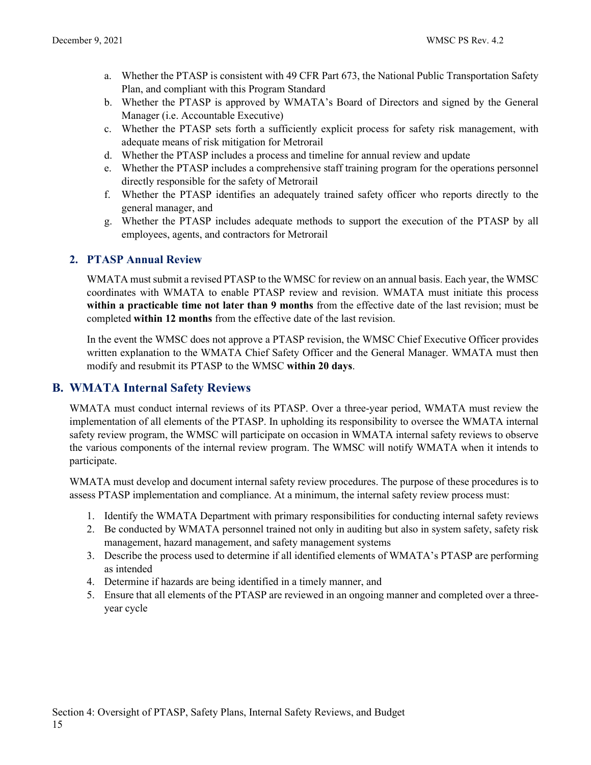a. Whether the PTASP is consistent with 49 CFR Part 673, the National Public Transportation Safety Plan, and compliant with this Program Standard
b. Whether the PTASP is approved by WMATA's Board of Directors and signed by the General Manager (i.e. Accountable Executive)
c. Whether the PTASP sets forth a sufficiently explicit process for safety risk management, with adequate means of risk mitigation for Metrorail
d. Whether the PTASP includes a process and timeline for annual review and update
e. Whether the PTASP includes a comprehensive staff training program for the operations personnel directly responsible for the safety of Metrorail
f. Whether the PTASP identifies an adequately trained safety officer who reports directly to the general manager, and
g. Whether the PTASP includes adequate methods to support the execution of the PTASP by all employees, agents, and contractors for Metrorail

### 2. PTASP Annual Review

WMATA must submit a revised PTASP to the WMSC for review on an annual basis. Each year, the WMSC coordinates with WMATA to enable PTASP review and revision. WMATA must initiate this process **within a practicable time not later than 9 months** from the effective date of the last revision; must be completed **within 12 months** from the effective date of the last revision.

In the event the WMSC does not approve a PTASP revision, the WMSC Chief Executive Officer provides written explanation to the WMATA Chief Safety Officer and the General Manager. WMATA must then modify and resubmit its PTASP to the WMSC **within 20 days**.

## B. WMATA Internal Safety Reviews

WMATA must conduct internal reviews of its PTASP. Over a three-year period, WMATA must review the implementation of all elements of the PTASP. In upholding its responsibility to oversee the WMATA internal safety review program, the WMSC will participate on occasion in WMATA internal safety reviews to observe the various components of the internal review program. The WMSC will notify WMATA when it intends to participate.

WMATA must develop and document internal safety review procedures. The purpose of these procedures is to assess PTASP implementation and compliance. At a minimum, the internal safety review process must:

1. Identify the WMATA Department with primary responsibilities for conducting internal safety reviews
2. Be conducted by WMATA personnel trained not only in auditing but also in system safety, safety risk management, hazard management, and safety management systems
3. Describe the process used to determine if all identified elements of WMATA's PTASP are performing as intended
4. Determine if hazards are being identified in a timely manner, and
5. Ensure that all elements of the PTASP are reviewed in an ongoing manner and completed over a three-year cycle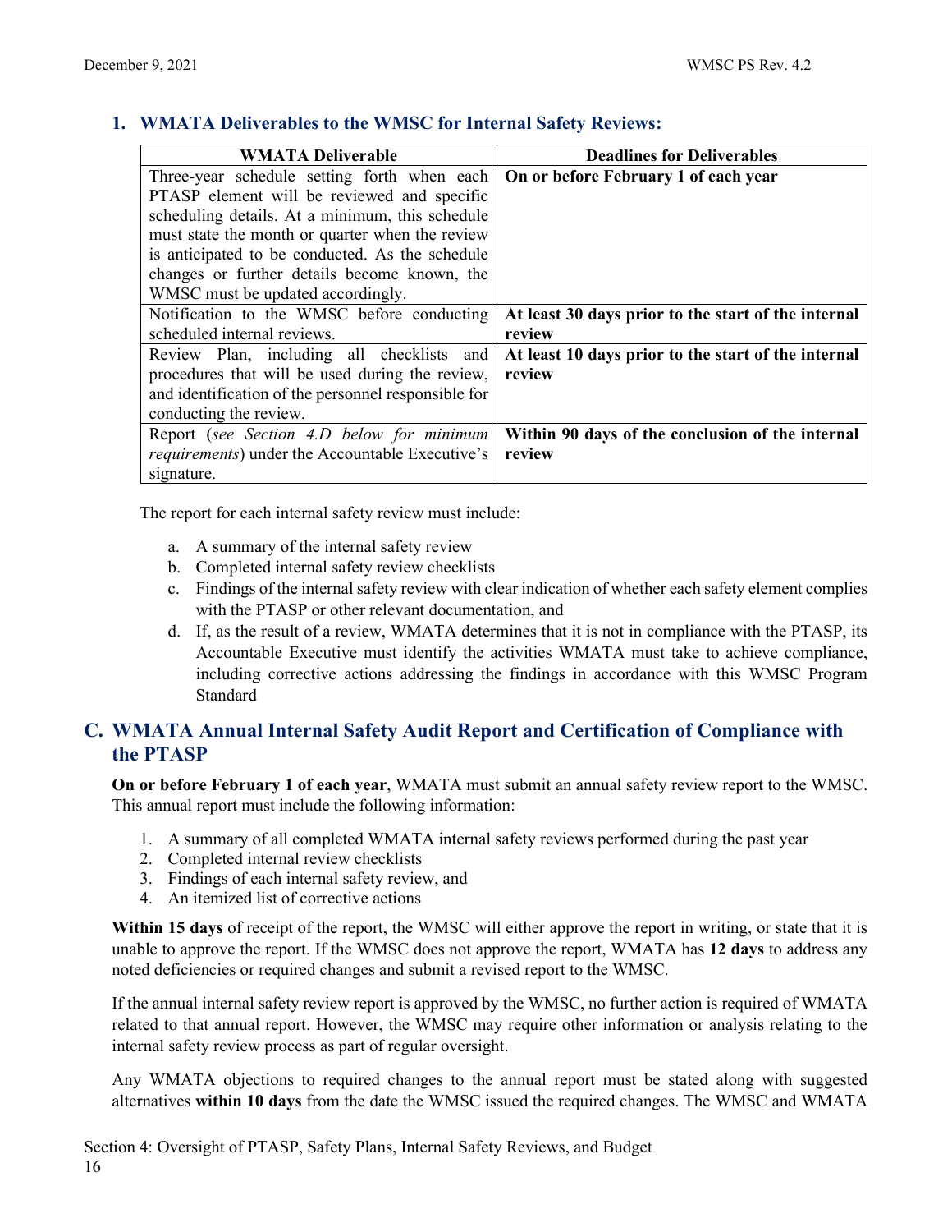### 1. WMATA Deliverables to the WMSC for Internal Safety Reviews:

| WMATA Deliverable | Deadlines for Deliverables |
|---|---|
| Three-year schedule setting forth when each PTASP element will be reviewed and specific scheduling details. At a minimum, this schedule must state the month or quarter when the review is anticipated to be conducted. As the schedule changes or further details become known, the WMSC must be updated accordingly. | **On or before February 1 of each year** |
| Notification to the WMSC before conducting scheduled internal reviews. | **At least 30 days prior to the start of the internal review** |
| Review Plan, including all checklists and procedures that will be used during the review, and identification of the personnel responsible for conducting the review. | **At least 10 days prior to the start of the internal review** |
| Report (*see Section 4.D below for minimum requirements*) under the Accountable Executive's signature. | **Within 90 days of the conclusion of the internal review** |

The report for each internal safety review must include:

a. A summary of the internal safety review
b. Completed internal safety review checklists
c. Findings of the internal safety review with clear indication of whether each safety element complies with the PTASP or other relevant documentation, and
d. If, as the result of a review, WMATA determines that it is not in compliance with the PTASP, its Accountable Executive must identify the activities WMATA must take to achieve compliance, including corrective actions addressing the findings in accordance with this WMSC Program Standard

## C. WMATA Annual Internal Safety Audit Report and Certification of Compliance with the PTASP

**On or before February 1 of each year**, WMATA must submit an annual safety review report to the WMSC. This annual report must include the following information:

1. A summary of all completed WMATA internal safety reviews performed during the past year
2. Completed internal review checklists
3. Findings of each internal safety review, and
4. An itemized list of corrective actions

**Within 15 days** of receipt of the report, the WMSC will either approve the report in writing, or state that it is unable to approve the report. If the WMSC does not approve the report, WMATA has **12 days** to address any noted deficiencies or required changes and submit a revised report to the WMSC.

If the annual internal safety review report is approved by the WMSC, no further action is required of WMATA related to that annual report. However, the WMSC may require other information or analysis relating to the internal safety review process as part of regular oversight.

Any WMATA objections to required changes to the annual report must be stated along with suggested alternatives **within 10 days** from the date the WMSC issued the required changes. The WMSC and WMATA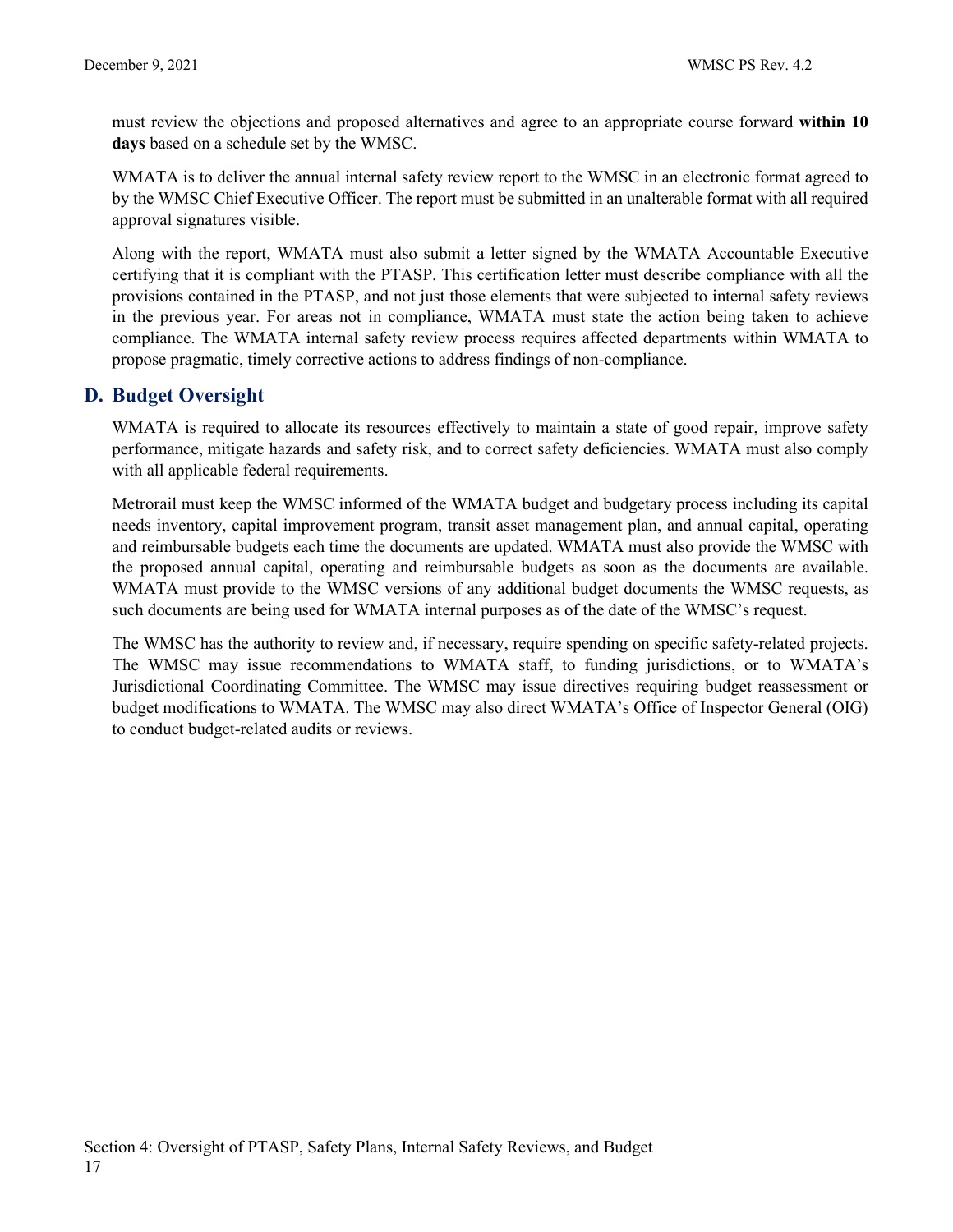must review the objections and proposed alternatives and agree to an appropriate course forward **within 10 days** based on a schedule set by the WMSC.

WMATA is to deliver the annual internal safety review report to the WMSC in an electronic format agreed to by the WMSC Chief Executive Officer. The report must be submitted in an unalterable format with all required approval signatures visible.

Along with the report, WMATA must also submit a letter signed by the WMATA Accountable Executive certifying that it is compliant with the PTASP. This certification letter must describe compliance with all the provisions contained in the PTASP, and not just those elements that were subjected to internal safety reviews in the previous year. For areas not in compliance, WMATA must state the action being taken to achieve compliance. The WMATA internal safety review process requires affected departments within WMATA to propose pragmatic, timely corrective actions to address findings of non-compliance.

## D. Budget Oversight

WMATA is required to allocate its resources effectively to maintain a state of good repair, improve safety performance, mitigate hazards and safety risk, and to correct safety deficiencies. WMATA must also comply with all applicable federal requirements.

Metrorail must keep the WMSC informed of the WMATA budget and budgetary process including its capital needs inventory, capital improvement program, transit asset management plan, and annual capital, operating and reimbursable budgets each time the documents are updated. WMATA must also provide the WMSC with the proposed annual capital, operating and reimbursable budgets as soon as the documents are available. WMATA must provide to the WMSC versions of any additional budget documents the WMSC requests, as such documents are being used for WMATA internal purposes as of the date of the WMSC's request.

The WMSC has the authority to review and, if necessary, require spending on specific safety-related projects. The WMSC may issue recommendations to WMATA staff, to funding jurisdictions, or to WMATA's Jurisdictional Coordinating Committee. The WMSC may issue directives requiring budget reassessment or budget modifications to WMATA. The WMSC may also direct WMATA's Office of Inspector General (OIG) to conduct budget-related audits or reviews.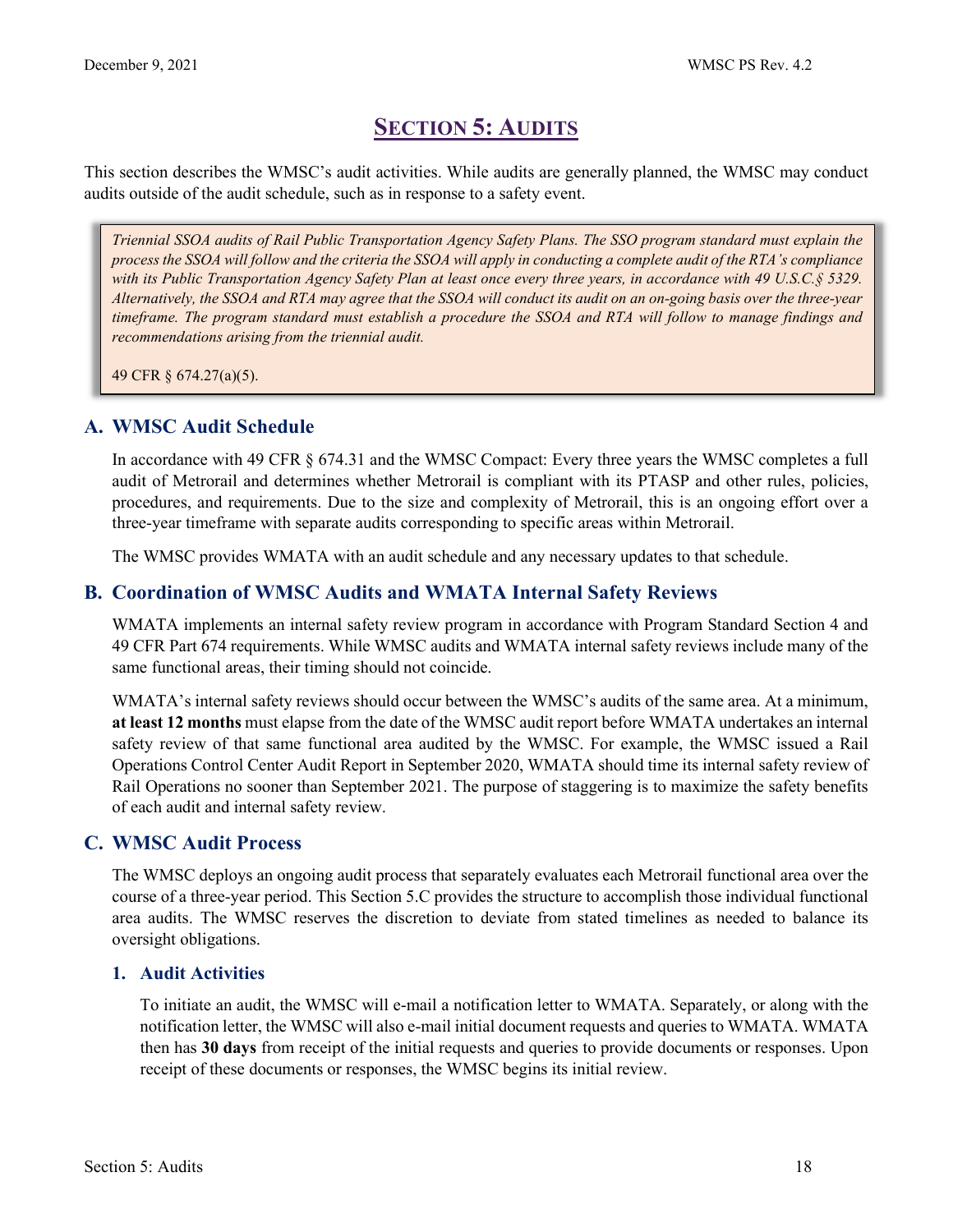# SECTION 5: AUDITS

This section describes the WMSC's audit activities. While audits are generally planned, the WMSC may conduct audits outside of the audit schedule, such as in response to a safety event.

> *Triennial SSOA audits of Rail Public Transportation Agency Safety Plans. The SSO program standard must explain the process the SSOA will follow and the criteria the SSOA will apply in conducting a complete audit of the RTA's compliance with its Public Transportation Agency Safety Plan at least once every three years, in accordance with 49 U.S.C.§ 5329. Alternatively, the SSOA and RTA may agree that the SSOA will conduct its audit on an on-going basis over the three-year timeframe. The program standard must establish a procedure the SSOA and RTA will follow to manage findings and recommendations arising from the triennial audit.*
>
> 49 CFR § 674.27(a)(5).

## A. WMSC Audit Schedule

In accordance with 49 CFR § 674.31 and the WMSC Compact: Every three years the WMSC completes a full audit of Metrorail and determines whether Metrorail is compliant with its PTASP and other rules, policies, procedures, and requirements. Due to the size and complexity of Metrorail, this is an ongoing effort over a three-year timeframe with separate audits corresponding to specific areas within Metrorail.

The WMSC provides WMATA with an audit schedule and any necessary updates to that schedule.

## B. Coordination of WMSC Audits and WMATA Internal Safety Reviews

WMATA implements an internal safety review program in accordance with Program Standard Section 4 and 49 CFR Part 674 requirements. While WMSC audits and WMATA internal safety reviews include many of the same functional areas, their timing should not coincide.

WMATA's internal safety reviews should occur between the WMSC's audits of the same area. At a minimum, **at least 12 months** must elapse from the date of the WMSC audit report before WMATA undertakes an internal safety review of that same functional area audited by the WMSC. For example, the WMSC issued a Rail Operations Control Center Audit Report in September 2020, WMATA should time its internal safety review of Rail Operations no sooner than September 2021. The purpose of staggering is to maximize the safety benefits of each audit and internal safety review.

## C. WMSC Audit Process

The WMSC deploys an ongoing audit process that separately evaluates each Metrorail functional area over the course of a three-year period. This Section 5.C provides the structure to accomplish those individual functional area audits. The WMSC reserves the discretion to deviate from stated timelines as needed to balance its oversight obligations.

### 1. Audit Activities

To initiate an audit, the WMSC will e-mail a notification letter to WMATA. Separately, or along with the notification letter, the WMSC will also e-mail initial document requests and queries to WMATA. WMATA then has **30 days** from receipt of the initial requests and queries to provide documents or responses. Upon receipt of these documents or responses, the WMSC begins its initial review.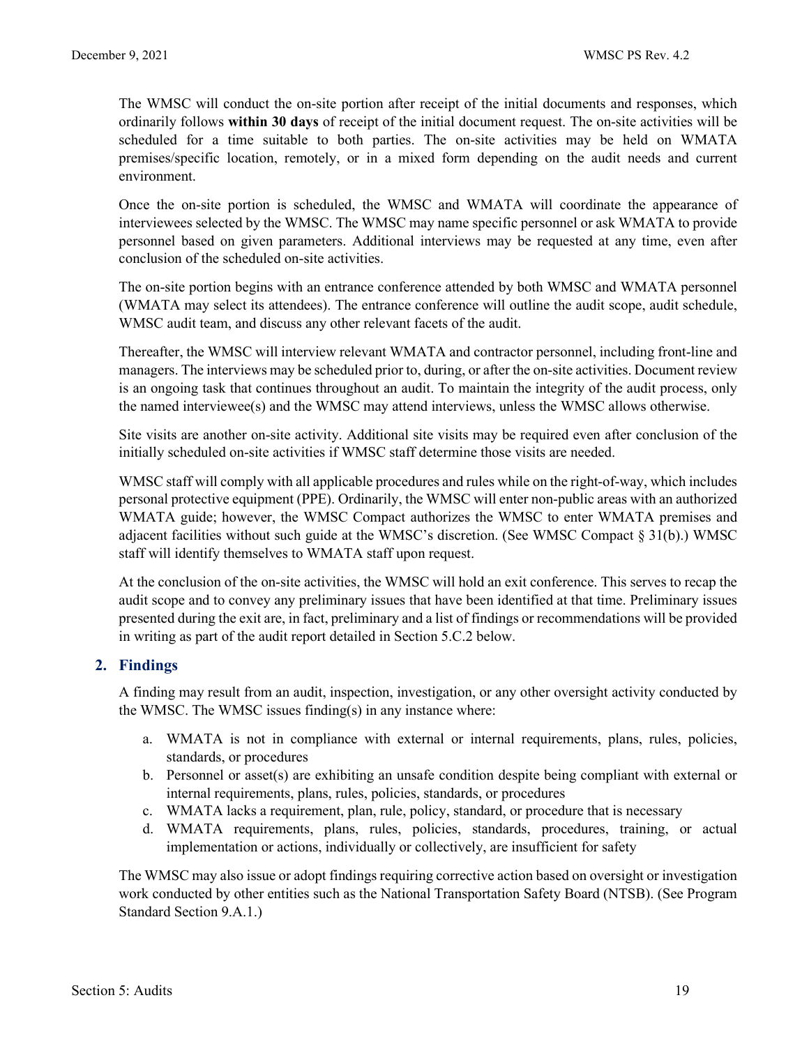The WMSC will conduct the on-site portion after receipt of the initial documents and responses, which ordinarily follows **within 30 days** of receipt of the initial document request. The on-site activities will be scheduled for a time suitable to both parties. The on-site activities may be held on WMATA premises/specific location, remotely, or in a mixed form depending on the audit needs and current environment.

Once the on-site portion is scheduled, the WMSC and WMATA will coordinate the appearance of interviewees selected by the WMSC. The WMSC may name specific personnel or ask WMATA to provide personnel based on given parameters. Additional interviews may be requested at any time, even after conclusion of the scheduled on-site activities.

The on-site portion begins with an entrance conference attended by both WMSC and WMATA personnel (WMATA may select its attendees). The entrance conference will outline the audit scope, audit schedule, WMSC audit team, and discuss any other relevant facets of the audit.

Thereafter, the WMSC will interview relevant WMATA and contractor personnel, including front-line and managers. The interviews may be scheduled prior to, during, or after the on-site activities. Document review is an ongoing task that continues throughout an audit. To maintain the integrity of the audit process, only the named interviewee(s) and the WMSC may attend interviews, unless the WMSC allows otherwise.

Site visits are another on-site activity. Additional site visits may be required even after conclusion of the initially scheduled on-site activities if WMSC staff determine those visits are needed.

WMSC staff will comply with all applicable procedures and rules while on the right-of-way, which includes personal protective equipment (PPE). Ordinarily, the WMSC will enter non-public areas with an authorized WMATA guide; however, the WMSC Compact authorizes the WMSC to enter WMATA premises and adjacent facilities without such guide at the WMSC's discretion. (See WMSC Compact § 31(b).) WMSC staff will identify themselves to WMATA staff upon request.

At the conclusion of the on-site activities, the WMSC will hold an exit conference. This serves to recap the audit scope and to convey any preliminary issues that have been identified at that time. Preliminary issues presented during the exit are, in fact, preliminary and a list of findings or recommendations will be provided in writing as part of the audit report detailed in Section 5.C.2 below.

### 2. Findings

A finding may result from an audit, inspection, investigation, or any other oversight activity conducted by the WMSC. The WMSC issues finding(s) in any instance where:

a. WMATA is not in compliance with external or internal requirements, plans, rules, policies, standards, or procedures
b. Personnel or asset(s) are exhibiting an unsafe condition despite being compliant with external or internal requirements, plans, rules, policies, standards, or procedures
c. WMATA lacks a requirement, plan, rule, policy, standard, or procedure that is necessary
d. WMATA requirements, plans, rules, policies, standards, procedures, training, or actual implementation or actions, individually or collectively, are insufficient for safety

The WMSC may also issue or adopt findings requiring corrective action based on oversight or investigation work conducted by other entities such as the National Transportation Safety Board (NTSB). (See Program Standard Section 9.A.1.)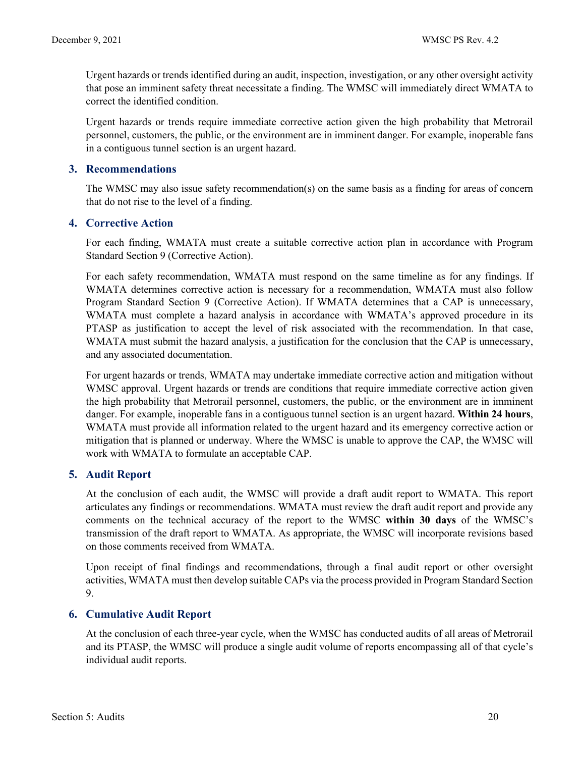Urgent hazards or trends identified during an audit, inspection, investigation, or any other oversight activity that pose an imminent safety threat necessitate a finding. The WMSC will immediately direct WMATA to correct the identified condition.

Urgent hazards or trends require immediate corrective action given the high probability that Metrorail personnel, customers, the public, or the environment are in imminent danger. For example, inoperable fans in a contiguous tunnel section is an urgent hazard.

### 3. Recommendations

The WMSC may also issue safety recommendation(s) on the same basis as a finding for areas of concern that do not rise to the level of a finding.

### 4. Corrective Action

For each finding, WMATA must create a suitable corrective action plan in accordance with Program Standard Section 9 (Corrective Action).

For each safety recommendation, WMATA must respond on the same timeline as for any findings. If WMATA determines corrective action is necessary for a recommendation, WMATA must also follow Program Standard Section 9 (Corrective Action). If WMATA determines that a CAP is unnecessary, WMATA must complete a hazard analysis in accordance with WMATA's approved procedure in its PTASP as justification to accept the level of risk associated with the recommendation. In that case, WMATA must submit the hazard analysis, a justification for the conclusion that the CAP is unnecessary, and any associated documentation.

For urgent hazards or trends, WMATA may undertake immediate corrective action and mitigation without WMSC approval. Urgent hazards or trends are conditions that require immediate corrective action given the high probability that Metrorail personnel, customers, the public, or the environment are in imminent danger. For example, inoperable fans in a contiguous tunnel section is an urgent hazard. **Within 24 hours**, WMATA must provide all information related to the urgent hazard and its emergency corrective action or mitigation that is planned or underway. Where the WMSC is unable to approve the CAP, the WMSC will work with WMATA to formulate an acceptable CAP.

### 5. Audit Report

At the conclusion of each audit, the WMSC will provide a draft audit report to WMATA. This report articulates any findings or recommendations. WMATA must review the draft audit report and provide any comments on the technical accuracy of the report to the WMSC **within 30 days** of the WMSC's transmission of the draft report to WMATA. As appropriate, the WMSC will incorporate revisions based on those comments received from WMATA.

Upon receipt of final findings and recommendations, through a final audit report or other oversight activities, WMATA must then develop suitable CAPs via the process provided in Program Standard Section 9.

### 6. Cumulative Audit Report

At the conclusion of each three-year cycle, when the WMSC has conducted audits of all areas of Metrorail and its PTASP, the WMSC will produce a single audit volume of reports encompassing all of that cycle's individual audit reports.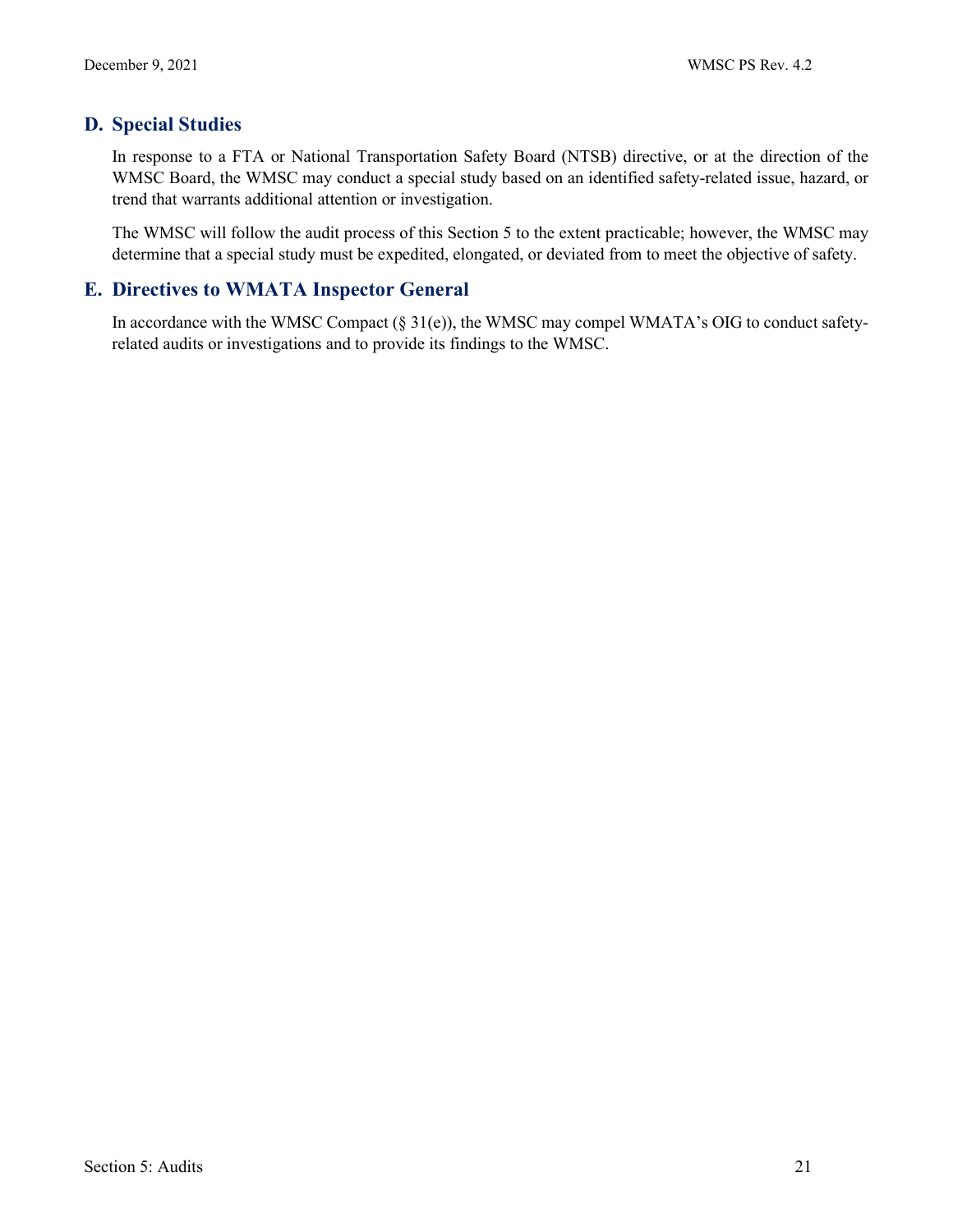## D. Special Studies

In response to a FTA or National Transportation Safety Board (NTSB) directive, or at the direction of the WMSC Board, the WMSC may conduct a special study based on an identified safety-related issue, hazard, or trend that warrants additional attention or investigation.

The WMSC will follow the audit process of this Section 5 to the extent practicable; however, the WMSC may determine that a special study must be expedited, elongated, or deviated from to meet the objective of safety.

## E. Directives to WMATA Inspector General

In accordance with the WMSC Compact (§ 31(e)), the WMSC may compel WMATA's OIG to conduct safety-related audits or investigations and to provide its findings to the WMSC.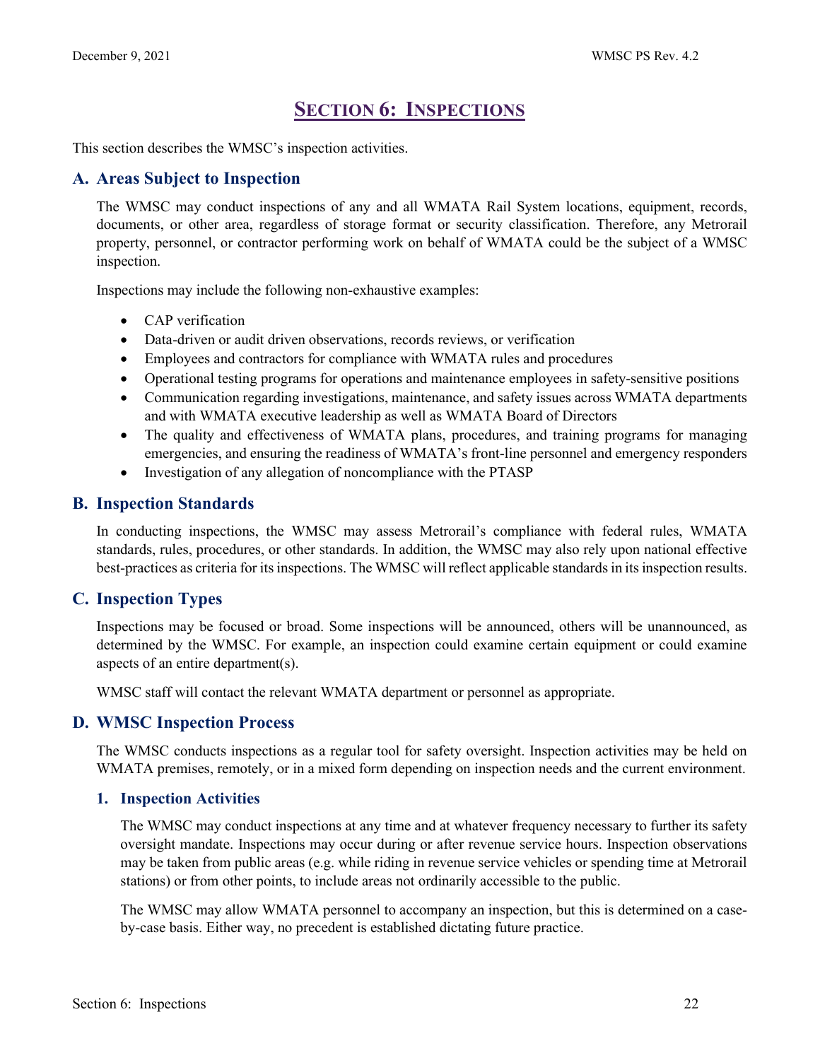# Section 6: Inspections

This section describes the WMSC's inspection activities.

## A. Areas Subject to Inspection

The WMSC may conduct inspections of any and all WMATA Rail System locations, equipment, records, documents, or other area, regardless of storage format or security classification. Therefore, any Metrorail property, personnel, or contractor performing work on behalf of WMATA could be the subject of a WMSC inspection.

Inspections may include the following non-exhaustive examples:

- CAP verification
- Data-driven or audit driven observations, records reviews, or verification
- Employees and contractors for compliance with WMATA rules and procedures
- Operational testing programs for operations and maintenance employees in safety-sensitive positions
- Communication regarding investigations, maintenance, and safety issues across WMATA departments and with WMATA executive leadership as well as WMATA Board of Directors
- The quality and effectiveness of WMATA plans, procedures, and training programs for managing emergencies, and ensuring the readiness of WMATA's front-line personnel and emergency responders
- Investigation of any allegation of noncompliance with the PTASP

## B. Inspection Standards

In conducting inspections, the WMSC may assess Metrorail's compliance with federal rules, WMATA standards, rules, procedures, or other standards. In addition, the WMSC may also rely upon national effective best-practices as criteria for its inspections. The WMSC will reflect applicable standards in its inspection results.

## C. Inspection Types

Inspections may be focused or broad. Some inspections will be announced, others will be unannounced, as determined by the WMSC. For example, an inspection could examine certain equipment or could examine aspects of an entire department(s).

WMSC staff will contact the relevant WMATA department or personnel as appropriate.

## D. WMSC Inspection Process

The WMSC conducts inspections as a regular tool for safety oversight. Inspection activities may be held on WMATA premises, remotely, or in a mixed form depending on inspection needs and the current environment.

### 1. Inspection Activities

The WMSC may conduct inspections at any time and at whatever frequency necessary to further its safety oversight mandate. Inspections may occur during or after revenue service hours. Inspection observations may be taken from public areas (e.g. while riding in revenue service vehicles or spending time at Metrorail stations) or from other points, to include areas not ordinarily accessible to the public.

The WMSC may allow WMATA personnel to accompany an inspection, but this is determined on a case-by-case basis. Either way, no precedent is established dictating future practice.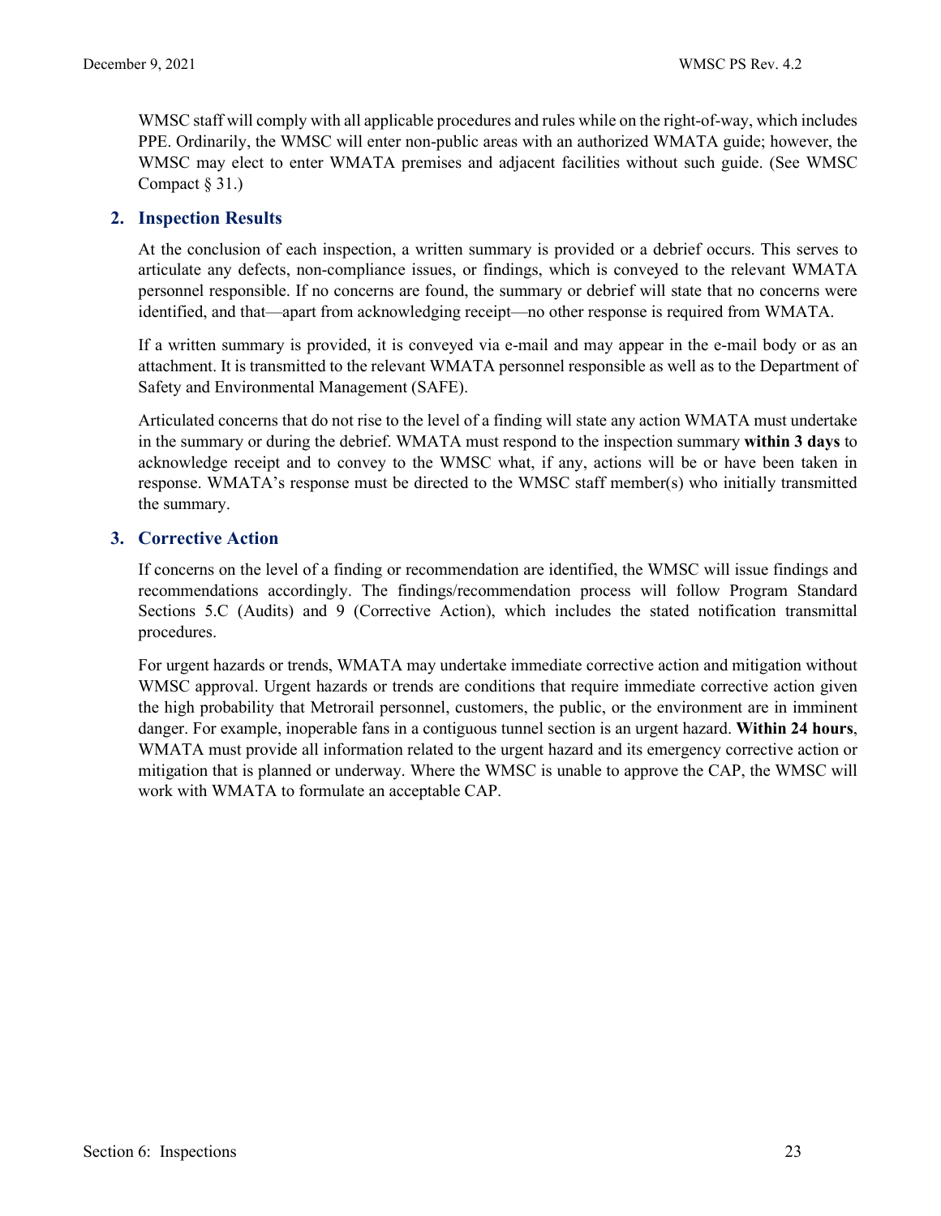WMSC staff will comply with all applicable procedures and rules while on the right-of-way, which includes PPE. Ordinarily, the WMSC will enter non-public areas with an authorized WMATA guide; however, the WMSC may elect to enter WMATA premises and adjacent facilities without such guide. (See WMSC Compact § 31.)

## 2. Inspection Results

At the conclusion of each inspection, a written summary is provided or a debrief occurs. This serves to articulate any defects, non-compliance issues, or findings, which is conveyed to the relevant WMATA personnel responsible. If no concerns are found, the summary or debrief will state that no concerns were identified, and that—apart from acknowledging receipt—no other response is required from WMATA.

If a written summary is provided, it is conveyed via e-mail and may appear in the e-mail body or as an attachment. It is transmitted to the relevant WMATA personnel responsible as well as to the Department of Safety and Environmental Management (SAFE).

Articulated concerns that do not rise to the level of a finding will state any action WMATA must undertake in the summary or during the debrief. WMATA must respond to the inspection summary **within 3 days** to acknowledge receipt and to convey to the WMSC what, if any, actions will be or have been taken in response. WMATA's response must be directed to the WMSC staff member(s) who initially transmitted the summary.

## 3. Corrective Action

If concerns on the level of a finding or recommendation are identified, the WMSC will issue findings and recommendations accordingly. The findings/recommendation process will follow Program Standard Sections 5.C (Audits) and 9 (Corrective Action), which includes the stated notification transmittal procedures.

For urgent hazards or trends, WMATA may undertake immediate corrective action and mitigation without WMSC approval. Urgent hazards or trends are conditions that require immediate corrective action given the high probability that Metrorail personnel, customers, the public, or the environment are in imminent danger. For example, inoperable fans in a contiguous tunnel section is an urgent hazard. **Within 24 hours**, WMATA must provide all information related to the urgent hazard and its emergency corrective action or mitigation that is planned or underway. Where the WMSC is unable to approve the CAP, the WMSC will work with WMATA to formulate an acceptable CAP.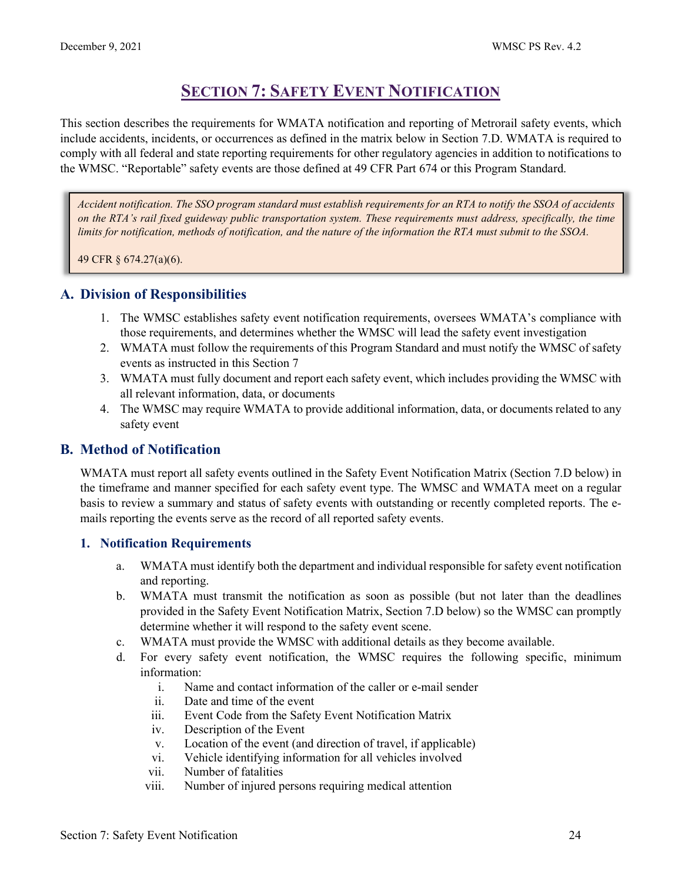# Section 7: Safety Event Notification

This section describes the requirements for WMATA notification and reporting of Metrorail safety events, which include accidents, incidents, or occurrences as defined in the matrix below in Section 7.D. WMATA is required to comply with all federal and state reporting requirements for other regulatory agencies in addition to notifications to the WMSC. "Reportable" safety events are those defined at 49 CFR Part 674 or this Program Standard.

> *Accident notification. The SSO program standard must establish requirements for an RTA to notify the SSOA of accidents on the RTA's rail fixed guideway public transportation system. These requirements must address, specifically, the time limits for notification, methods of notification, and the nature of the information the RTA must submit to the SSOA.*
>
> 49 CFR § 674.27(a)(6).

## A. Division of Responsibilities

1. The WMSC establishes safety event notification requirements, oversees WMATA's compliance with those requirements, and determines whether the WMSC will lead the safety event investigation
2. WMATA must follow the requirements of this Program Standard and must notify the WMSC of safety events as instructed in this Section 7
3. WMATA must fully document and report each safety event, which includes providing the WMSC with all relevant information, data, or documents
4. The WMSC may require WMATA to provide additional information, data, or documents related to any safety event

## B. Method of Notification

WMATA must report all safety events outlined in the Safety Event Notification Matrix (Section 7.D below) in the timeframe and manner specified for each safety event type. The WMSC and WMATA meet on a regular basis to review a summary and status of safety events with outstanding or recently completed reports. The e-mails reporting the events serve as the record of all reported safety events.

### 1. Notification Requirements

a. WMATA must identify both the department and individual responsible for safety event notification and reporting.

b. WMATA must transmit the notification as soon as possible (but not later than the deadlines provided in the Safety Event Notification Matrix, Section 7.D below) so the WMSC can promptly determine whether it will respond to the safety event scene.

c. WMATA must provide the WMSC with additional details as they become available.

d. For every safety event notification, the WMSC requires the following specific, minimum information:

   i. Name and contact information of the caller or e-mail sender
   ii. Date and time of the event
   iii. Event Code from the Safety Event Notification Matrix
   iv. Description of the Event
   v. Location of the event (and direction of travel, if applicable)
   vi. Vehicle identifying information for all vehicles involved
   vii. Number of fatalities
   viii. Number of injured persons requiring medical attention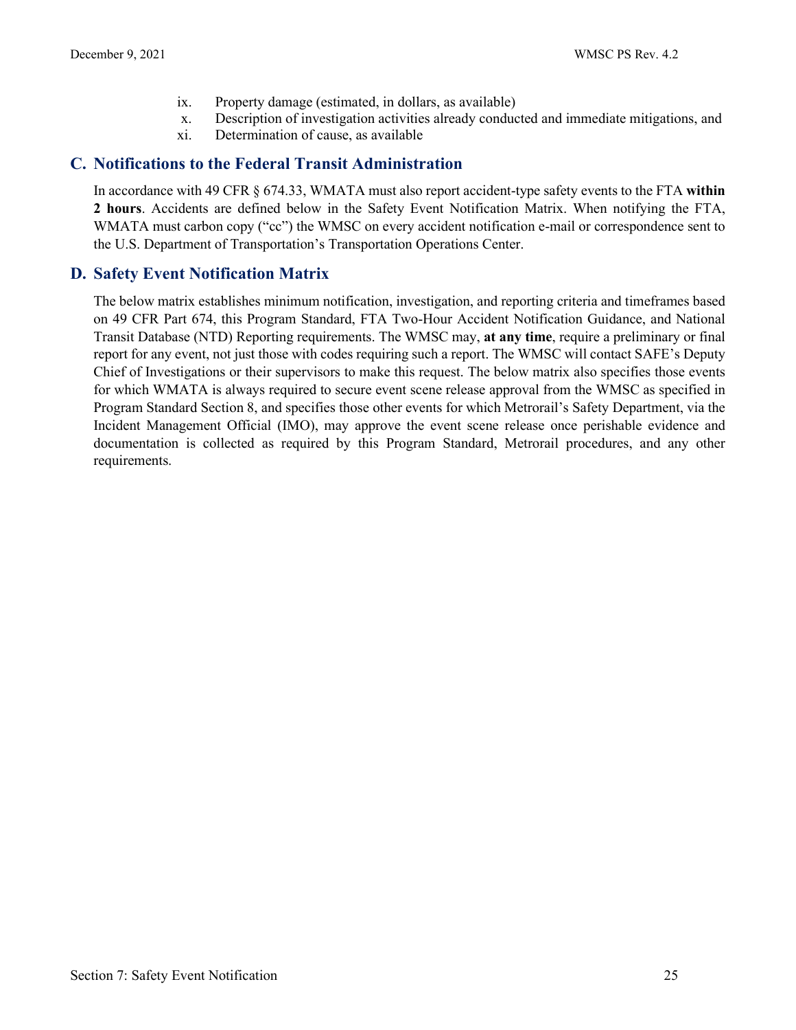ix. Property damage (estimated, in dollars, as available)
x. Description of investigation activities already conducted and immediate mitigations, and
xi. Determination of cause, as available

## C. Notifications to the Federal Transit Administration

In accordance with 49 CFR § 674.33, WMATA must also report accident-type safety events to the FTA **within 2 hours**. Accidents are defined below in the Safety Event Notification Matrix. When notifying the FTA, WMATA must carbon copy ("cc") the WMSC on every accident notification e-mail or correspondence sent to the U.S. Department of Transportation's Transportation Operations Center.

## D. Safety Event Notification Matrix

The below matrix establishes minimum notification, investigation, and reporting criteria and timeframes based on 49 CFR Part 674, this Program Standard, FTA Two-Hour Accident Notification Guidance, and National Transit Database (NTD) Reporting requirements. The WMSC may, **at any time**, require a preliminary or final report for any event, not just those with codes requiring such a report. The WMSC will contact SAFE's Deputy Chief of Investigations or their supervisors to make this request. The below matrix also specifies those events for which WMATA is always required to secure event scene release approval from the WMSC as specified in Program Standard Section 8, and specifies those other events for which Metrorail's Safety Department, via the Incident Management Official (IMO), may approve the event scene release once perishable evidence and documentation is collected as required by this Program Standard, Metrorail procedures, and any other requirements.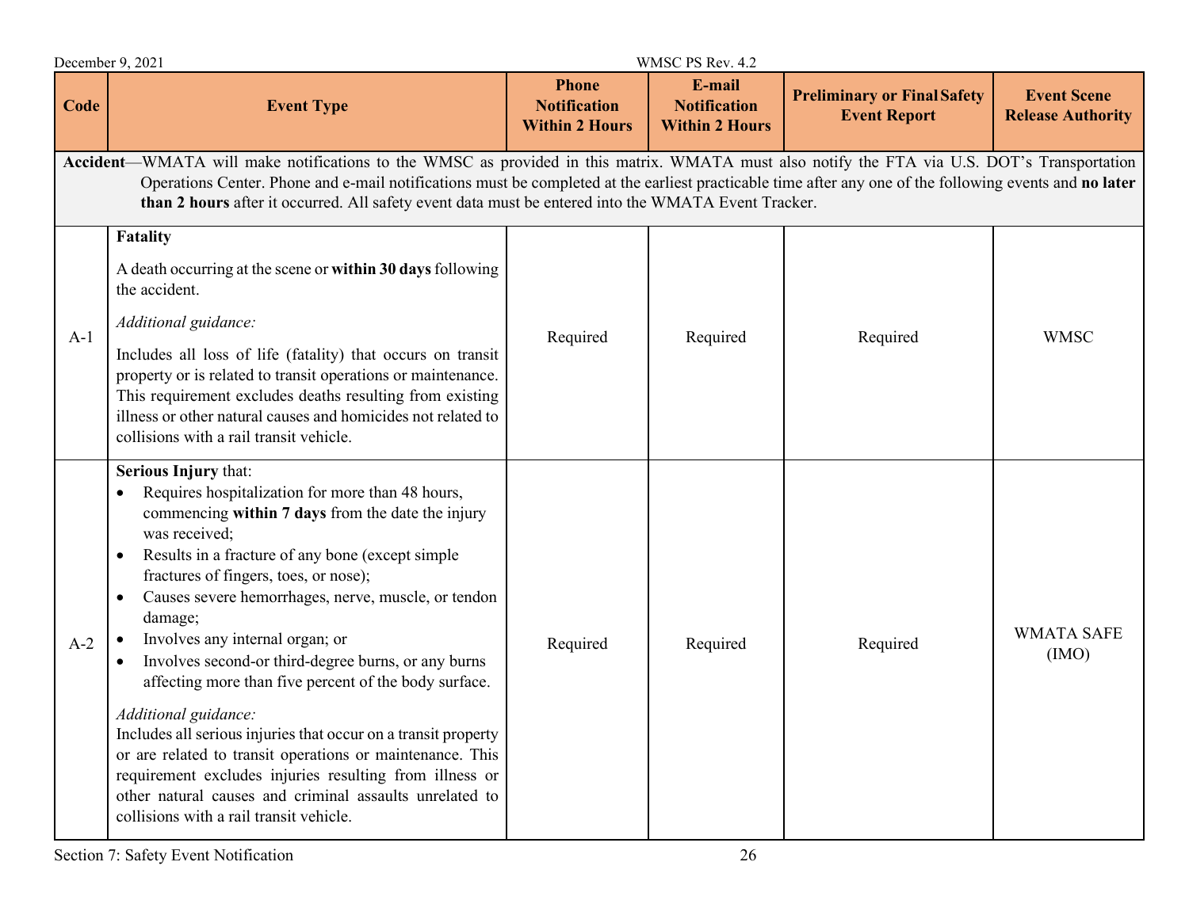| Code | Event Type | Phone Notification Within 2 Hours | E-mail Notification Within 2 Hours | Preliminary or Final Safety Event Report | Event Scene Release Authority |
|---|---|---|---|---|---|
| **Accident**—WMATA will make notifications to the WMSC as provided in this matrix. WMATA must also notify the FTA via U.S. DOT's Transportation Operations Center. Phone and e-mail notifications must be completed at the earliest practicable time after any one of the following events and **no later than 2 hours** after it occurred. All safety event data must be entered into the WMATA Event Tracker. | | | | | |
| A-1 | **Fatality**<br><br>A death occurring at the scene or **within 30 days** following the accident.<br><br>*Additional guidance:*<br><br>Includes all loss of life (fatality) that occurs on transit property or is related to transit operations or maintenance. This requirement excludes deaths resulting from existing illness or other natural causes and homicides not related to collisions with a rail transit vehicle. | Required | Required | Required | WMSC |
| A-2 | **Serious Injury** that:<br>• Requires hospitalization for more than 48 hours, commencing **within 7 days** from the date the injury was received;<br>• Results in a fracture of any bone (except simple fractures of fingers, toes, or nose);<br>• Causes severe hemorrhages, nerve, muscle, or tendon damage;<br>• Involves any internal organ; or<br>• Involves second-or third-degree burns, or any burns affecting more than five percent of the body surface.<br><br>*Additional guidance:*<br>Includes all serious injuries that occur on a transit property or are related to transit operations or maintenance. This requirement excludes injuries resulting from illness or other natural causes and criminal assaults unrelated to collisions with a rail transit vehicle. | Required | Required | Required | WMATA SAFE (IMO) |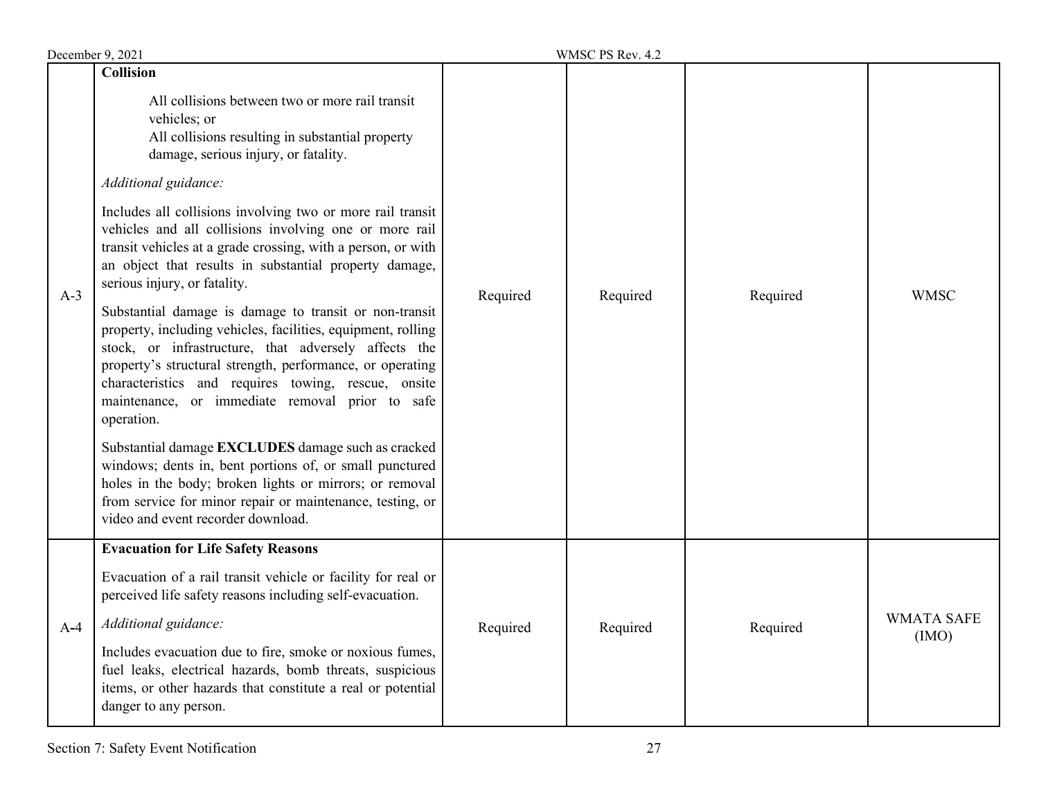| | | | | | |
|---|---|---|---|---|---|
| A-3 | **Collision**<br><br>All collisions between two or more rail transit vehicles; or<br>All collisions resulting in substantial property damage, serious injury, or fatality.<br><br>*Additional guidance:*<br><br>Includes all collisions involving two or more rail transit vehicles and all collisions involving one or more rail transit vehicles at a grade crossing, with a person, or with an object that results in substantial property damage, serious injury, or fatality.<br><br>Substantial damage is damage to transit or non-transit property, including vehicles, facilities, equipment, rolling stock, or infrastructure, that adversely affects the property's structural strength, performance, or operating characteristics and requires towing, rescue, onsite maintenance, or immediate removal prior to safe operation.<br><br>Substantial damage **EXCLUDES** damage such as cracked windows; dents in, bent portions of, or small punctured holes in the body; broken lights or mirrors; or removal from service for minor repair or maintenance, testing, or video and event recorder download. | Required | Required | Required | WMSC |
| A-4 | **Evacuation for Life Safety Reasons**<br><br>Evacuation of a rail transit vehicle or facility for real or perceived life safety reasons including self-evacuation.<br><br>*Additional guidance:*<br><br>Includes evacuation due to fire, smoke or noxious fumes, fuel leaks, electrical hazards, bomb threats, suspicious items, or other hazards that constitute a real or potential danger to any person. | Required | Required | Required | WMATA SAFE (IMO) |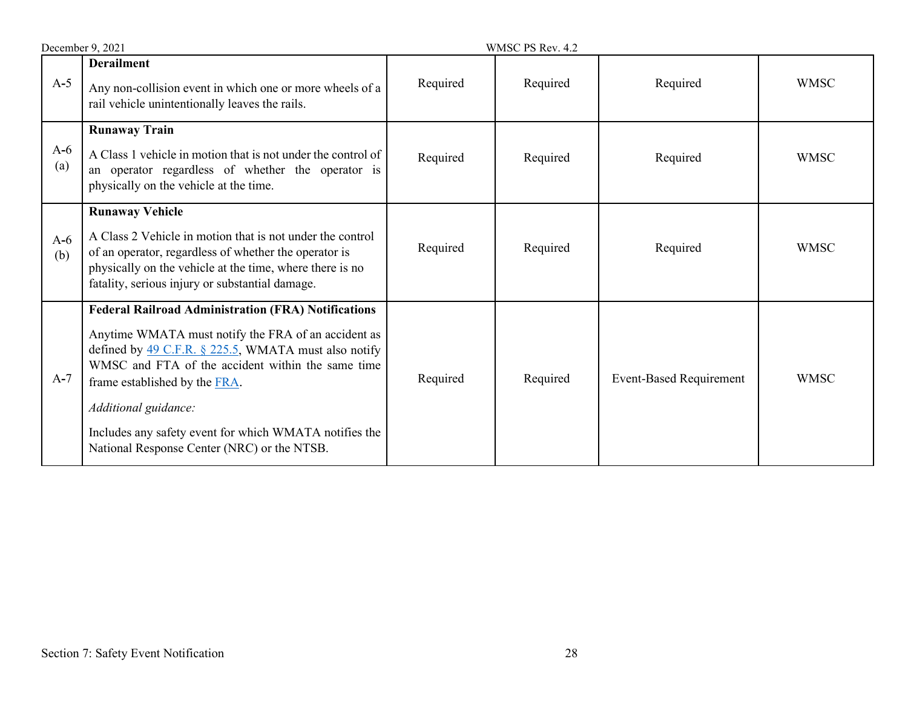| | | | | | |
|---|---|---|---|---|---|
| A-5 | **Derailment**<br><br>Any non-collision event in which one or more wheels of a rail vehicle unintentionally leaves the rails. | Required | Required | Required | WMSC |
| A-6 (a) | **Runaway Train**<br><br>A Class 1 vehicle in motion that is not under the control of an operator regardless of whether the operator is physically on the vehicle at the time. | Required | Required | Required | WMSC |
| A-6 (b) | **Runaway Vehicle**<br><br>A Class 2 Vehicle in motion that is not under the control of an operator, regardless of whether the operator is physically on the vehicle at the time, where there is no fatality, serious injury or substantial damage. | Required | Required | Required | WMSC |
| A-7 | **Federal Railroad Administration (FRA) Notifications**<br><br>Anytime WMATA must notify the FRA of an accident as defined by 49 C.F.R. § 225.5, WMATA must also notify WMSC and FTA of the accident within the same time frame established by the FRA.<br><br>*Additional guidance:*<br><br>Includes any safety event for which WMATA notifies the National Response Center (NRC) or the NTSB. | Required | Required | Event-Based Requirement | WMSC |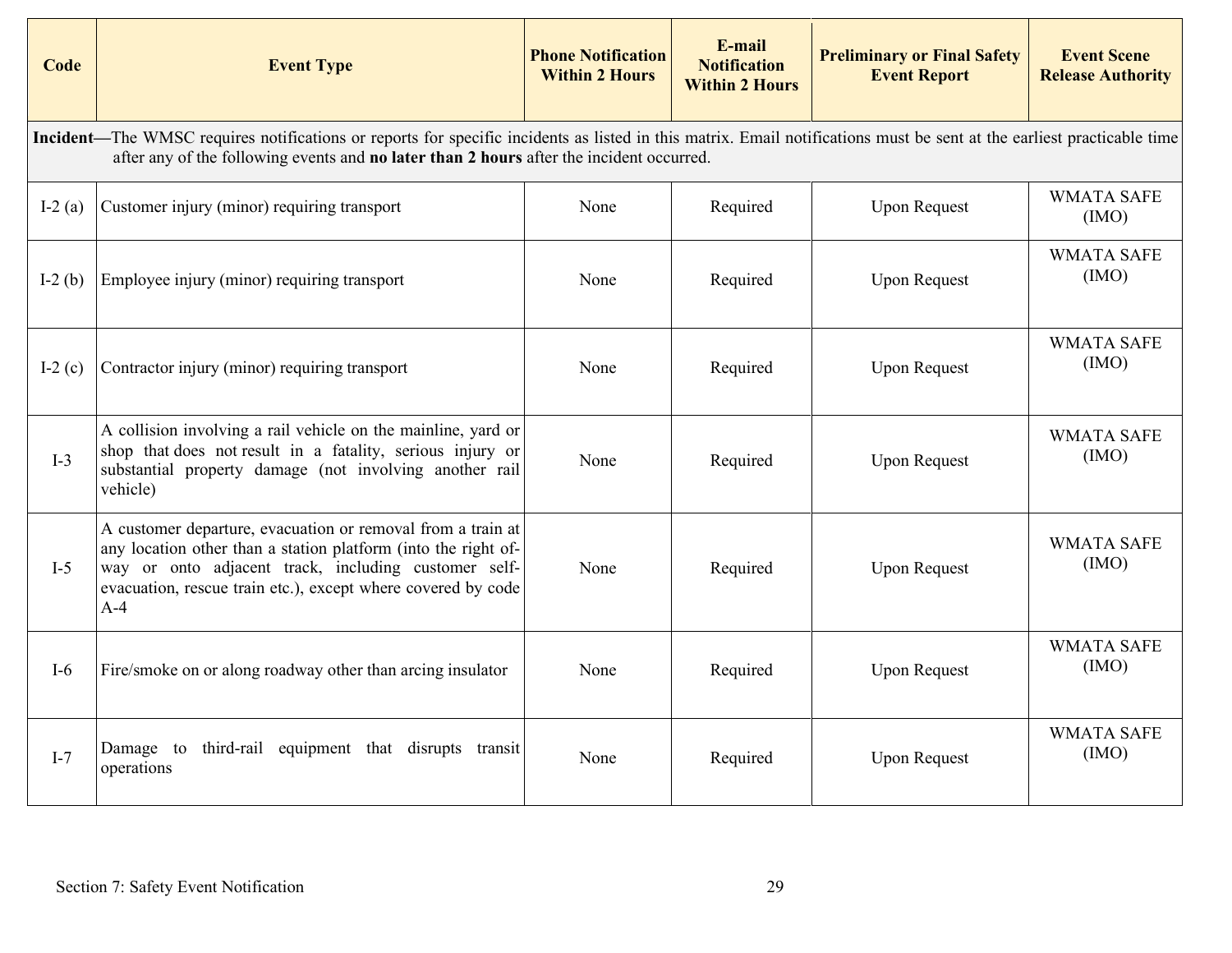| Code | Event Type | Phone Notification Within 2 Hours | E-mail Notification Within 2 Hours | Preliminary or Final Safety Event Report | Event Scene Release Authority |
|---|---|---|---|---|---|
| **Incident**—The WMSC requires notifications or reports for specific incidents as listed in this matrix. Email notifications must be sent at the earliest practicable time after any of the following events and **no later than 2 hours** after the incident occurred. | | | | | |
| I-2 (a) | Customer injury (minor) requiring transport | None | Required | Upon Request | WMATA SAFE (IMO) |
| I-2 (b) | Employee injury (minor) requiring transport | None | Required | Upon Request | WMATA SAFE (IMO) |
| I-2 (c) | Contractor injury (minor) requiring transport | None | Required | Upon Request | WMATA SAFE (IMO) |
| I-3 | A collision involving a rail vehicle on the mainline, yard or shop that does not result in a fatality, serious injury or substantial property damage (not involving another rail vehicle) | None | Required | Upon Request | WMATA SAFE (IMO) |
| I-5 | A customer departure, evacuation or removal from a train at any location other than a station platform (into the right of-way or onto adjacent track, including customer self-evacuation, rescue train etc.), except where covered by code A-4 | None | Required | Upon Request | WMATA SAFE (IMO) |
| I-6 | Fire/smoke on or along roadway other than arcing insulator | None | Required | Upon Request | WMATA SAFE (IMO) |
| I-7 | Damage to third-rail equipment that disrupts transit operations | None | Required | Upon Request | WMATA SAFE (IMO) |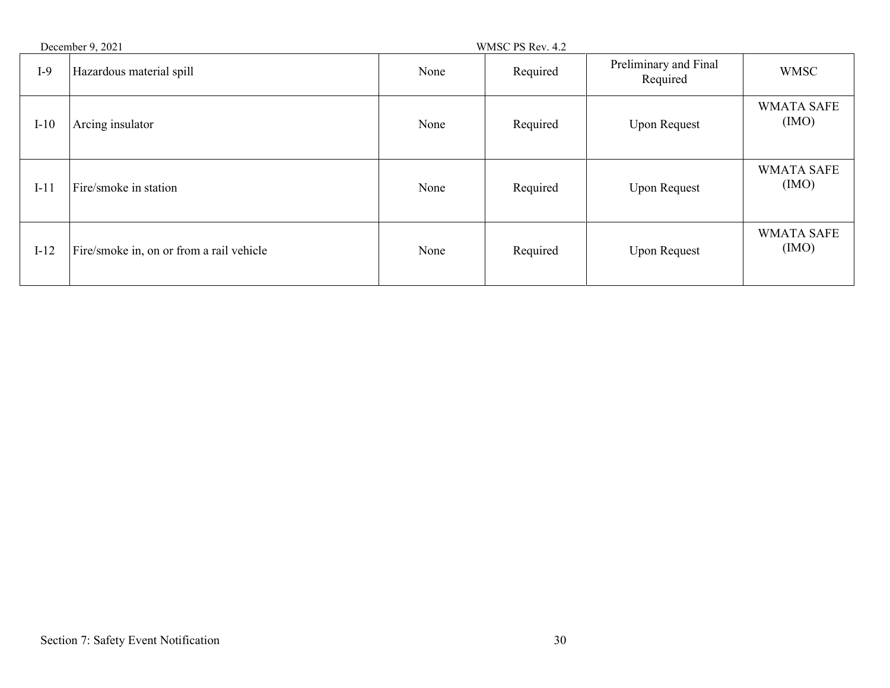| | | | | | |
|---|---|---|---|---|---|
| I-9 | Hazardous material spill | None | Required | Preliminary and Final Required | WMSC |
| I-10 | Arcing insulator | None | Required | Upon Request | WMATA SAFE (IMO) |
| I-11 | Fire/smoke in station | None | Required | Upon Request | WMATA SAFE (IMO) |
| I-12 | Fire/smoke in, on or from a rail vehicle | None | Required | Upon Request | WMATA SAFE (IMO) |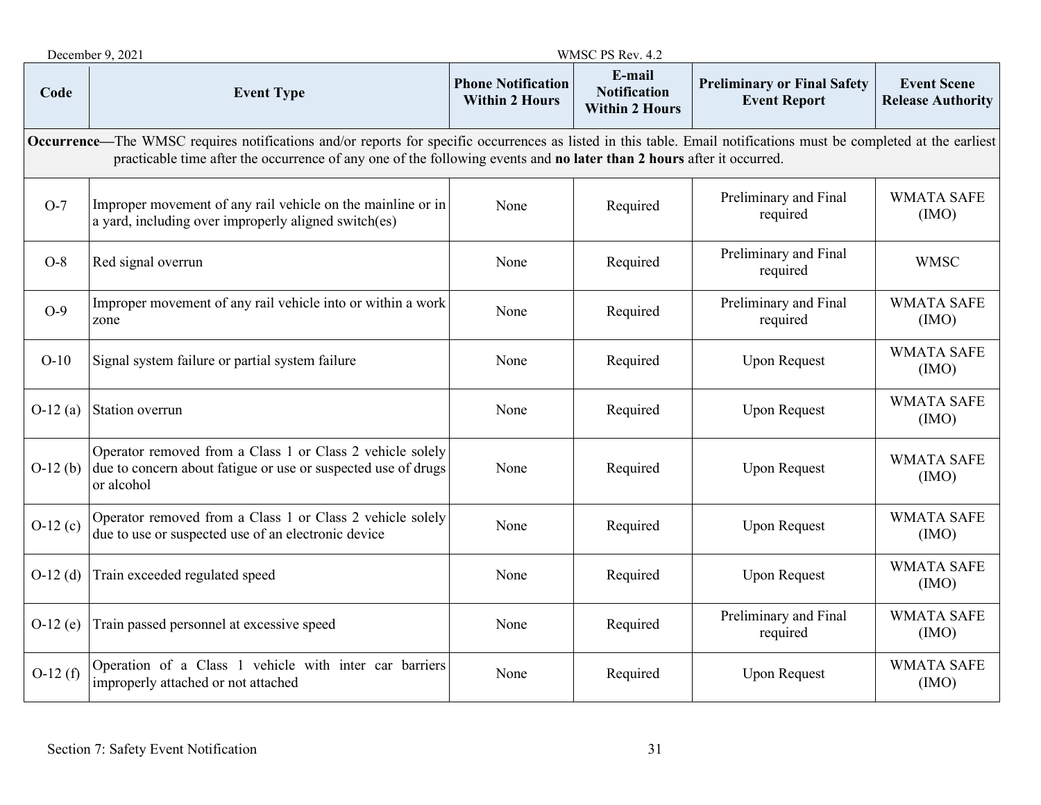| Code | Event Type | Phone Notification Within 2 Hours | E-mail Notification Within 2 Hours | Preliminary or Final Safety Event Report | Event Scene Release Authority |
|---|---|---|---|---|---|
| **Occurrence**—The WMSC requires notifications and/or reports for specific occurrences as listed in this table. Email notifications must be completed at the earliest practicable time after the occurrence of any one of the following events and **no later than 2 hours** after it occurred. | | | | | |
| O-7 | Improper movement of any rail vehicle on the mainline or in a yard, including over improperly aligned switch(es) | None | Required | Preliminary and Final required | WMATA SAFE (IMO) |
| O-8 | Red signal overrun | None | Required | Preliminary and Final required | WMSC |
| O-9 | Improper movement of any rail vehicle into or within a work zone | None | Required | Preliminary and Final required | WMATA SAFE (IMO) |
| O-10 | Signal system failure or partial system failure | None | Required | Upon Request | WMATA SAFE (IMO) |
| O-12 (a) | Station overrun | None | Required | Upon Request | WMATA SAFE (IMO) |
| O-12 (b) | Operator removed from a Class 1 or Class 2 vehicle solely due to concern about fatigue or use or suspected use of drugs or alcohol | None | Required | Upon Request | WMATA SAFE (IMO) |
| O-12 (c) | Operator removed from a Class 1 or Class 2 vehicle solely due to use or suspected use of an electronic device | None | Required | Upon Request | WMATA SAFE (IMO) |
| O-12 (d) | Train exceeded regulated speed | None | Required | Upon Request | WMATA SAFE (IMO) |
| O-12 (e) | Train passed personnel at excessive speed | None | Required | Preliminary and Final required | WMATA SAFE (IMO) |
| O-12 (f) | Operation of a Class 1 vehicle with inter car barriers improperly attached or not attached | None | Required | Upon Request | WMATA SAFE (IMO) |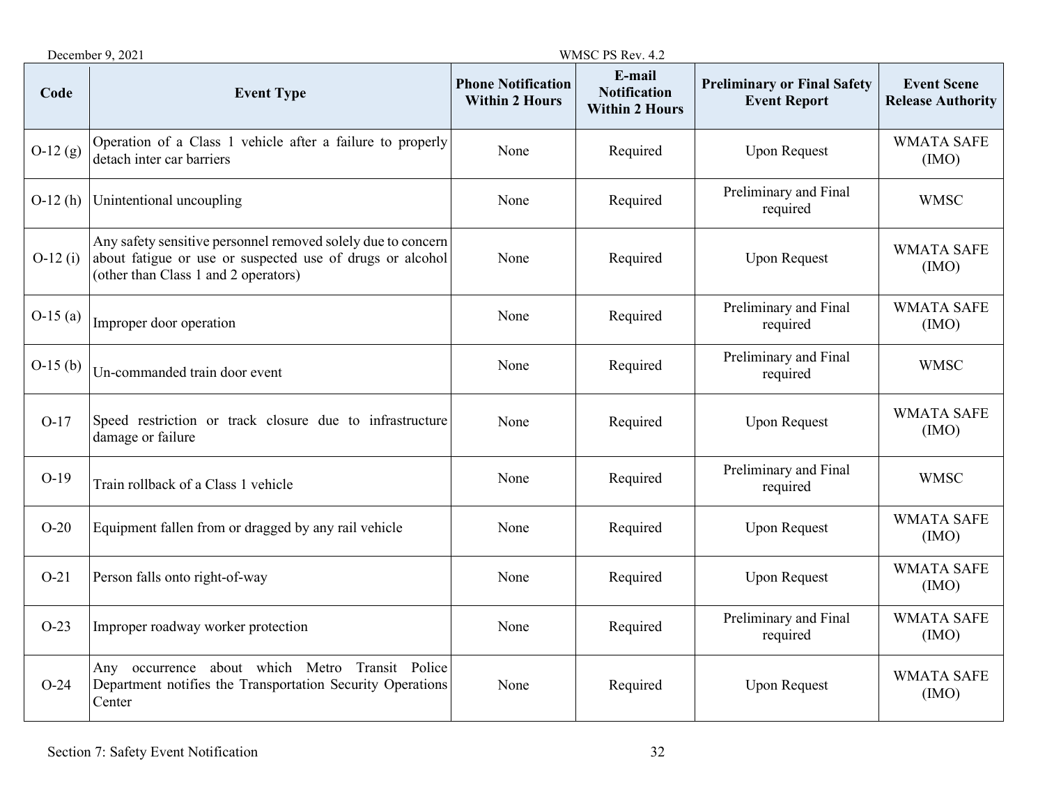| Code | Event Type | Phone Notification Within 2 Hours | E-mail Notification Within 2 Hours | Preliminary or Final Safety Event Report | Event Scene Release Authority |
|---|---|---|---|---|---|
| O-12 (g) | Operation of a Class 1 vehicle after a failure to properly detach inter car barriers | None | Required | Upon Request | WMATA SAFE (IMO) |
| O-12 (h) | Unintentional uncoupling | None | Required | Preliminary and Final required | WMSC |
| O-12 (i) | Any safety sensitive personnel removed solely due to concern about fatigue or use or suspected use of drugs or alcohol (other than Class 1 and 2 operators) | None | Required | Upon Request | WMATA SAFE (IMO) |
| O-15 (a) | Improper door operation | None | Required | Preliminary and Final required | WMATA SAFE (IMO) |
| O-15 (b) | Un-commanded train door event | None | Required | Preliminary and Final required | WMSC |
| O-17 | Speed restriction or track closure due to infrastructure damage or failure | None | Required | Upon Request | WMATA SAFE (IMO) |
| O-19 | Train rollback of a Class 1 vehicle | None | Required | Preliminary and Final required | WMSC |
| O-20 | Equipment fallen from or dragged by any rail vehicle | None | Required | Upon Request | WMATA SAFE (IMO) |
| O-21 | Person falls onto right-of-way | None | Required | Upon Request | WMATA SAFE (IMO) |
| O-23 | Improper roadway worker protection | None | Required | Preliminary and Final required | WMATA SAFE (IMO) |
| O-24 | Any occurrence about which Metro Transit Police Department notifies the Transportation Security Operations Center | None | Required | Upon Request | WMATA SAFE (IMO) |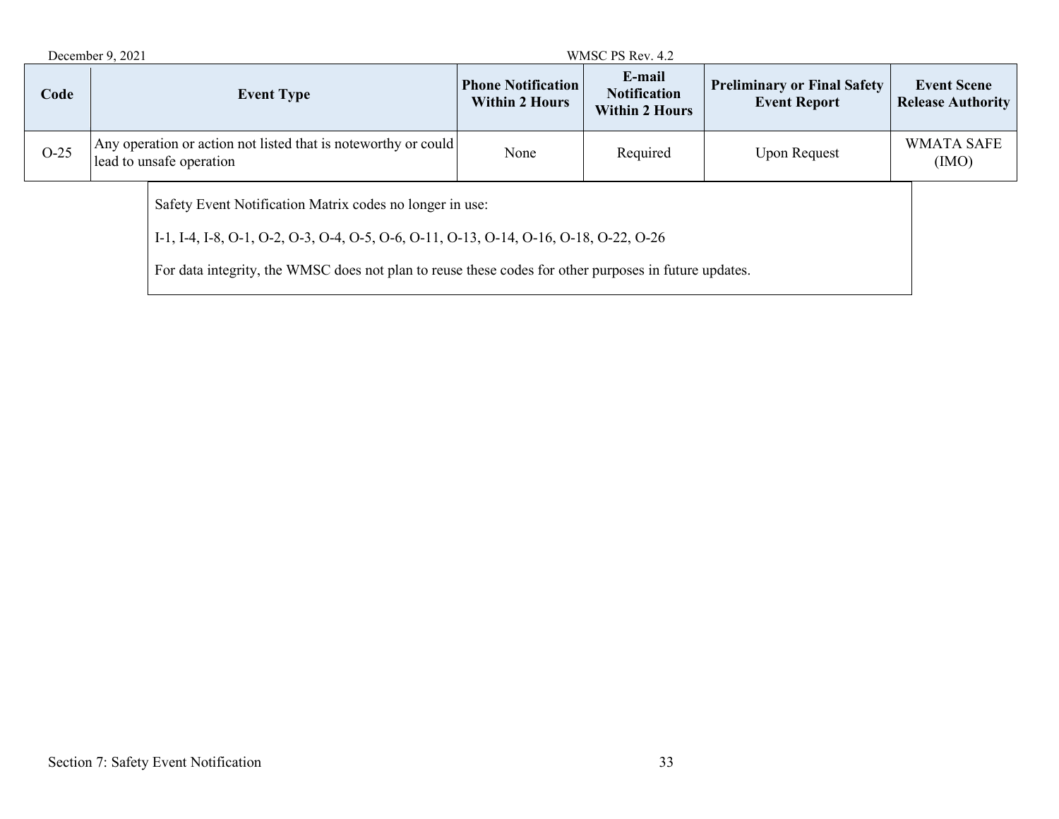| Code | Event Type | Phone Notification Within 2 Hours | E-mail Notification Within 2 Hours | Preliminary or Final Safety Event Report | Event Scene Release Authority |
|---|---|---|---|---|---|
| O-25 | Any operation or action not listed that is noteworthy or could lead to unsafe operation | None | Required | Upon Request | WMATA SAFE (IMO) |

Safety Event Notification Matrix codes no longer in use:

I-1, I-4, I-8, O-1, O-2, O-3, O-4, O-5, O-6, O-11, O-13, O-14, O-16, O-18, O-22, O-26

For data integrity, the WMSC does not plan to reuse these codes for other purposes in future updates.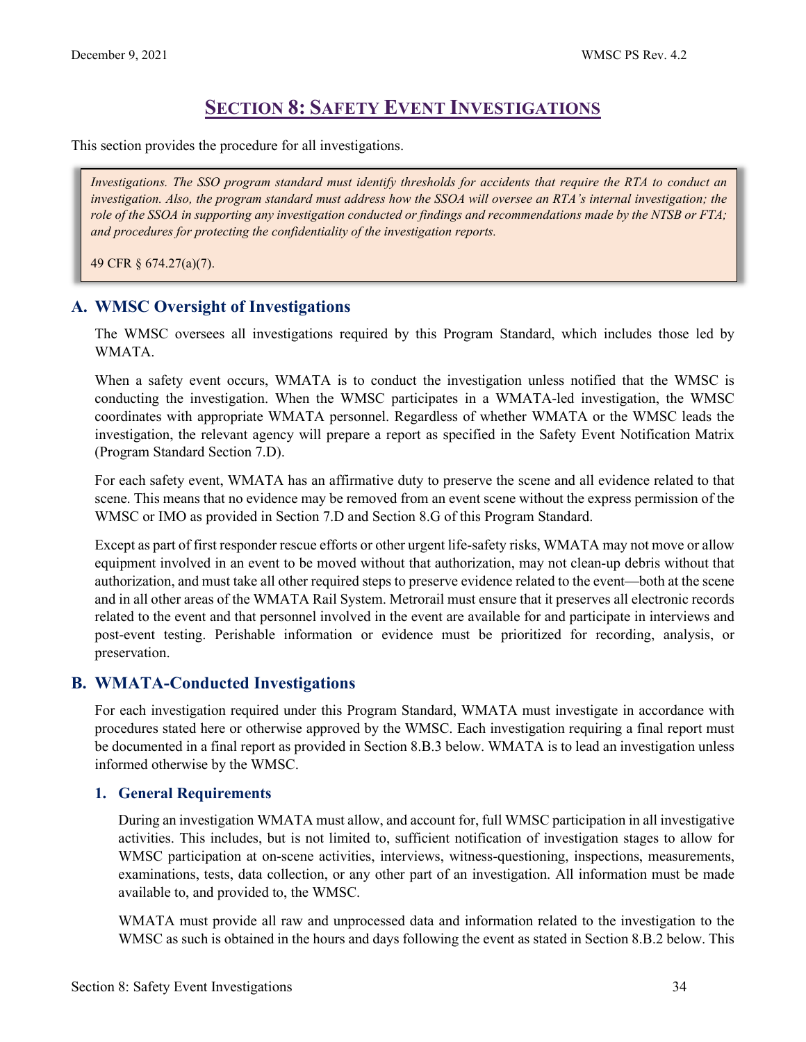# Section 8: Safety Event Investigations

This section provides the procedure for all investigations.

> *Investigations. The SSO program standard must identify thresholds for accidents that require the RTA to conduct an investigation. Also, the program standard must address how the SSOA will oversee an RTA's internal investigation; the role of the SSOA in supporting any investigation conducted or findings and recommendations made by the NTSB or FTA; and procedures for protecting the confidentiality of the investigation reports.*
>
> 49 CFR § 674.27(a)(7).

## A. WMSC Oversight of Investigations

The WMSC oversees all investigations required by this Program Standard, which includes those led by WMATA.

When a safety event occurs, WMATA is to conduct the investigation unless notified that the WMSC is conducting the investigation. When the WMSC participates in a WMATA-led investigation, the WMSC coordinates with appropriate WMATA personnel. Regardless of whether WMATA or the WMSC leads the investigation, the relevant agency will prepare a report as specified in the Safety Event Notification Matrix (Program Standard Section 7.D).

For each safety event, WMATA has an affirmative duty to preserve the scene and all evidence related to that scene. This means that no evidence may be removed from an event scene without the express permission of the WMSC or IMO as provided in Section 7.D and Section 8.G of this Program Standard.

Except as part of first responder rescue efforts or other urgent life-safety risks, WMATA may not move or allow equipment involved in an event to be moved without that authorization, may not clean-up debris without that authorization, and must take all other required steps to preserve evidence related to the event—both at the scene and in all other areas of the WMATA Rail System. Metrorail must ensure that it preserves all electronic records related to the event and that personnel involved in the event are available for and participate in interviews and post-event testing. Perishable information or evidence must be prioritized for recording, analysis, or preservation.

## B. WMATA-Conducted Investigations

For each investigation required under this Program Standard, WMATA must investigate in accordance with procedures stated here or otherwise approved by the WMSC. Each investigation requiring a final report must be documented in a final report as provided in Section 8.B.3 below. WMATA is to lead an investigation unless informed otherwise by the WMSC.

### 1. General Requirements

During an investigation WMATA must allow, and account for, full WMSC participation in all investigative activities. This includes, but is not limited to, sufficient notification of investigation stages to allow for WMSC participation at on-scene activities, interviews, witness-questioning, inspections, measurements, examinations, tests, data collection, or any other part of an investigation. All information must be made available to, and provided to, the WMSC.

WMATA must provide all raw and unprocessed data and information related to the investigation to the WMSC as such is obtained in the hours and days following the event as stated in Section 8.B.2 below. This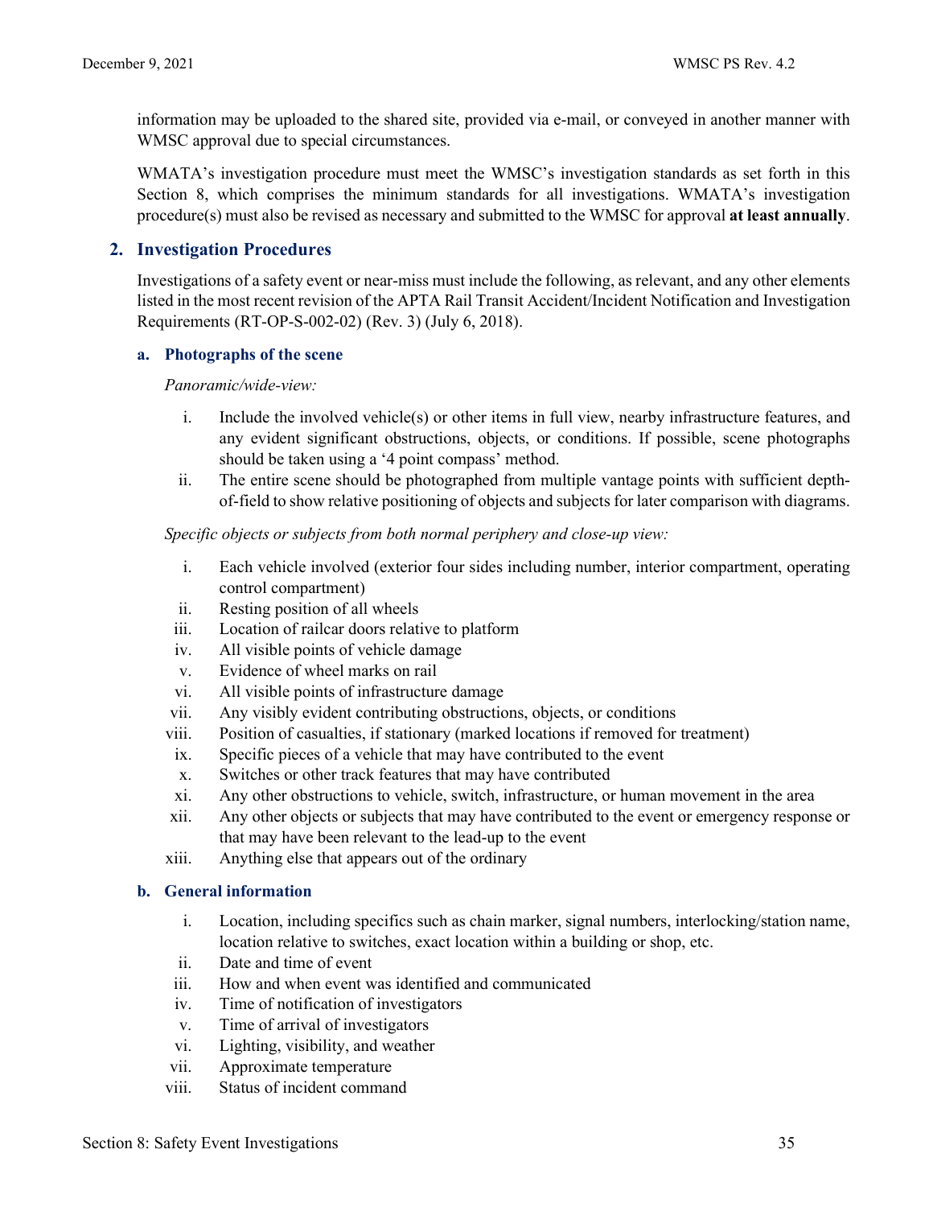information may be uploaded to the shared site, provided via e-mail, or conveyed in another manner with WMSC approval due to special circumstances.

WMATA's investigation procedure must meet the WMSC's investigation standards as set forth in this Section 8, which comprises the minimum standards for all investigations. WMATA's investigation procedure(s) must also be revised as necessary and submitted to the WMSC for approval **at least annually**.

## 2. Investigation Procedures

Investigations of a safety event or near-miss must include the following, as relevant, and any other elements listed in the most recent revision of the APTA Rail Transit Accident/Incident Notification and Investigation Requirements (RT-OP-S-002-02) (Rev. 3) (July 6, 2018).

### a. Photographs of the scene

*Panoramic/wide-view:*

i. Include the involved vehicle(s) or other items in full view, nearby infrastructure features, and any evident significant obstructions, objects, or conditions. If possible, scene photographs should be taken using a '4 point compass' method.

ii. The entire scene should be photographed from multiple vantage points with sufficient depth-of-field to show relative positioning of objects and subjects for later comparison with diagrams.

*Specific objects or subjects from both normal periphery and close-up view:*

i. Each vehicle involved (exterior four sides including number, interior compartment, operating control compartment)

ii. Resting position of all wheels

iii. Location of railcar doors relative to platform

iv. All visible points of vehicle damage

v. Evidence of wheel marks on rail

vi. All visible points of infrastructure damage

vii. Any visibly evident contributing obstructions, objects, or conditions

viii. Position of casualties, if stationary (marked locations if removed for treatment)

ix. Specific pieces of a vehicle that may have contributed to the event

x. Switches or other track features that may have contributed

xi. Any other obstructions to vehicle, switch, infrastructure, or human movement in the area

xii. Any other objects or subjects that may have contributed to the event or emergency response or that may have been relevant to the lead-up to the event

xiii. Anything else that appears out of the ordinary

### b. General information

i. Location, including specifics such as chain marker, signal numbers, interlocking/station name, location relative to switches, exact location within a building or shop, etc.

ii. Date and time of event

iii. How and when event was identified and communicated

iv. Time of notification of investigators

v. Time of arrival of investigators

vi. Lighting, visibility, and weather

vii. Approximate temperature

viii. Status of incident command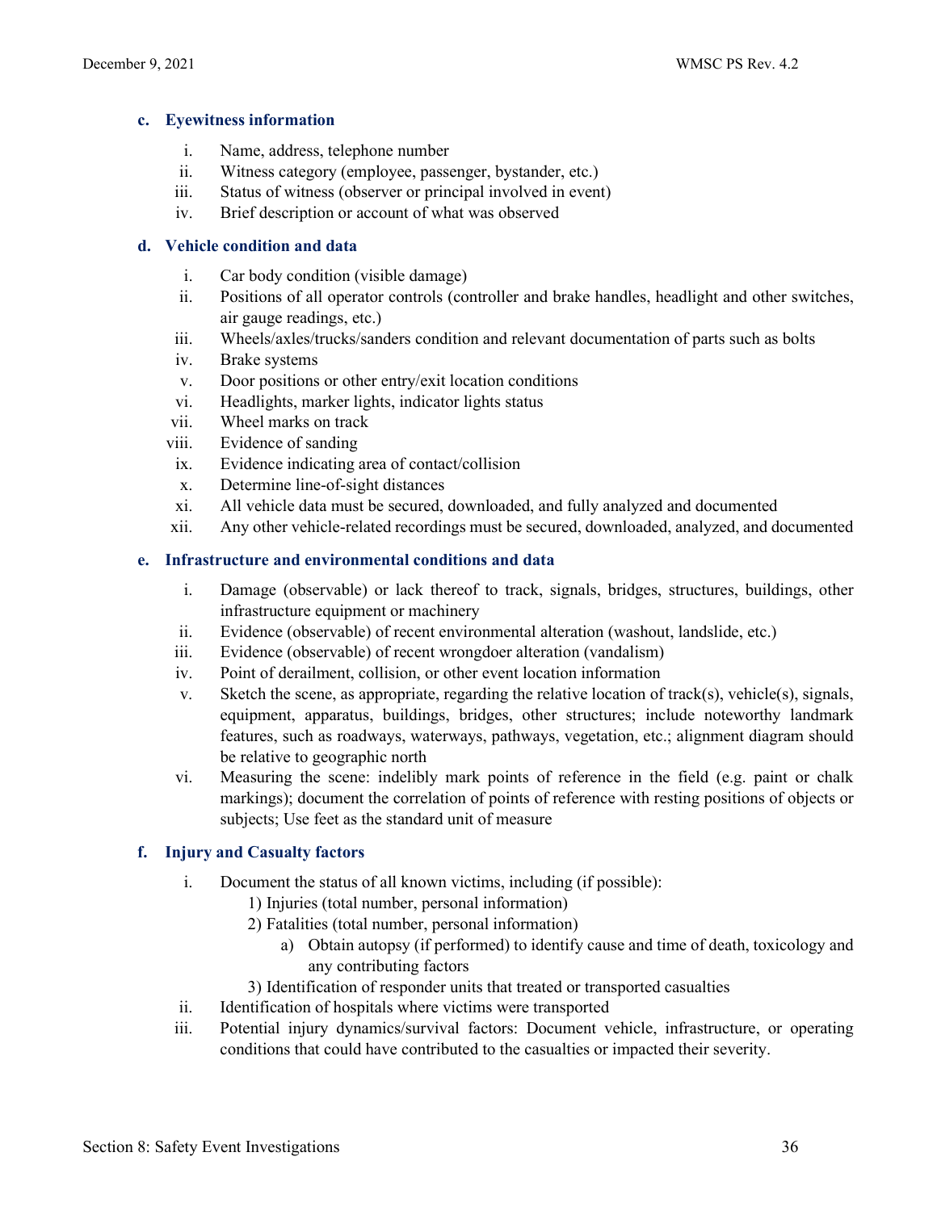#### c. Eyewitness information

i. Name, address, telephone number
ii. Witness category (employee, passenger, bystander, etc.)
iii. Status of witness (observer or principal involved in event)
iv. Brief description or account of what was observed

#### d. Vehicle condition and data

i. Car body condition (visible damage)
ii. Positions of all operator controls (controller and brake handles, headlight and other switches, air gauge readings, etc.)
iii. Wheels/axles/trucks/sanders condition and relevant documentation of parts such as bolts
iv. Brake systems
v. Door positions or other entry/exit location conditions
vi. Headlights, marker lights, indicator lights status
vii. Wheel marks on track
viii. Evidence of sanding
ix. Evidence indicating area of contact/collision
x. Determine line-of-sight distances
xi. All vehicle data must be secured, downloaded, and fully analyzed and documented
xii. Any other vehicle-related recordings must be secured, downloaded, analyzed, and documented

#### e. Infrastructure and environmental conditions and data

i. Damage (observable) or lack thereof to track, signals, bridges, structures, buildings, other infrastructure equipment or machinery
ii. Evidence (observable) of recent environmental alteration (washout, landslide, etc.)
iii. Evidence (observable) of recent wrongdoer alteration (vandalism)
iv. Point of derailment, collision, or other event location information
v. Sketch the scene, as appropriate, regarding the relative location of track(s), vehicle(s), signals, equipment, apparatus, buildings, bridges, other structures; include noteworthy landmark features, such as roadways, waterways, pathways, vegetation, etc.; alignment diagram should be relative to geographic north
vi. Measuring the scene: indelibly mark points of reference in the field (e.g. paint or chalk markings); document the correlation of points of reference with resting positions of objects or subjects; Use feet as the standard unit of measure

#### f. Injury and Casualty factors

i. Document the status of all known victims, including (if possible):
   1) Injuries (total number, personal information)
   2) Fatalities (total number, personal information)
      a) Obtain autopsy (if performed) to identify cause and time of death, toxicology and any contributing factors
   3) Identification of responder units that treated or transported casualties
ii. Identification of hospitals where victims were transported
iii. Potential injury dynamics/survival factors: Document vehicle, infrastructure, or operating conditions that could have contributed to the casualties or impacted their severity.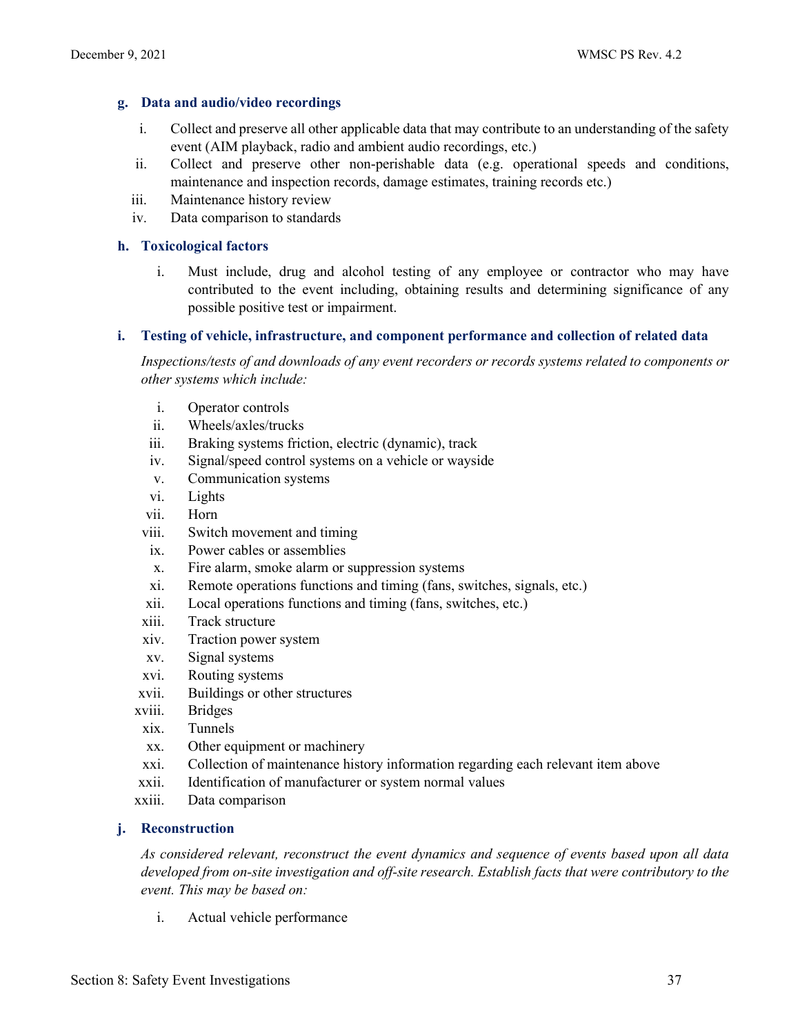### g. Data and audio/video recordings

i. Collect and preserve all other applicable data that may contribute to an understanding of the safety event (AIM playback, radio and ambient audio recordings, etc.)
ii. Collect and preserve other non-perishable data (e.g. operational speeds and conditions, maintenance and inspection records, damage estimates, training records etc.)
iii. Maintenance history review
iv. Data comparison to standards

### h. Toxicological factors

i. Must include, drug and alcohol testing of any employee or contractor who may have contributed to the event including, obtaining results and determining significance of any possible positive test or impairment.

### i. Testing of vehicle, infrastructure, and component performance and collection of related data

*Inspections/tests of and downloads of any event recorders or records systems related to components or other systems which include:*

i. Operator controls
ii. Wheels/axles/trucks
iii. Braking systems friction, electric (dynamic), track
iv. Signal/speed control systems on a vehicle or wayside
v. Communication systems
vi. Lights
vii. Horn
viii. Switch movement and timing
ix. Power cables or assemblies
x. Fire alarm, smoke alarm or suppression systems
xi. Remote operations functions and timing (fans, switches, signals, etc.)
xii. Local operations functions and timing (fans, switches, etc.)
xiii. Track structure
xiv. Traction power system
xv. Signal systems
xvi. Routing systems
xvii. Buildings or other structures
xviii. Bridges
xix. Tunnels
xx. Other equipment or machinery
xxi. Collection of maintenance history information regarding each relevant item above
xxii. Identification of manufacturer or system normal values
xxiii. Data comparison

### j. Reconstruction

*As considered relevant, reconstruct the event dynamics and sequence of events based upon all data developed from on-site investigation and off-site research. Establish facts that were contributory to the event. This may be based on:*

i. Actual vehicle performance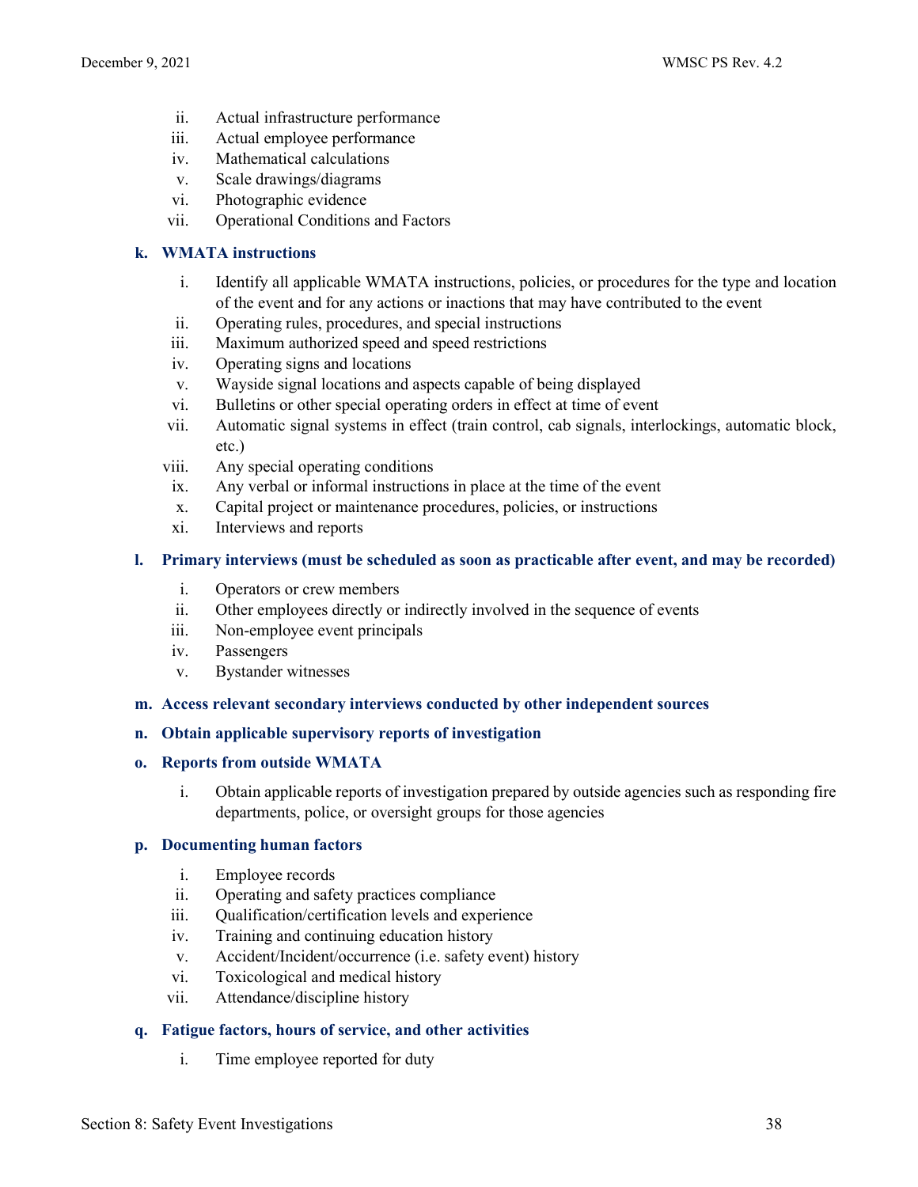ii. Actual infrastructure performance
iii. Actual employee performance
iv. Mathematical calculations
v. Scale drawings/diagrams
vi. Photographic evidence
vii. Operational Conditions and Factors

**k. WMATA instructions**

i. Identify all applicable WMATA instructions, policies, or procedures for the type and location of the event and for any actions or inactions that may have contributed to the event
ii. Operating rules, procedures, and special instructions
iii. Maximum authorized speed and speed restrictions
iv. Operating signs and locations
v. Wayside signal locations and aspects capable of being displayed
vi. Bulletins or other special operating orders in effect at time of event
vii. Automatic signal systems in effect (train control, cab signals, interlockings, automatic block, etc.)
viii. Any special operating conditions
ix. Any verbal or informal instructions in place at the time of the event
x. Capital project or maintenance procedures, policies, or instructions
xi. Interviews and reports

**l. Primary interviews (must be scheduled as soon as practicable after event, and may be recorded)**

i. Operators or crew members
ii. Other employees directly or indirectly involved in the sequence of events
iii. Non-employee event principals
iv. Passengers
v. Bystander witnesses

**m. Access relevant secondary interviews conducted by other independent sources**

**n. Obtain applicable supervisory reports of investigation**

**o. Reports from outside WMATA**

i. Obtain applicable reports of investigation prepared by outside agencies such as responding fire departments, police, or oversight groups for those agencies

**p. Documenting human factors**

i. Employee records
ii. Operating and safety practices compliance
iii. Qualification/certification levels and experience
iv. Training and continuing education history
v. Accident/Incident/occurrence (i.e. safety event) history
vi. Toxicological and medical history
vii. Attendance/discipline history

**q. Fatigue factors, hours of service, and other activities**

i. Time employee reported for duty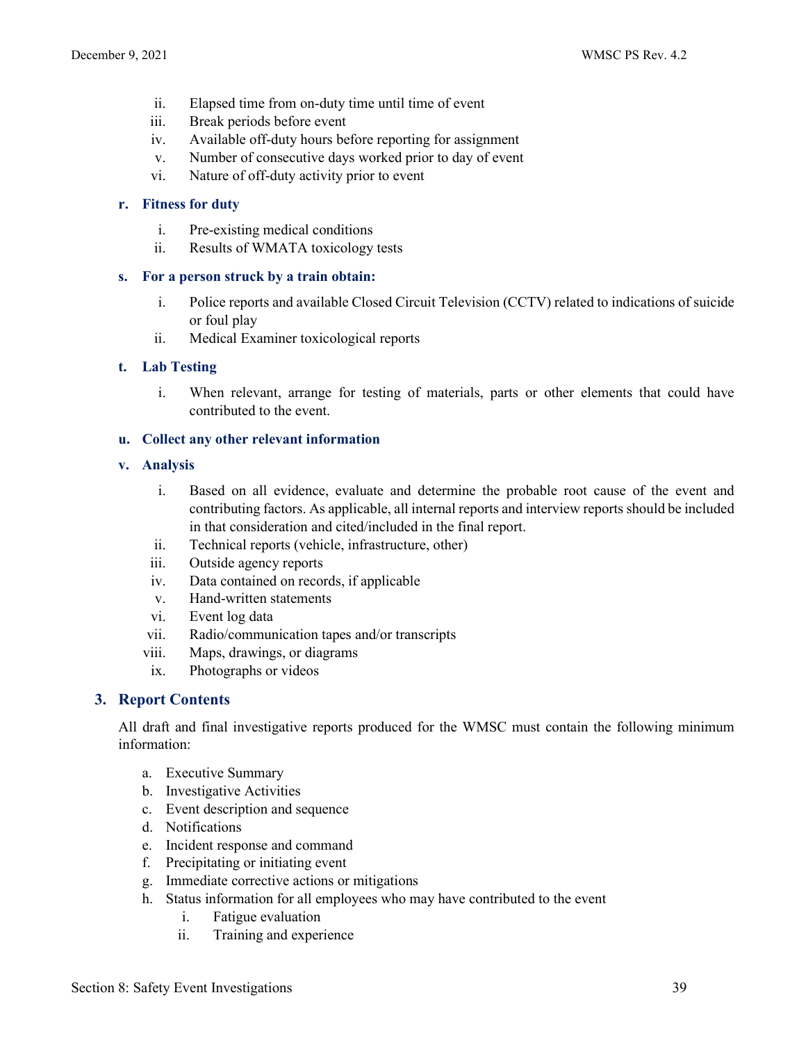ii. Elapsed time from on-duty time until time of event
  iii. Break periods before event
  iv. Available off-duty hours before reporting for assignment
  v. Number of consecutive days worked prior to day of event
  vi. Nature of off-duty activity prior to event

**r. Fitness for duty**

  i. Pre-existing medical conditions
  ii. Results of WMATA toxicology tests

**s. For a person struck by a train obtain:**

  i. Police reports and available Closed Circuit Television (CCTV) related to indications of suicide or foul play
  ii. Medical Examiner toxicological reports

**t. Lab Testing**

  i. When relevant, arrange for testing of materials, parts or other elements that could have contributed to the event.

**u. Collect any other relevant information**

**v. Analysis**

  i. Based on all evidence, evaluate and determine the probable root cause of the event and contributing factors. As applicable, all internal reports and interview reports should be included in that consideration and cited/included in the final report.
  ii. Technical reports (vehicle, infrastructure, other)
  iii. Outside agency reports
  iv. Data contained on records, if applicable
  v. Hand-written statements
  vi. Event log data
  vii. Radio/communication tapes and/or transcripts
  viii. Maps, drawings, or diagrams
  ix. Photographs or videos

## 3. Report Contents

All draft and final investigative reports produced for the WMSC must contain the following minimum information:

a. Executive Summary
b. Investigative Activities
c. Event description and sequence
d. Notifications
e. Incident response and command
f. Precipitating or initiating event
g. Immediate corrective actions or mitigations
h. Status information for all employees who may have contributed to the event
  i. Fatigue evaluation
  ii. Training and experience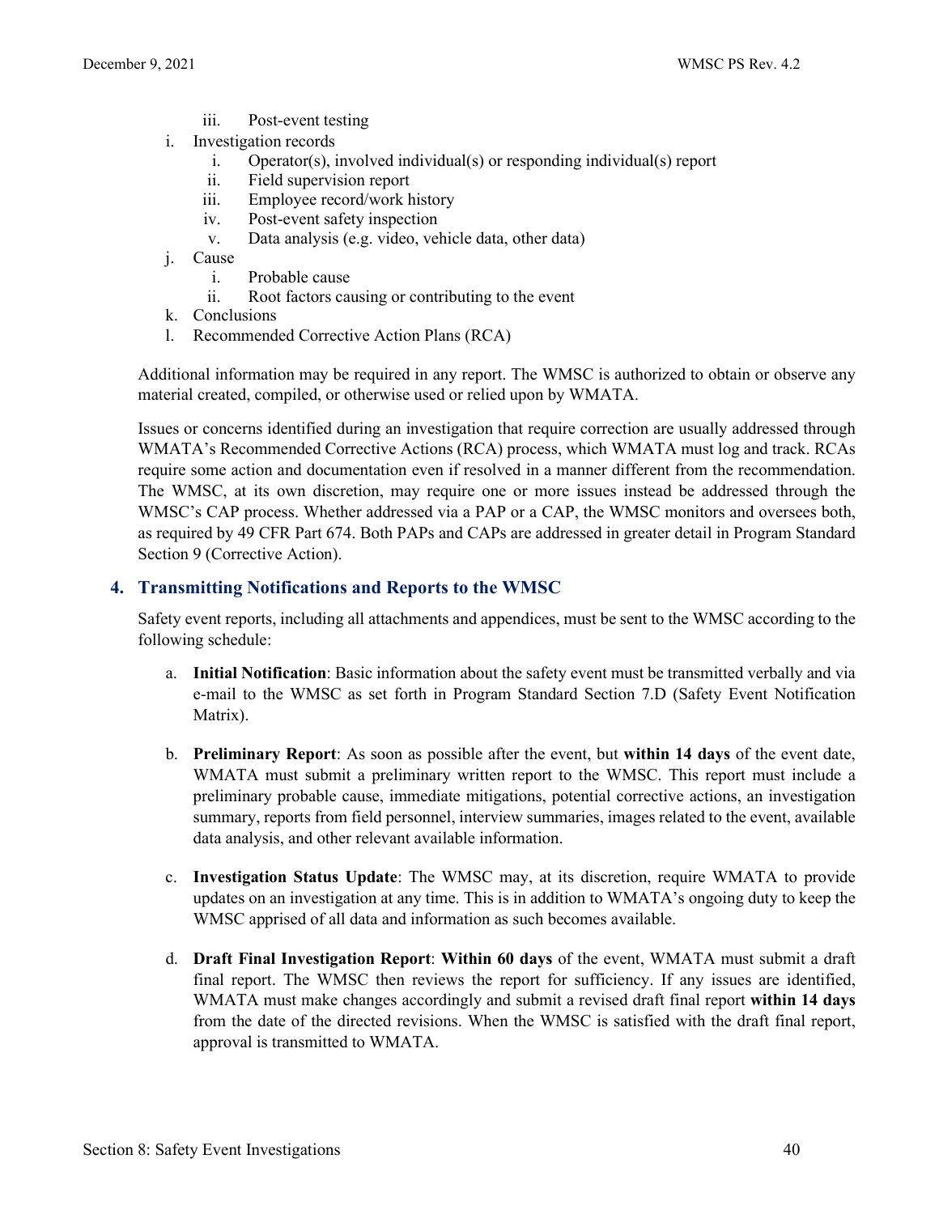iii. Post-event testing

i. Investigation records
   i. Operator(s), involved individual(s) or responding individual(s) report
   ii. Field supervision report
   iii. Employee record/work history
   iv. Post-event safety inspection
   v. Data analysis (e.g. video, vehicle data, other data)

j. Cause
   i. Probable cause
   ii. Root factors causing or contributing to the event

k. Conclusions

l. Recommended Corrective Action Plans (RCA)

Additional information may be required in any report. The WMSC is authorized to obtain or observe any material created, compiled, or otherwise used or relied upon by WMATA.

Issues or concerns identified during an investigation that require correction are usually addressed through WMATA's Recommended Corrective Actions (RCA) process, which WMATA must log and track. RCAs require some action and documentation even if resolved in a manner different from the recommendation. The WMSC, at its own discretion, may require one or more issues instead be addressed through the WMSC's CAP process. Whether addressed via a PAP or a CAP, the WMSC monitors and oversees both, as required by 49 CFR Part 674. Both PAPs and CAPs are addressed in greater detail in Program Standard Section 9 (Corrective Action).

## 4. Transmitting Notifications and Reports to the WMSC

Safety event reports, including all attachments and appendices, must be sent to the WMSC according to the following schedule:

a. **Initial Notification**: Basic information about the safety event must be transmitted verbally and via e-mail to the WMSC as set forth in Program Standard Section 7.D (Safety Event Notification Matrix).

b. **Preliminary Report**: As soon as possible after the event, but **within 14 days** of the event date, WMATA must submit a preliminary written report to the WMSC. This report must include a preliminary probable cause, immediate mitigations, potential corrective actions, an investigation summary, reports from field personnel, interview summaries, images related to the event, available data analysis, and other relevant available information.

c. **Investigation Status Update**: The WMSC may, at its discretion, require WMATA to provide updates on an investigation at any time. This is in addition to WMATA's ongoing duty to keep the WMSC apprised of all data and information as such becomes available.

d. **Draft Final Investigation Report**: **Within 60 days** of the event, WMATA must submit a draft final report. The WMSC then reviews the report for sufficiency. If any issues are identified, WMATA must make changes accordingly and submit a revised draft final report **within 14 days** from the date of the directed revisions. When the WMSC is satisfied with the draft final report, approval is transmitted to WMATA.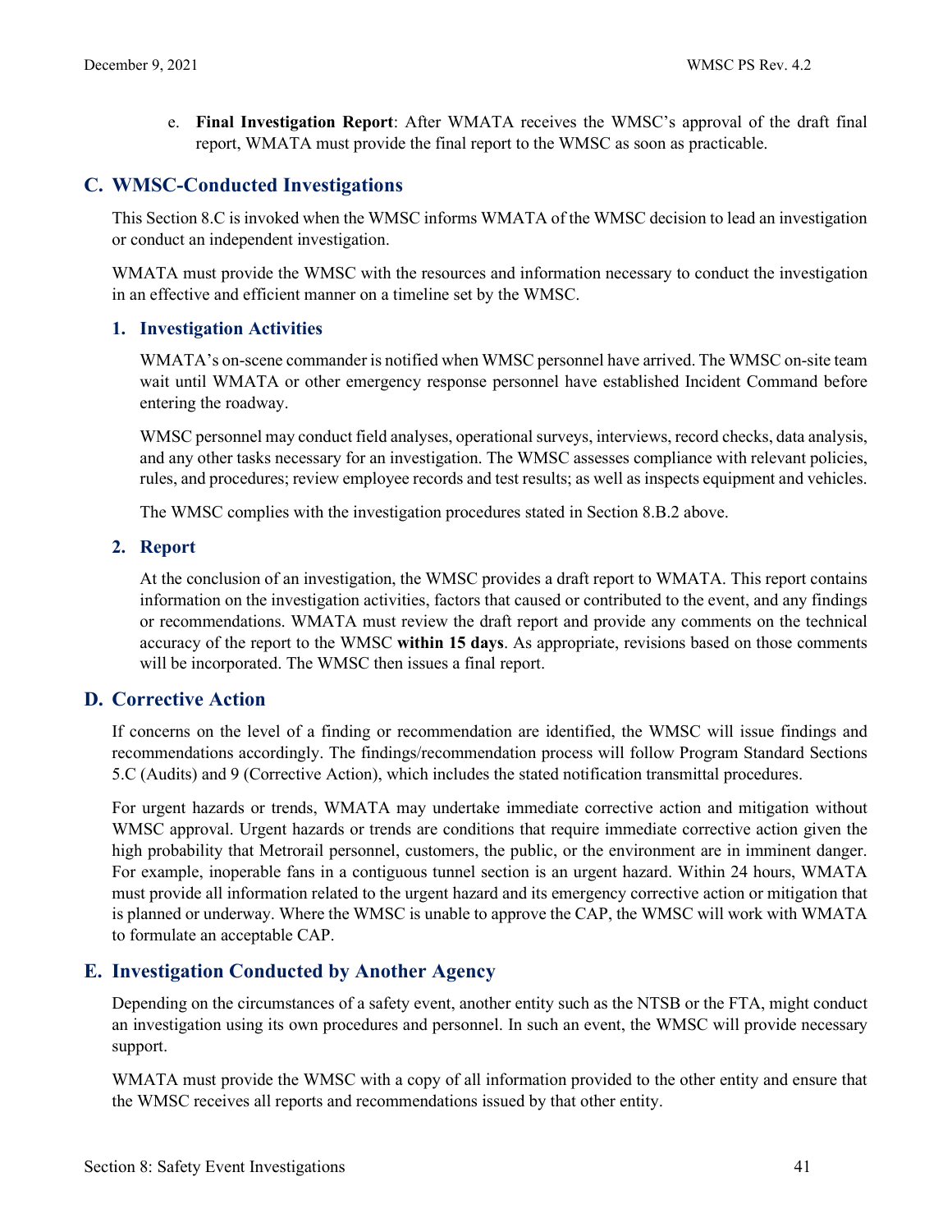e. **Final Investigation Report**: After WMATA receives the WMSC's approval of the draft final report, WMATA must provide the final report to the WMSC as soon as practicable.

## C. WMSC-Conducted Investigations

This Section 8.C is invoked when the WMSC informs WMATA of the WMSC decision to lead an investigation or conduct an independent investigation.

WMATA must provide the WMSC with the resources and information necessary to conduct the investigation in an effective and efficient manner on a timeline set by the WMSC.

### 1. Investigation Activities

WMATA's on-scene commander is notified when WMSC personnel have arrived. The WMSC on-site team wait until WMATA or other emergency response personnel have established Incident Command before entering the roadway.

WMSC personnel may conduct field analyses, operational surveys, interviews, record checks, data analysis, and any other tasks necessary for an investigation. The WMSC assesses compliance with relevant policies, rules, and procedures; review employee records and test results; as well as inspects equipment and vehicles.

The WMSC complies with the investigation procedures stated in Section 8.B.2 above.

### 2. Report

At the conclusion of an investigation, the WMSC provides a draft report to WMATA. This report contains information on the investigation activities, factors that caused or contributed to the event, and any findings or recommendations. WMATA must review the draft report and provide any comments on the technical accuracy of the report to the WMSC **within 15 days**. As appropriate, revisions based on those comments will be incorporated. The WMSC then issues a final report.

## D. Corrective Action

If concerns on the level of a finding or recommendation are identified, the WMSC will issue findings and recommendations accordingly. The findings/recommendation process will follow Program Standard Sections 5.C (Audits) and 9 (Corrective Action), which includes the stated notification transmittal procedures.

For urgent hazards or trends, WMATA may undertake immediate corrective action and mitigation without WMSC approval. Urgent hazards or trends are conditions that require immediate corrective action given the high probability that Metrorail personnel, customers, the public, or the environment are in imminent danger. For example, inoperable fans in a contiguous tunnel section is an urgent hazard. Within 24 hours, WMATA must provide all information related to the urgent hazard and its emergency corrective action or mitigation that is planned or underway. Where the WMSC is unable to approve the CAP, the WMSC will work with WMATA to formulate an acceptable CAP.

## E. Investigation Conducted by Another Agency

Depending on the circumstances of a safety event, another entity such as the NTSB or the FTA, might conduct an investigation using its own procedures and personnel. In such an event, the WMSC will provide necessary support.

WMATA must provide the WMSC with a copy of all information provided to the other entity and ensure that the WMSC receives all reports and recommendations issued by that other entity.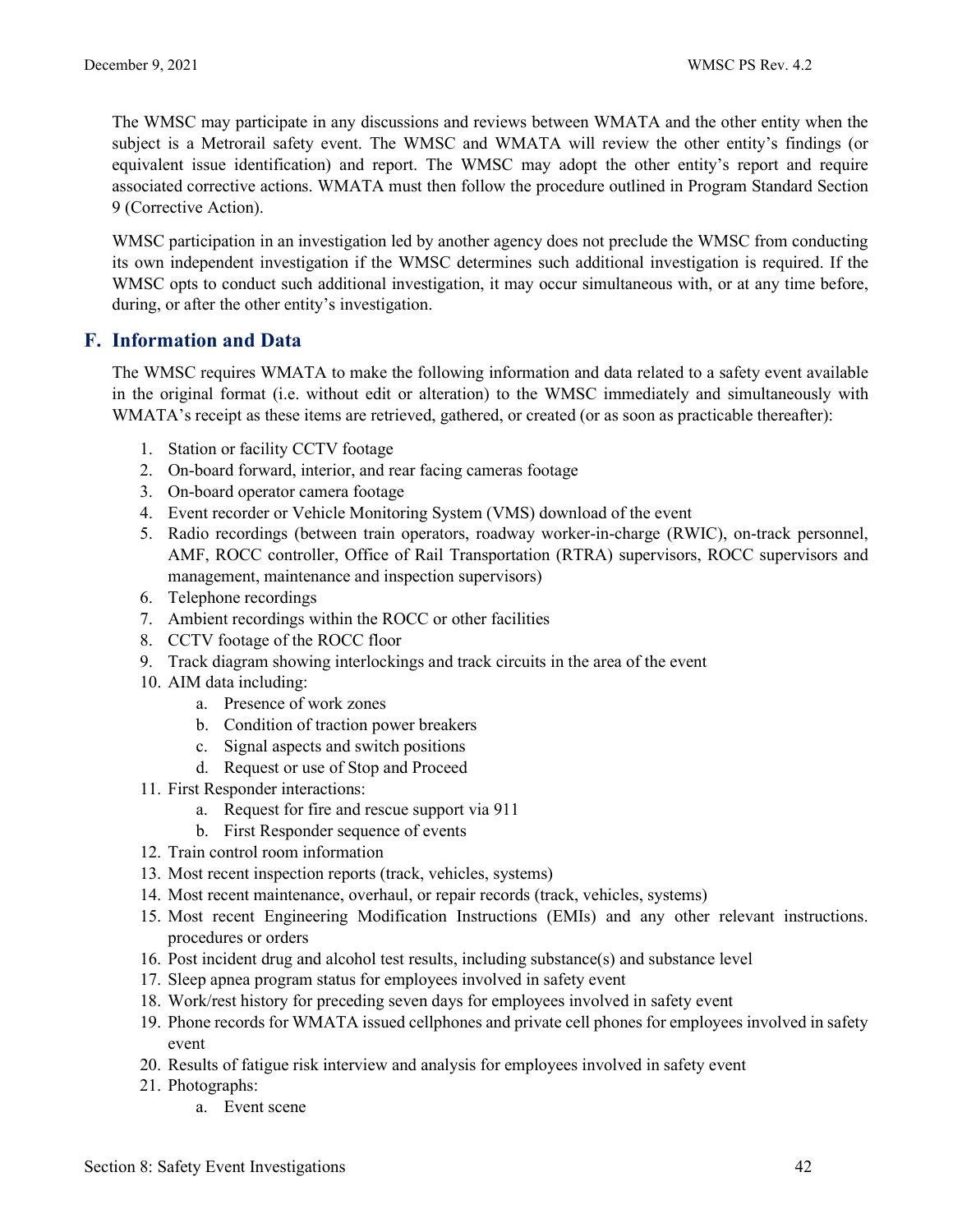The WMSC may participate in any discussions and reviews between WMATA and the other entity when the subject is a Metrorail safety event. The WMSC and WMATA will review the other entity's findings (or equivalent issue identification) and report. The WMSC may adopt the other entity's report and require associated corrective actions. WMATA must then follow the procedure outlined in Program Standard Section 9 (Corrective Action).

WMSC participation in an investigation led by another agency does not preclude the WMSC from conducting its own independent investigation if the WMSC determines such additional investigation is required. If the WMSC opts to conduct such additional investigation, it may occur simultaneous with, or at any time before, during, or after the other entity's investigation.

## F. Information and Data

The WMSC requires WMATA to make the following information and data related to a safety event available in the original format (i.e. without edit or alteration) to the WMSC immediately and simultaneously with WMATA's receipt as these items are retrieved, gathered, or created (or as soon as practicable thereafter):

1. Station or facility CCTV footage
2. On-board forward, interior, and rear facing cameras footage
3. On-board operator camera footage
4. Event recorder or Vehicle Monitoring System (VMS) download of the event
5. Radio recordings (between train operators, roadway worker-in-charge (RWIC), on-track personnel, AMF, ROCC controller, Office of Rail Transportation (RTRA) supervisors, ROCC supervisors and management, maintenance and inspection supervisors)
6. Telephone recordings
7. Ambient recordings within the ROCC or other facilities
8. CCTV footage of the ROCC floor
9. Track diagram showing interlockings and track circuits in the area of the event
10. AIM data including:
    a. Presence of work zones
    b. Condition of traction power breakers
    c. Signal aspects and switch positions
    d. Request or use of Stop and Proceed
11. First Responder interactions:
    a. Request for fire and rescue support via 911
    b. First Responder sequence of events
12. Train control room information
13. Most recent inspection reports (track, vehicles, systems)
14. Most recent maintenance, overhaul, or repair records (track, vehicles, systems)
15. Most recent Engineering Modification Instructions (EMIs) and any other relevant instructions. procedures or orders
16. Post incident drug and alcohol test results, including substance(s) and substance level
17. Sleep apnea program status for employees involved in safety event
18. Work/rest history for preceding seven days for employees involved in safety event
19. Phone records for WMATA issued cellphones and private cell phones for employees involved in safety event
20. Results of fatigue risk interview and analysis for employees involved in safety event
21. Photographs:
    a. Event scene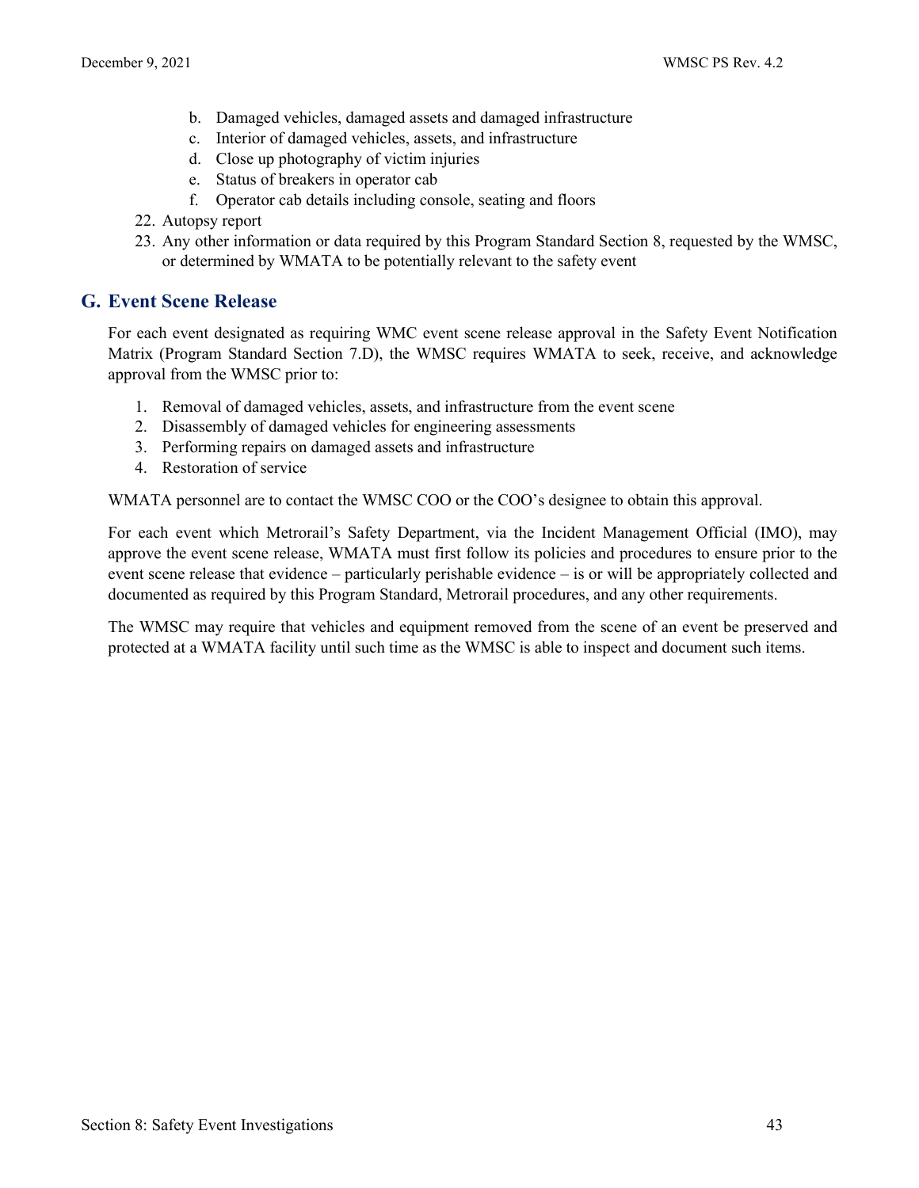b. Damaged vehicles, damaged assets and damaged infrastructure
   c. Interior of damaged vehicles, assets, and infrastructure
   d. Close up photography of victim injuries
   e. Status of breakers in operator cab
   f. Operator cab details including console, seating and floors
22. Autopsy report
23. Any other information or data required by this Program Standard Section 8, requested by the WMSC, or determined by WMATA to be potentially relevant to the safety event

## G. Event Scene Release

For each event designated as requiring WMC event scene release approval in the Safety Event Notification Matrix (Program Standard Section 7.D), the WMSC requires WMATA to seek, receive, and acknowledge approval from the WMSC prior to:

1. Removal of damaged vehicles, assets, and infrastructure from the event scene
2. Disassembly of damaged vehicles for engineering assessments
3. Performing repairs on damaged assets and infrastructure
4. Restoration of service

WMATA personnel are to contact the WMSC COO or the COO's designee to obtain this approval.

For each event which Metrorail's Safety Department, via the Incident Management Official (IMO), may approve the event scene release, WMATA must first follow its policies and procedures to ensure prior to the event scene release that evidence – particularly perishable evidence – is or will be appropriately collected and documented as required by this Program Standard, Metrorail procedures, and any other requirements.

The WMSC may require that vehicles and equipment removed from the scene of an event be preserved and protected at a WMATA facility until such time as the WMSC is able to inspect and document such items.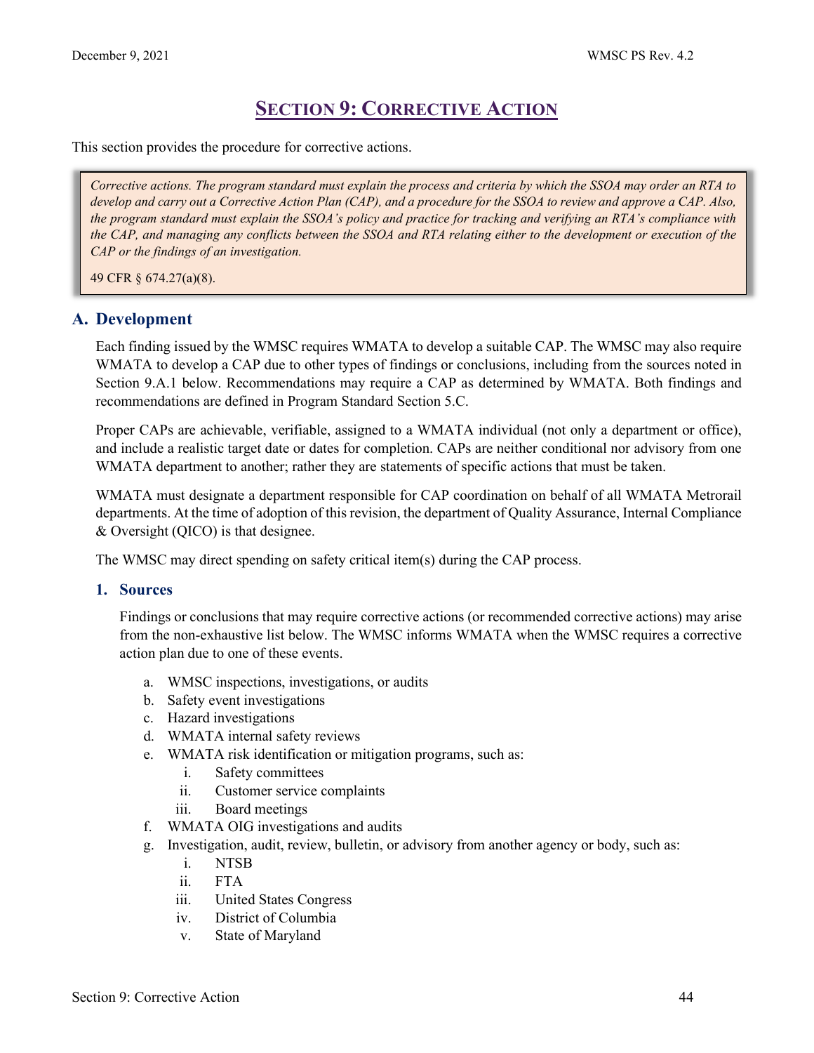# SECTION 9: CORRECTIVE ACTION

This section provides the procedure for corrective actions.

> *Corrective actions. The program standard must explain the process and criteria by which the SSOA may order an RTA to develop and carry out a Corrective Action Plan (CAP), and a procedure for the SSOA to review and approve a CAP. Also, the program standard must explain the SSOA's policy and practice for tracking and verifying an RTA's compliance with the CAP, and managing any conflicts between the SSOA and RTA relating either to the development or execution of the CAP or the findings of an investigation.*
>
> 49 CFR § 674.27(a)(8).

## A. Development

Each finding issued by the WMSC requires WMATA to develop a suitable CAP. The WMSC may also require WMATA to develop a CAP due to other types of findings or conclusions, including from the sources noted in Section 9.A.1 below. Recommendations may require a CAP as determined by WMATA. Both findings and recommendations are defined in Program Standard Section 5.C.

Proper CAPs are achievable, verifiable, assigned to a WMATA individual (not only a department or office), and include a realistic target date or dates for completion. CAPs are neither conditional nor advisory from one WMATA department to another; rather they are statements of specific actions that must be taken.

WMATA must designate a department responsible for CAP coordination on behalf of all WMATA Metrorail departments. At the time of adoption of this revision, the department of Quality Assurance, Internal Compliance & Oversight (QICO) is that designee.

The WMSC may direct spending on safety critical item(s) during the CAP process.

### 1. Sources

Findings or conclusions that may require corrective actions (or recommended corrective actions) may arise from the non-exhaustive list below. The WMSC informs WMATA when the WMSC requires a corrective action plan due to one of these events.

a. WMSC inspections, investigations, or audits
b. Safety event investigations
c. Hazard investigations
d. WMATA internal safety reviews
e. WMATA risk identification or mitigation programs, such as:
   i. Safety committees
   ii. Customer service complaints
   iii. Board meetings
f. WMATA OIG investigations and audits
g. Investigation, audit, review, bulletin, or advisory from another agency or body, such as:
   i. NTSB
   ii. FTA
   iii. United States Congress
   iv. District of Columbia
   v. State of Maryland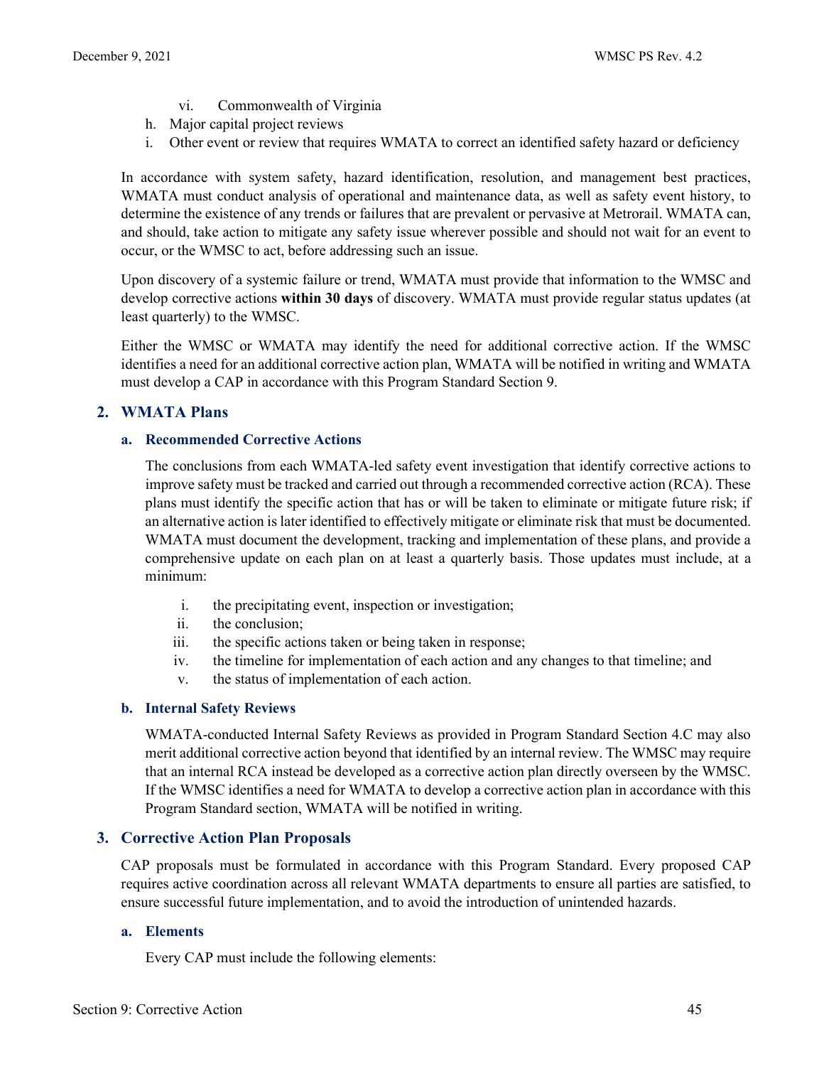vi. Commonwealth of Virginia

h. Major capital project reviews

i. Other event or review that requires WMATA to correct an identified safety hazard or deficiency

In accordance with system safety, hazard identification, resolution, and management best practices, WMATA must conduct analysis of operational and maintenance data, as well as safety event history, to determine the existence of any trends or failures that are prevalent or pervasive at Metrorail. WMATA can, and should, take action to mitigate any safety issue wherever possible and should not wait for an event to occur, or the WMSC to act, before addressing such an issue.

Upon discovery of a systemic failure or trend, WMATA must provide that information to the WMSC and develop corrective actions **within 30 days** of discovery. WMATA must provide regular status updates (at least quarterly) to the WMSC.

Either the WMSC or WMATA may identify the need for additional corrective action. If the WMSC identifies a need for an additional corrective action plan, WMATA will be notified in writing and WMATA must develop a CAP in accordance with this Program Standard Section 9.

## 2. WMATA Plans

### a. Recommended Corrective Actions

The conclusions from each WMATA-led safety event investigation that identify corrective actions to improve safety must be tracked and carried out through a recommended corrective action (RCA). These plans must identify the specific action that has or will be taken to eliminate or mitigate future risk; if an alternative action is later identified to effectively mitigate or eliminate risk that must be documented. WMATA must document the development, tracking and implementation of these plans, and provide a comprehensive update on each plan on at least a quarterly basis. Those updates must include, at a minimum:

i. the precipitating event, inspection or investigation;

ii. the conclusion;

iii. the specific actions taken or being taken in response;

iv. the timeline for implementation of each action and any changes to that timeline; and

v. the status of implementation of each action.

### b. Internal Safety Reviews

WMATA-conducted Internal Safety Reviews as provided in Program Standard Section 4.C may also merit additional corrective action beyond that identified by an internal review. The WMSC may require that an internal RCA instead be developed as a corrective action plan directly overseen by the WMSC. If the WMSC identifies a need for WMATA to develop a corrective action plan in accordance with this Program Standard section, WMATA will be notified in writing.

## 3. Corrective Action Plan Proposals

CAP proposals must be formulated in accordance with this Program Standard. Every proposed CAP requires active coordination across all relevant WMATA departments to ensure all parties are satisfied, to ensure successful future implementation, and to avoid the introduction of unintended hazards.

### a. Elements

Every CAP must include the following elements: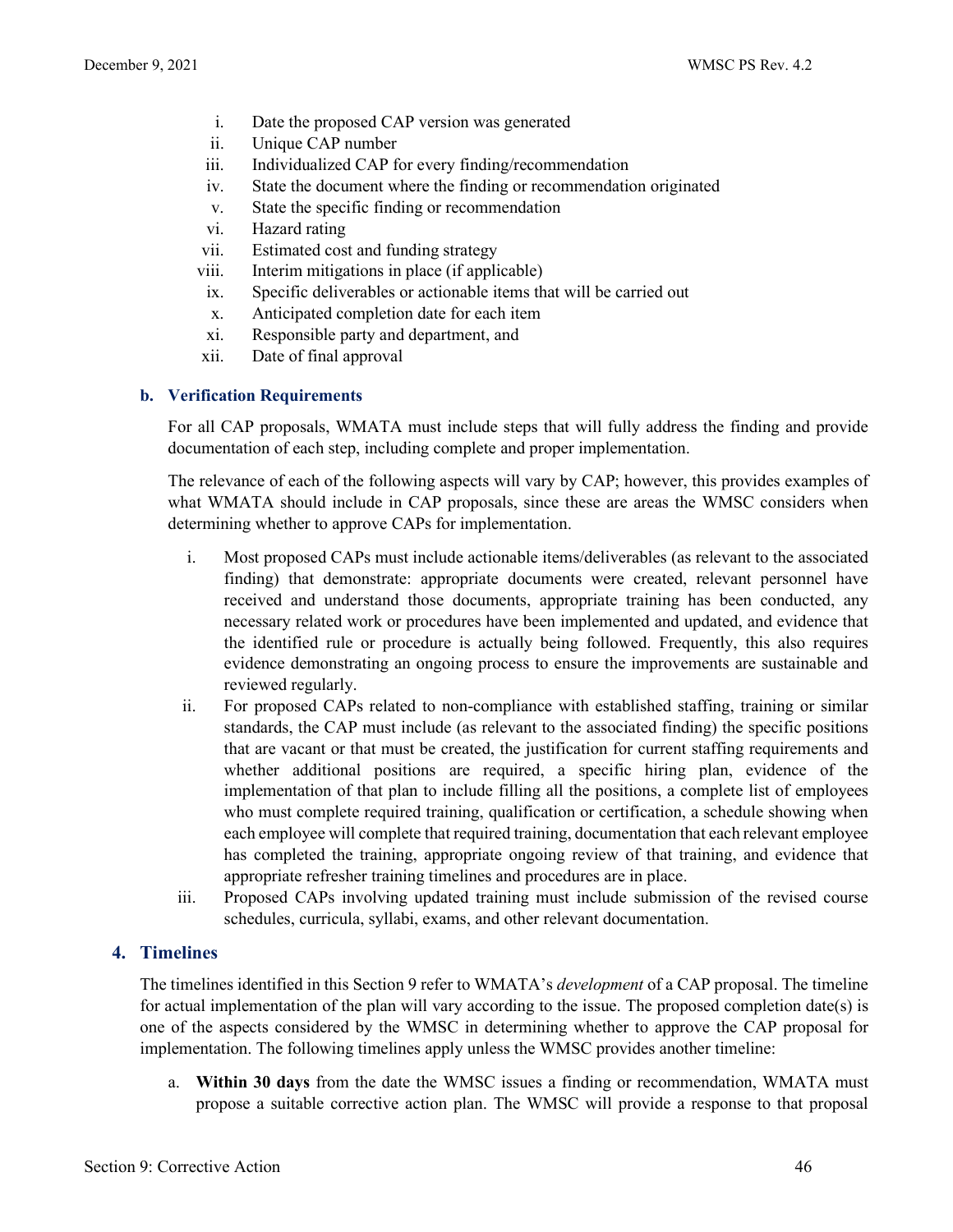i. Date the proposed CAP version was generated
ii. Unique CAP number
iii. Individualized CAP for every finding/recommendation
iv. State the document where the finding or recommendation originated
v. State the specific finding or recommendation
vi. Hazard rating
vii. Estimated cost and funding strategy
viii. Interim mitigations in place (if applicable)
ix. Specific deliverables or actionable items that will be carried out
x. Anticipated completion date for each item
xi. Responsible party and department, and
xii. Date of final approval

### b. Verification Requirements

For all CAP proposals, WMATA must include steps that will fully address the finding and provide documentation of each step, including complete and proper implementation.

The relevance of each of the following aspects will vary by CAP; however, this provides examples of what WMATA should include in CAP proposals, since these are areas the WMSC considers when determining whether to approve CAPs for implementation.

i. Most proposed CAPs must include actionable items/deliverables (as relevant to the associated finding) that demonstrate: appropriate documents were created, relevant personnel have received and understand those documents, appropriate training has been conducted, any necessary related work or procedures have been implemented and updated, and evidence that the identified rule or procedure is actually being followed. Frequently, this also requires evidence demonstrating an ongoing process to ensure the improvements are sustainable and reviewed regularly.

ii. For proposed CAPs related to non-compliance with established staffing, training or similar standards, the CAP must include (as relevant to the associated finding) the specific positions that are vacant or that must be created, the justification for current staffing requirements and whether additional positions are required, a specific hiring plan, evidence of the implementation of that plan to include filling all the positions, a complete list of employees who must complete required training, qualification or certification, a schedule showing when each employee will complete that required training, documentation that each relevant employee has completed the training, appropriate ongoing review of that training, and evidence that appropriate refresher training timelines and procedures are in place.

iii. Proposed CAPs involving updated training must include submission of the revised course schedules, curricula, syllabi, exams, and other relevant documentation.

## 4. Timelines

The timelines identified in this Section 9 refer to WMATA's *development* of a CAP proposal. The timeline for actual implementation of the plan will vary according to the issue. The proposed completion date(s) is one of the aspects considered by the WMSC in determining whether to approve the CAP proposal for implementation. The following timelines apply unless the WMSC provides another timeline:

a. **Within 30 days** from the date the WMSC issues a finding or recommendation, WMATA must propose a suitable corrective action plan. The WMSC will provide a response to that proposal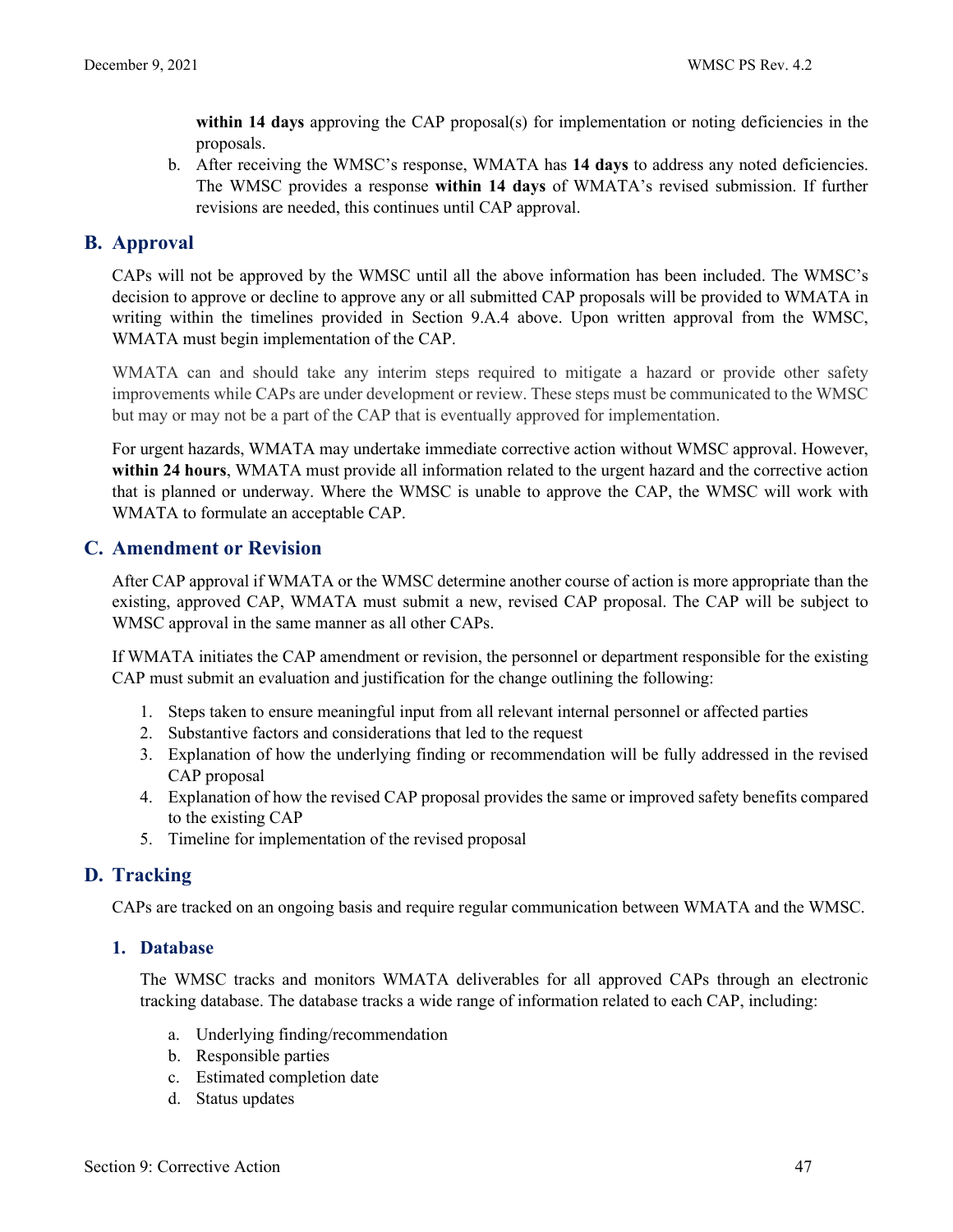within 14 days approving the CAP proposal(s) for implementation or noting deficiencies in the proposals.

b. After receiving the WMSC's response, WMATA has **14 days** to address any noted deficiencies. The WMSC provides a response **within 14 days** of WMATA's revised submission. If further revisions are needed, this continues until CAP approval.

## B. Approval

CAPs will not be approved by the WMSC until all the above information has been included. The WMSC's decision to approve or decline to approve any or all submitted CAP proposals will be provided to WMATA in writing within the timelines provided in Section 9.A.4 above. Upon written approval from the WMSC, WMATA must begin implementation of the CAP.

WMATA can and should take any interim steps required to mitigate a hazard or provide other safety improvements while CAPs are under development or review. These steps must be communicated to the WMSC but may or may not be a part of the CAP that is eventually approved for implementation.

For urgent hazards, WMATA may undertake immediate corrective action without WMSC approval. However, **within 24 hours**, WMATA must provide all information related to the urgent hazard and the corrective action that is planned or underway. Where the WMSC is unable to approve the CAP, the WMSC will work with WMATA to formulate an acceptable CAP.

## C. Amendment or Revision

After CAP approval if WMATA or the WMSC determine another course of action is more appropriate than the existing, approved CAP, WMATA must submit a new, revised CAP proposal. The CAP will be subject to WMSC approval in the same manner as all other CAPs.

If WMATA initiates the CAP amendment or revision, the personnel or department responsible for the existing CAP must submit an evaluation and justification for the change outlining the following:

1. Steps taken to ensure meaningful input from all relevant internal personnel or affected parties
2. Substantive factors and considerations that led to the request
3. Explanation of how the underlying finding or recommendation will be fully addressed in the revised CAP proposal
4. Explanation of how the revised CAP proposal provides the same or improved safety benefits compared to the existing CAP
5. Timeline for implementation of the revised proposal

## D. Tracking

CAPs are tracked on an ongoing basis and require regular communication between WMATA and the WMSC.

### 1. Database

The WMSC tracks and monitors WMATA deliverables for all approved CAPs through an electronic tracking database. The database tracks a wide range of information related to each CAP, including:

a. Underlying finding/recommendation
b. Responsible parties
c. Estimated completion date
d. Status updates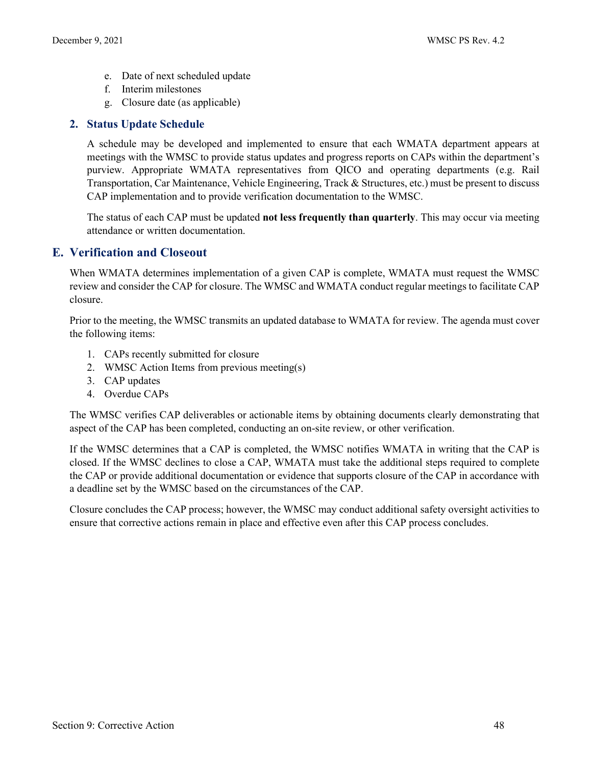e. Date of next scheduled update
f. Interim milestones
g. Closure date (as applicable)

### 2. Status Update Schedule

A schedule may be developed and implemented to ensure that each WMATA department appears at meetings with the WMSC to provide status updates and progress reports on CAPs within the department's purview. Appropriate WMATA representatives from QICO and operating departments (e.g. Rail Transportation, Car Maintenance, Vehicle Engineering, Track & Structures, etc.) must be present to discuss CAP implementation and to provide verification documentation to the WMSC.

The status of each CAP must be updated **not less frequently than quarterly**. This may occur via meeting attendance or written documentation.

## E. Verification and Closeout

When WMATA determines implementation of a given CAP is complete, WMATA must request the WMSC review and consider the CAP for closure. The WMSC and WMATA conduct regular meetings to facilitate CAP closure.

Prior to the meeting, the WMSC transmits an updated database to WMATA for review. The agenda must cover the following items:

1. CAPs recently submitted for closure
2. WMSC Action Items from previous meeting(s)
3. CAP updates
4. Overdue CAPs

The WMSC verifies CAP deliverables or actionable items by obtaining documents clearly demonstrating that aspect of the CAP has been completed, conducting an on-site review, or other verification.

If the WMSC determines that a CAP is completed, the WMSC notifies WMATA in writing that the CAP is closed. If the WMSC declines to close a CAP, WMATA must take the additional steps required to complete the CAP or provide additional documentation or evidence that supports closure of the CAP in accordance with a deadline set by the WMSC based on the circumstances of the CAP.

Closure concludes the CAP process; however, the WMSC may conduct additional safety oversight activities to ensure that corrective actions remain in place and effective even after this CAP process concludes.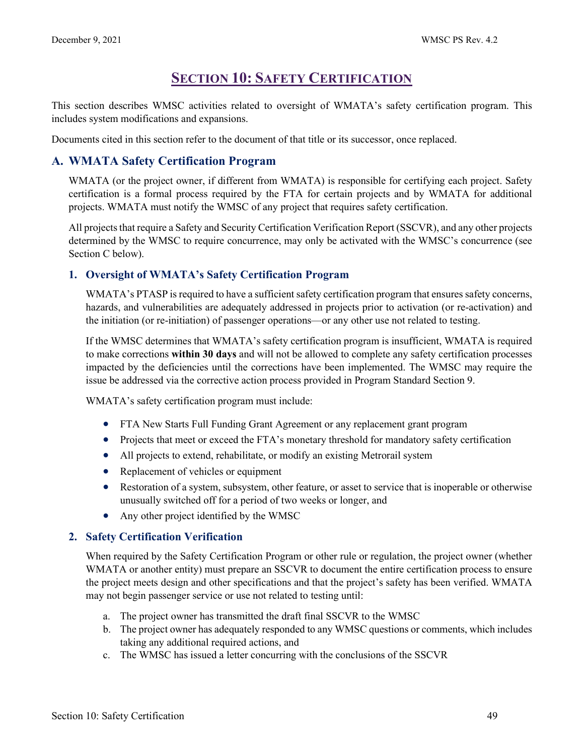# Section 10: Safety Certification

This section describes WMSC activities related to oversight of WMATA's safety certification program. This includes system modifications and expansions.

Documents cited in this section refer to the document of that title or its successor, once replaced.

## A. WMATA Safety Certification Program

WMATA (or the project owner, if different from WMATA) is responsible for certifying each project. Safety certification is a formal process required by the FTA for certain projects and by WMATA for additional projects. WMATA must notify the WMSC of any project that requires safety certification.

All projects that require a Safety and Security Certification Verification Report (SSCVR), and any other projects determined by the WMSC to require concurrence, may only be activated with the WMSC's concurrence (see Section C below).

### 1. Oversight of WMATA's Safety Certification Program

WMATA's PTASP is required to have a sufficient safety certification program that ensures safety concerns, hazards, and vulnerabilities are adequately addressed in projects prior to activation (or re-activation) and the initiation (or re-initiation) of passenger operations—or any other use not related to testing.

If the WMSC determines that WMATA's safety certification program is insufficient, WMATA is required to make corrections **within 30 days** and will not be allowed to complete any safety certification processes impacted by the deficiencies until the corrections have been implemented. The WMSC may require the issue be addressed via the corrective action process provided in Program Standard Section 9.

WMATA's safety certification program must include:

- FTA New Starts Full Funding Grant Agreement or any replacement grant program
- Projects that meet or exceed the FTA's monetary threshold for mandatory safety certification
- All projects to extend, rehabilitate, or modify an existing Metrorail system
- Replacement of vehicles or equipment
- Restoration of a system, subsystem, other feature, or asset to service that is inoperable or otherwise unusually switched off for a period of two weeks or longer, and
- Any other project identified by the WMSC

### 2. Safety Certification Verification

When required by the Safety Certification Program or other rule or regulation, the project owner (whether WMATA or another entity) must prepare an SSCVR to document the entire certification process to ensure the project meets design and other specifications and that the project's safety has been verified. WMATA may not begin passenger service or use not related to testing until:

a. The project owner has transmitted the draft final SSCVR to the WMSC
b. The project owner has adequately responded to any WMSC questions or comments, which includes taking any additional required actions, and
c. The WMSC has issued a letter concurring with the conclusions of the SSCVR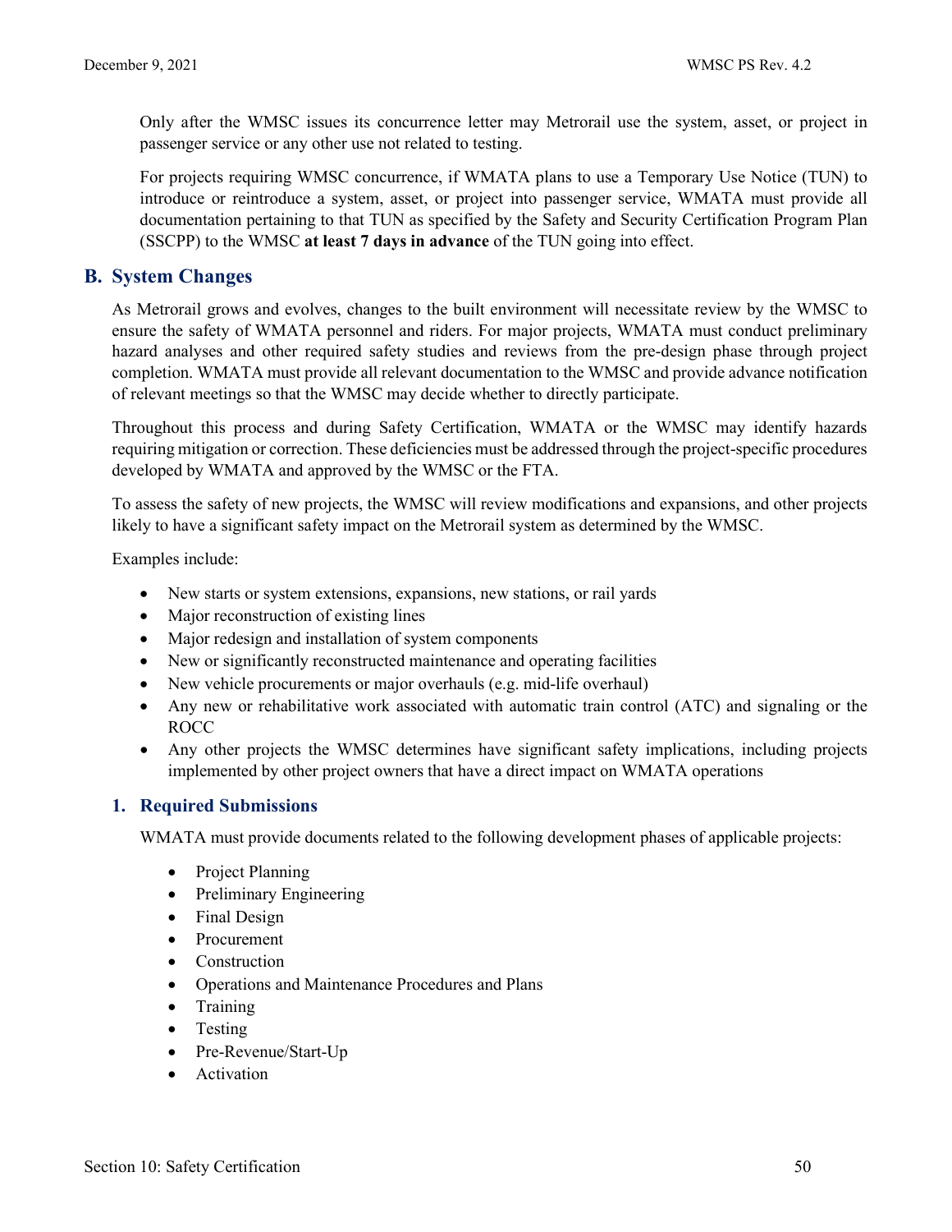Only after the WMSC issues its concurrence letter may Metrorail use the system, asset, or project in passenger service or any other use not related to testing.

For projects requiring WMSC concurrence, if WMATA plans to use a Temporary Use Notice (TUN) to introduce or reintroduce a system, asset, or project into passenger service, WMATA must provide all documentation pertaining to that TUN as specified by the Safety and Security Certification Program Plan (SSCPP) to the WMSC **at least 7 days in advance** of the TUN going into effect.

## B. System Changes

As Metrorail grows and evolves, changes to the built environment will necessitate review by the WMSC to ensure the safety of WMATA personnel and riders. For major projects, WMATA must conduct preliminary hazard analyses and other required safety studies and reviews from the pre-design phase through project completion. WMATA must provide all relevant documentation to the WMSC and provide advance notification of relevant meetings so that the WMSC may decide whether to directly participate.

Throughout this process and during Safety Certification, WMATA or the WMSC may identify hazards requiring mitigation or correction. These deficiencies must be addressed through the project-specific procedures developed by WMATA and approved by the WMSC or the FTA.

To assess the safety of new projects, the WMSC will review modifications and expansions, and other projects likely to have a significant safety impact on the Metrorail system as determined by the WMSC.

Examples include:

- New starts or system extensions, expansions, new stations, or rail yards
- Major reconstruction of existing lines
- Major redesign and installation of system components
- New or significantly reconstructed maintenance and operating facilities
- New vehicle procurements or major overhauls (e.g. mid-life overhaul)
- Any new or rehabilitative work associated with automatic train control (ATC) and signaling or the ROCC
- Any other projects the WMSC determines have significant safety implications, including projects implemented by other project owners that have a direct impact on WMATA operations

### 1. Required Submissions

WMATA must provide documents related to the following development phases of applicable projects:

- Project Planning
- Preliminary Engineering
- Final Design
- Procurement
- Construction
- Operations and Maintenance Procedures and Plans
- Training
- Testing
- Pre-Revenue/Start-Up
- Activation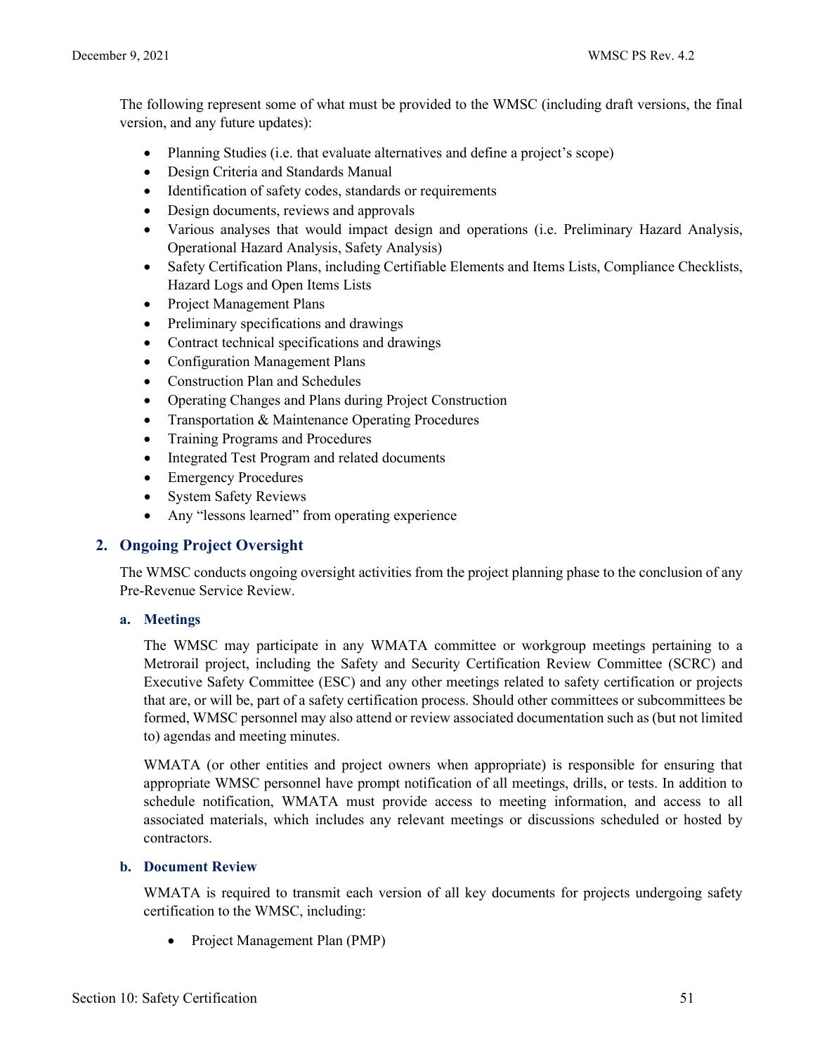The following represent some of what must be provided to the WMSC (including draft versions, the final version, and any future updates):

- Planning Studies (i.e. that evaluate alternatives and define a project's scope)
- Design Criteria and Standards Manual
- Identification of safety codes, standards or requirements
- Design documents, reviews and approvals
- Various analyses that would impact design and operations (i.e. Preliminary Hazard Analysis, Operational Hazard Analysis, Safety Analysis)
- Safety Certification Plans, including Certifiable Elements and Items Lists, Compliance Checklists, Hazard Logs and Open Items Lists
- Project Management Plans
- Preliminary specifications and drawings
- Contract technical specifications and drawings
- Configuration Management Plans
- Construction Plan and Schedules
- Operating Changes and Plans during Project Construction
- Transportation & Maintenance Operating Procedures
- Training Programs and Procedures
- Integrated Test Program and related documents
- Emergency Procedures
- System Safety Reviews
- Any "lessons learned" from operating experience

## 2. Ongoing Project Oversight

The WMSC conducts ongoing oversight activities from the project planning phase to the conclusion of any Pre-Revenue Service Review.

### a. Meetings

The WMSC may participate in any WMATA committee or workgroup meetings pertaining to a Metrorail project, including the Safety and Security Certification Review Committee (SCRC) and Executive Safety Committee (ESC) and any other meetings related to safety certification or projects that are, or will be, part of a safety certification process. Should other committees or subcommittees be formed, WMSC personnel may also attend or review associated documentation such as (but not limited to) agendas and meeting minutes.

WMATA (or other entities and project owners when appropriate) is responsible for ensuring that appropriate WMSC personnel have prompt notification of all meetings, drills, or tests. In addition to schedule notification, WMATA must provide access to meeting information, and access to all associated materials, which includes any relevant meetings or discussions scheduled or hosted by contractors.

### b. Document Review

WMATA is required to transmit each version of all key documents for projects undergoing safety certification to the WMSC, including:

- Project Management Plan (PMP)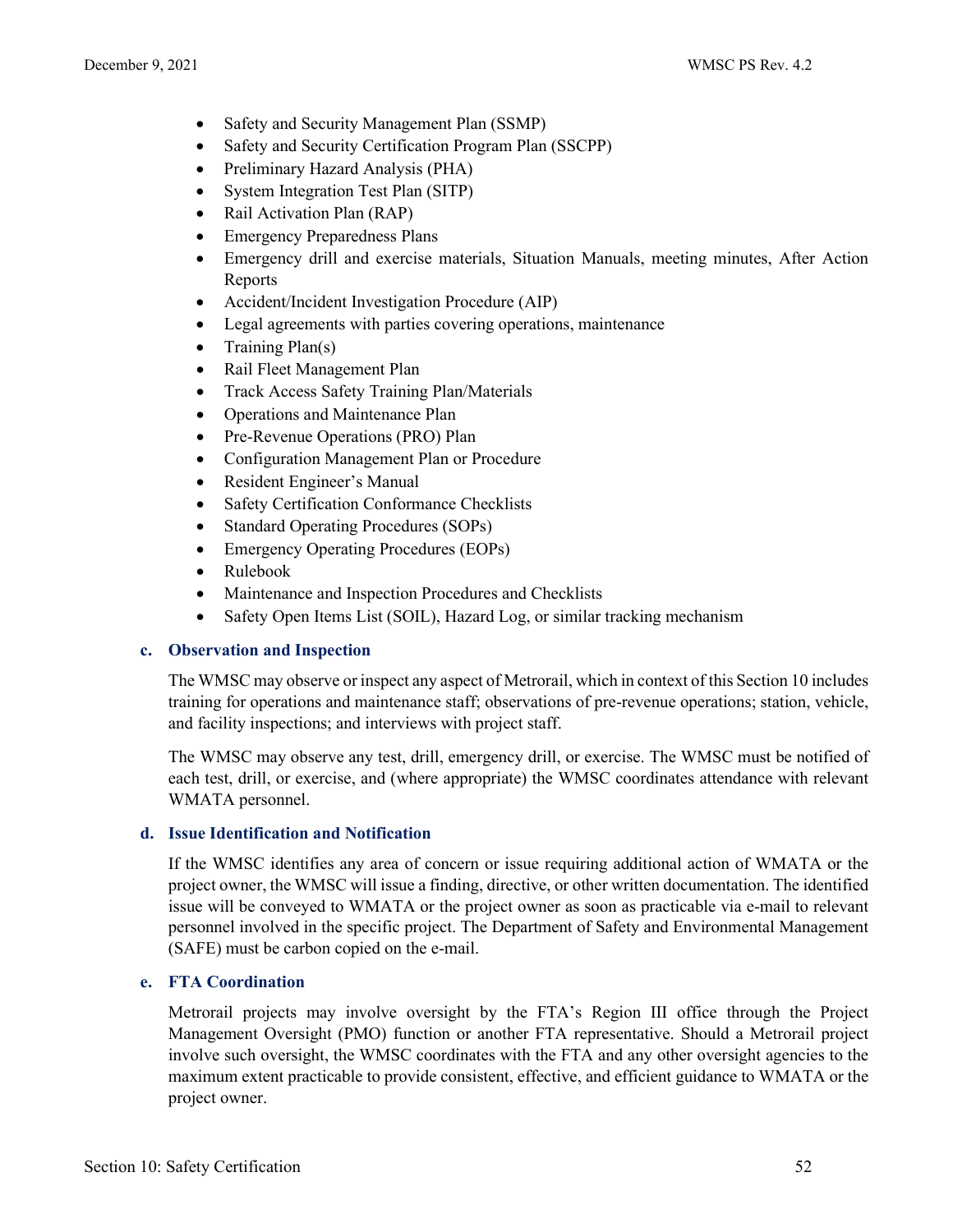- Safety and Security Management Plan (SSMP)
- Safety and Security Certification Program Plan (SSCPP)
- Preliminary Hazard Analysis (PHA)
- System Integration Test Plan (SITP)
- Rail Activation Plan (RAP)
- Emergency Preparedness Plans
- Emergency drill and exercise materials, Situation Manuals, meeting minutes, After Action Reports
- Accident/Incident Investigation Procedure (AIP)
- Legal agreements with parties covering operations, maintenance
- Training Plan(s)
- Rail Fleet Management Plan
- Track Access Safety Training Plan/Materials
- Operations and Maintenance Plan
- Pre-Revenue Operations (PRO) Plan
- Configuration Management Plan or Procedure
- Resident Engineer's Manual
- Safety Certification Conformance Checklists
- Standard Operating Procedures (SOPs)
- Emergency Operating Procedures (EOPs)
- Rulebook
- Maintenance and Inspection Procedures and Checklists
- Safety Open Items List (SOIL), Hazard Log, or similar tracking mechanism

### c. Observation and Inspection

The WMSC may observe or inspect any aspect of Metrorail, which in context of this Section 10 includes training for operations and maintenance staff; observations of pre-revenue operations; station, vehicle, and facility inspections; and interviews with project staff.

The WMSC may observe any test, drill, emergency drill, or exercise. The WMSC must be notified of each test, drill, or exercise, and (where appropriate) the WMSC coordinates attendance with relevant WMATA personnel.

### d. Issue Identification and Notification

If the WMSC identifies any area of concern or issue requiring additional action of WMATA or the project owner, the WMSC will issue a finding, directive, or other written documentation. The identified issue will be conveyed to WMATA or the project owner as soon as practicable via e-mail to relevant personnel involved in the specific project. The Department of Safety and Environmental Management (SAFE) must be carbon copied on the e-mail.

### e. FTA Coordination

Metrorail projects may involve oversight by the FTA's Region III office through the Project Management Oversight (PMO) function or another FTA representative. Should a Metrorail project involve such oversight, the WMSC coordinates with the FTA and any other oversight agencies to the maximum extent practicable to provide consistent, effective, and efficient guidance to WMATA or the project owner.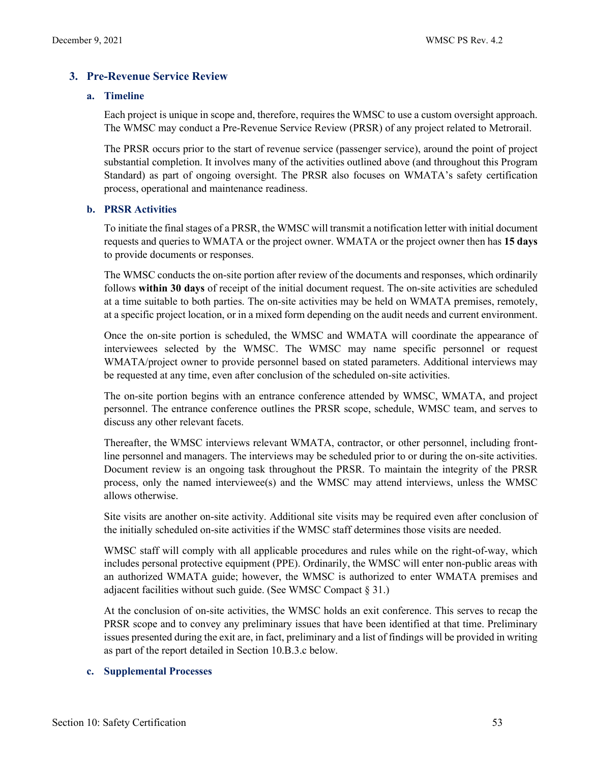## 3. Pre-Revenue Service Review

### a. Timeline

Each project is unique in scope and, therefore, requires the WMSC to use a custom oversight approach. The WMSC may conduct a Pre-Revenue Service Review (PRSR) of any project related to Metrorail.

The PRSR occurs prior to the start of revenue service (passenger service), around the point of project substantial completion. It involves many of the activities outlined above (and throughout this Program Standard) as part of ongoing oversight. The PRSR also focuses on WMATA's safety certification process, operational and maintenance readiness.

### b. PRSR Activities

To initiate the final stages of a PRSR, the WMSC will transmit a notification letter with initial document requests and queries to WMATA or the project owner. WMATA or the project owner then has **15 days** to provide documents or responses.

The WMSC conducts the on-site portion after review of the documents and responses, which ordinarily follows **within 30 days** of receipt of the initial document request. The on-site activities are scheduled at a time suitable to both parties. The on-site activities may be held on WMATA premises, remotely, at a specific project location, or in a mixed form depending on the audit needs and current environment.

Once the on-site portion is scheduled, the WMSC and WMATA will coordinate the appearance of interviewees selected by the WMSC. The WMSC may name specific personnel or request WMATA/project owner to provide personnel based on stated parameters. Additional interviews may be requested at any time, even after conclusion of the scheduled on-site activities.

The on-site portion begins with an entrance conference attended by WMSC, WMATA, and project personnel. The entrance conference outlines the PRSR scope, schedule, WMSC team, and serves to discuss any other relevant facets.

Thereafter, the WMSC interviews relevant WMATA, contractor, or other personnel, including front-line personnel and managers. The interviews may be scheduled prior to or during the on-site activities. Document review is an ongoing task throughout the PRSR. To maintain the integrity of the PRSR process, only the named interviewee(s) and the WMSC may attend interviews, unless the WMSC allows otherwise.

Site visits are another on-site activity. Additional site visits may be required even after conclusion of the initially scheduled on-site activities if the WMSC staff determines those visits are needed.

WMSC staff will comply with all applicable procedures and rules while on the right-of-way, which includes personal protective equipment (PPE). Ordinarily, the WMSC will enter non-public areas with an authorized WMATA guide; however, the WMSC is authorized to enter WMATA premises and adjacent facilities without such guide. (See WMSC Compact § 31.)

At the conclusion of on-site activities, the WMSC holds an exit conference. This serves to recap the PRSR scope and to convey any preliminary issues that have been identified at that time. Preliminary issues presented during the exit are, in fact, preliminary and a list of findings will be provided in writing as part of the report detailed in Section 10.B.3.c below.

### c. Supplemental Processes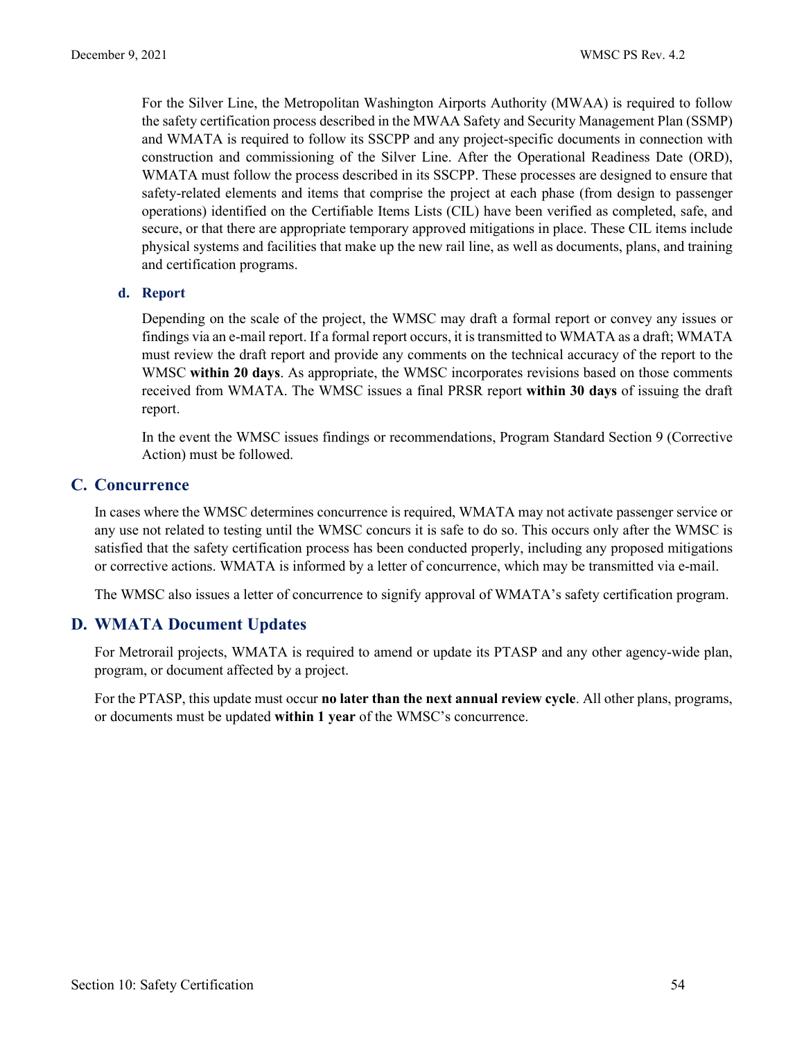For the Silver Line, the Metropolitan Washington Airports Authority (MWAA) is required to follow the safety certification process described in the MWAA Safety and Security Management Plan (SSMP) and WMATA is required to follow its SSCPP and any project-specific documents in connection with construction and commissioning of the Silver Line. After the Operational Readiness Date (ORD), WMATA must follow the process described in its SSCPP. These processes are designed to ensure that safety-related elements and items that comprise the project at each phase (from design to passenger operations) identified on the Certifiable Items Lists (CIL) have been verified as completed, safe, and secure, or that there are appropriate temporary approved mitigations in place. These CIL items include physical systems and facilities that make up the new rail line, as well as documents, plans, and training and certification programs.

#### d. Report

Depending on the scale of the project, the WMSC may draft a formal report or convey any issues or findings via an e-mail report. If a formal report occurs, it is transmitted to WMATA as a draft; WMATA must review the draft report and provide any comments on the technical accuracy of the report to the WMSC **within 20 days**. As appropriate, the WMSC incorporates revisions based on those comments received from WMATA. The WMSC issues a final PRSR report **within 30 days** of issuing the draft report.

In the event the WMSC issues findings or recommendations, Program Standard Section 9 (Corrective Action) must be followed.

## C. Concurrence

In cases where the WMSC determines concurrence is required, WMATA may not activate passenger service or any use not related to testing until the WMSC concurs it is safe to do so. This occurs only after the WMSC is satisfied that the safety certification process has been conducted properly, including any proposed mitigations or corrective actions. WMATA is informed by a letter of concurrence, which may be transmitted via e-mail.

The WMSC also issues a letter of concurrence to signify approval of WMATA's safety certification program.

## D. WMATA Document Updates

For Metrorail projects, WMATA is required to amend or update its PTASP and any other agency-wide plan, program, or document affected by a project.

For the PTASP, this update must occur **no later than the next annual review cycle**. All other plans, programs, or documents must be updated **within 1 year** of the WMSC's concurrence.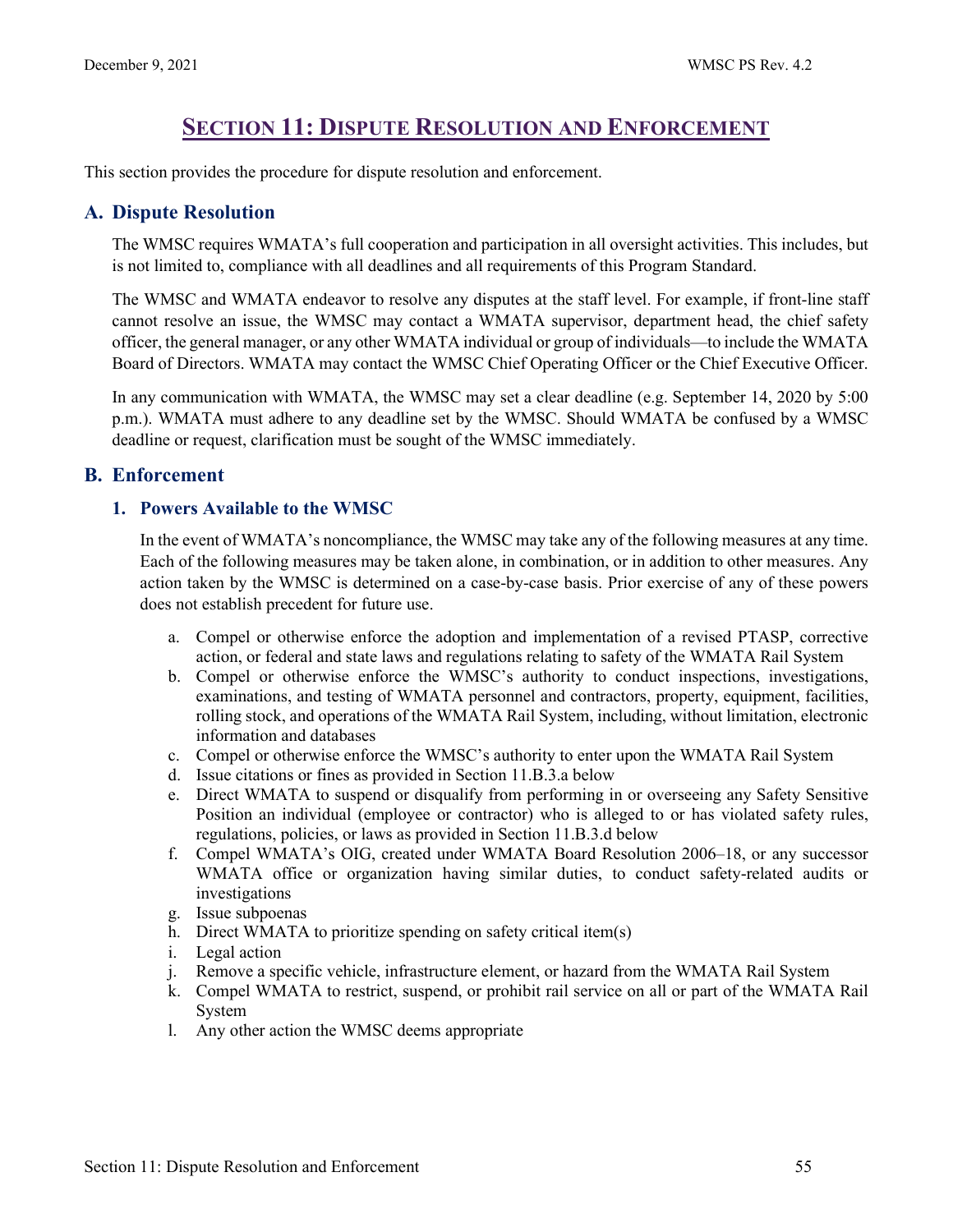# Section 11: Dispute Resolution and Enforcement

This section provides the procedure for dispute resolution and enforcement.

## A. Dispute Resolution

The WMSC requires WMATA's full cooperation and participation in all oversight activities. This includes, but is not limited to, compliance with all deadlines and all requirements of this Program Standard.

The WMSC and WMATA endeavor to resolve any disputes at the staff level. For example, if front-line staff cannot resolve an issue, the WMSC may contact a WMATA supervisor, department head, the chief safety officer, the general manager, or any other WMATA individual or group of individuals—to include the WMATA Board of Directors. WMATA may contact the WMSC Chief Operating Officer or the Chief Executive Officer.

In any communication with WMATA, the WMSC may set a clear deadline (e.g. September 14, 2020 by 5:00 p.m.). WMATA must adhere to any deadline set by the WMSC. Should WMATA be confused by a WMSC deadline or request, clarification must be sought of the WMSC immediately.

## B. Enforcement

### 1. Powers Available to the WMSC

In the event of WMATA's noncompliance, the WMSC may take any of the following measures at any time. Each of the following measures may be taken alone, in combination, or in addition to other measures. Any action taken by the WMSC is determined on a case-by-case basis. Prior exercise of any of these powers does not establish precedent for future use.

a. Compel or otherwise enforce the adoption and implementation of a revised PTASP, corrective action, or federal and state laws and regulations relating to safety of the WMATA Rail System
b. Compel or otherwise enforce the WMSC's authority to conduct inspections, investigations, examinations, and testing of WMATA personnel and contractors, property, equipment, facilities, rolling stock, and operations of the WMATA Rail System, including, without limitation, electronic information and databases
c. Compel or otherwise enforce the WMSC's authority to enter upon the WMATA Rail System
d. Issue citations or fines as provided in Section 11.B.3.a below
e. Direct WMATA to suspend or disqualify from performing in or overseeing any Safety Sensitive Position an individual (employee or contractor) who is alleged to or has violated safety rules, regulations, policies, or laws as provided in Section 11.B.3.d below
f. Compel WMATA's OIG, created under WMATA Board Resolution 2006–18, or any successor WMATA office or organization having similar duties, to conduct safety-related audits or investigations
g. Issue subpoenas
h. Direct WMATA to prioritize spending on safety critical item(s)
i. Legal action
j. Remove a specific vehicle, infrastructure element, or hazard from the WMATA Rail System
k. Compel WMATA to restrict, suspend, or prohibit rail service on all or part of the WMATA Rail System
l. Any other action the WMSC deems appropriate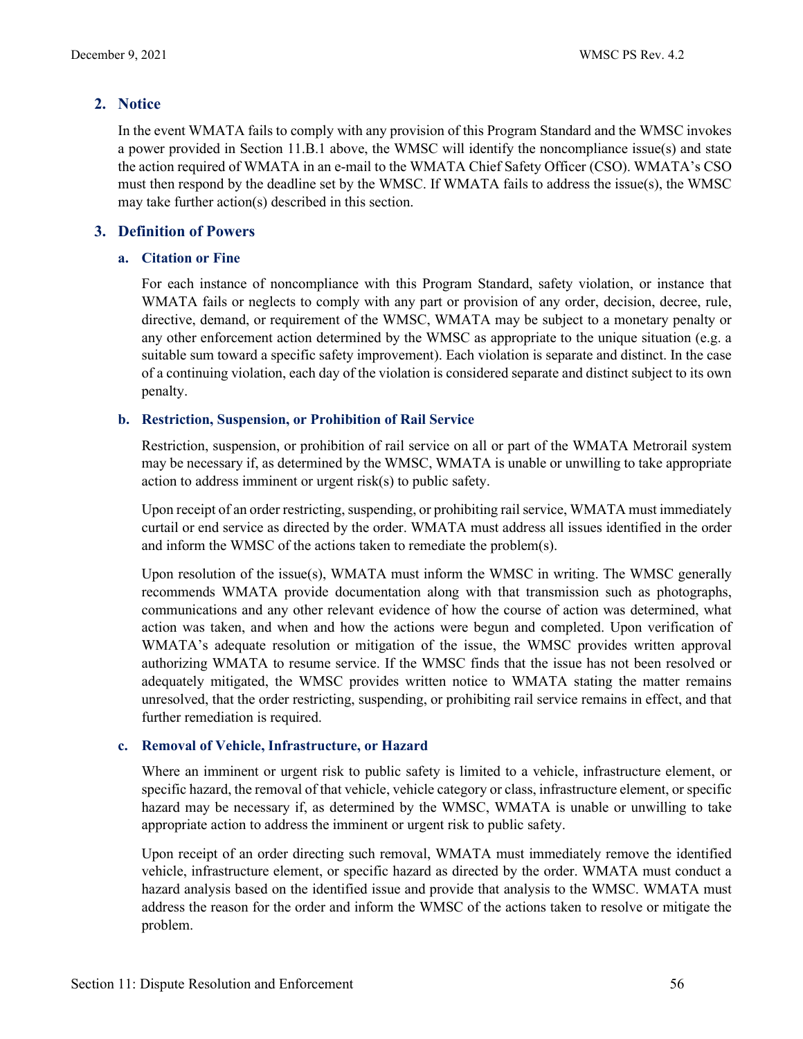## 2. Notice

In the event WMATA fails to comply with any provision of this Program Standard and the WMSC invokes a power provided in Section 11.B.1 above, the WMSC will identify the noncompliance issue(s) and state the action required of WMATA in an e-mail to the WMATA Chief Safety Officer (CSO). WMATA's CSO must then respond by the deadline set by the WMSC. If WMATA fails to address the issue(s), the WMSC may take further action(s) described in this section.

## 3. Definition of Powers

### a. Citation or Fine

For each instance of noncompliance with this Program Standard, safety violation, or instance that WMATA fails or neglects to comply with any part or provision of any order, decision, decree, rule, directive, demand, or requirement of the WMSC, WMATA may be subject to a monetary penalty or any other enforcement action determined by the WMSC as appropriate to the unique situation (e.g. a suitable sum toward a specific safety improvement). Each violation is separate and distinct. In the case of a continuing violation, each day of the violation is considered separate and distinct subject to its own penalty.

### b. Restriction, Suspension, or Prohibition of Rail Service

Restriction, suspension, or prohibition of rail service on all or part of the WMATA Metrorail system may be necessary if, as determined by the WMSC, WMATA is unable or unwilling to take appropriate action to address imminent or urgent risk(s) to public safety.

Upon receipt of an order restricting, suspending, or prohibiting rail service, WMATA must immediately curtail or end service as directed by the order. WMATA must address all issues identified in the order and inform the WMSC of the actions taken to remediate the problem(s).

Upon resolution of the issue(s), WMATA must inform the WMSC in writing. The WMSC generally recommends WMATA provide documentation along with that transmission such as photographs, communications and any other relevant evidence of how the course of action was determined, what action was taken, and when and how the actions were begun and completed. Upon verification of WMATA's adequate resolution or mitigation of the issue, the WMSC provides written approval authorizing WMATA to resume service. If the WMSC finds that the issue has not been resolved or adequately mitigated, the WMSC provides written notice to WMATA stating the matter remains unresolved, that the order restricting, suspending, or prohibiting rail service remains in effect, and that further remediation is required.

### c. Removal of Vehicle, Infrastructure, or Hazard

Where an imminent or urgent risk to public safety is limited to a vehicle, infrastructure element, or specific hazard, the removal of that vehicle, vehicle category or class, infrastructure element, or specific hazard may be necessary if, as determined by the WMSC, WMATA is unable or unwilling to take appropriate action to address the imminent or urgent risk to public safety.

Upon receipt of an order directing such removal, WMATA must immediately remove the identified vehicle, infrastructure element, or specific hazard as directed by the order. WMATA must conduct a hazard analysis based on the identified issue and provide that analysis to the WMSC. WMATA must address the reason for the order and inform the WMSC of the actions taken to resolve or mitigate the problem.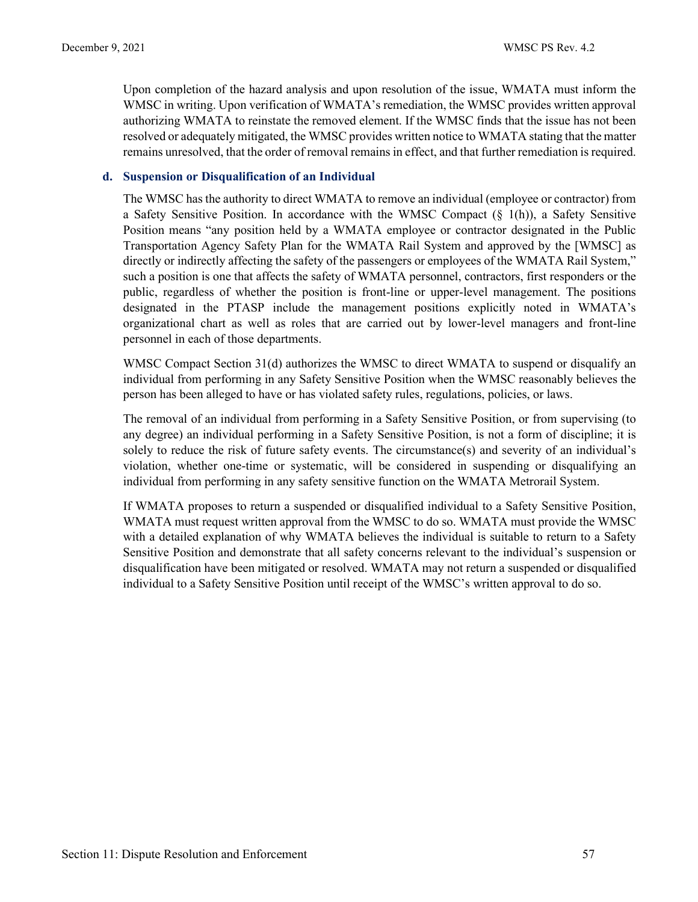Upon completion of the hazard analysis and upon resolution of the issue, WMATA must inform the WMSC in writing. Upon verification of WMATA's remediation, the WMSC provides written approval authorizing WMATA to reinstate the removed element. If the WMSC finds that the issue has not been resolved or adequately mitigated, the WMSC provides written notice to WMATA stating that the matter remains unresolved, that the order of removal remains in effect, and that further remediation is required.

### d. Suspension or Disqualification of an Individual

The WMSC has the authority to direct WMATA to remove an individual (employee or contractor) from a Safety Sensitive Position. In accordance with the WMSC Compact (§ 1(h)), a Safety Sensitive Position means "any position held by a WMATA employee or contractor designated in the Public Transportation Agency Safety Plan for the WMATA Rail System and approved by the [WMSC] as directly or indirectly affecting the safety of the passengers or employees of the WMATA Rail System," such a position is one that affects the safety of WMATA personnel, contractors, first responders or the public, regardless of whether the position is front-line or upper-level management. The positions designated in the PTASP include the management positions explicitly noted in WMATA's organizational chart as well as roles that are carried out by lower-level managers and front-line personnel in each of those departments.

WMSC Compact Section 31(d) authorizes the WMSC to direct WMATA to suspend or disqualify an individual from performing in any Safety Sensitive Position when the WMSC reasonably believes the person has been alleged to have or has violated safety rules, regulations, policies, or laws.

The removal of an individual from performing in a Safety Sensitive Position, or from supervising (to any degree) an individual performing in a Safety Sensitive Position, is not a form of discipline; it is solely to reduce the risk of future safety events. The circumstance(s) and severity of an individual's violation, whether one-time or systematic, will be considered in suspending or disqualifying an individual from performing in any safety sensitive function on the WMATA Metrorail System.

If WMATA proposes to return a suspended or disqualified individual to a Safety Sensitive Position, WMATA must request written approval from the WMSC to do so. WMATA must provide the WMSC with a detailed explanation of why WMATA believes the individual is suitable to return to a Safety Sensitive Position and demonstrate that all safety concerns relevant to the individual's suspension or disqualification have been mitigated or resolved. WMATA may not return a suspended or disqualified individual to a Safety Sensitive Position until receipt of the WMSC's written approval to do so.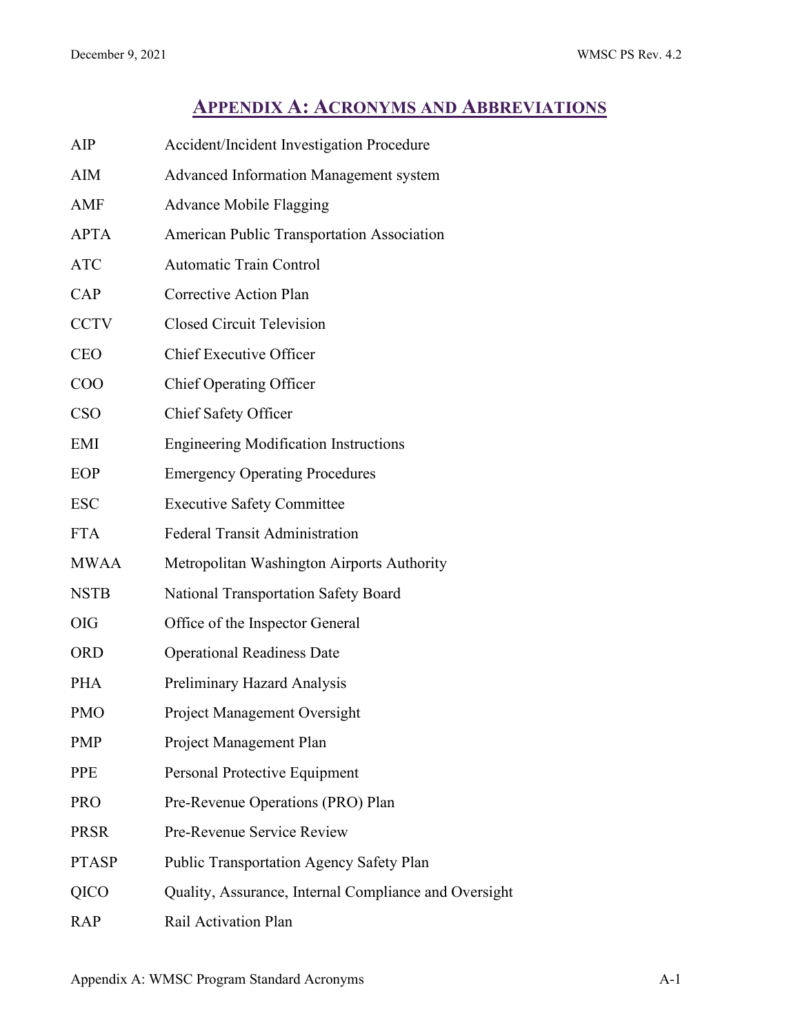# Appendix A: Acronyms and Abbreviations

| | |
|---|---|
| AIP | Accident/Incident Investigation Procedure |
| AIM | Advanced Information Management system |
| AMF | Advance Mobile Flagging |
| APTA | American Public Transportation Association |
| ATC | Automatic Train Control |
| CAP | Corrective Action Plan |
| CCTV | Closed Circuit Television |
| CEO | Chief Executive Officer |
| COO | Chief Operating Officer |
| CSO | Chief Safety Officer |
| EMI | Engineering Modification Instructions |
| EOP | Emergency Operating Procedures |
| ESC | Executive Safety Committee |
| FTA | Federal Transit Administration |
| MWAA | Metropolitan Washington Airports Authority |
| NSTB | National Transportation Safety Board |
| OIG | Office of the Inspector General |
| ORD | Operational Readiness Date |
| PHA | Preliminary Hazard Analysis |
| PMO | Project Management Oversight |
| PMP | Project Management Plan |
| PPE | Personal Protective Equipment |
| PRO | Pre-Revenue Operations (PRO) Plan |
| PRSR | Pre-Revenue Service Review |
| PTASP | Public Transportation Agency Safety Plan |
| QICO | Quality, Assurance, Internal Compliance and Oversight |
| RAP | Rail Activation Plan |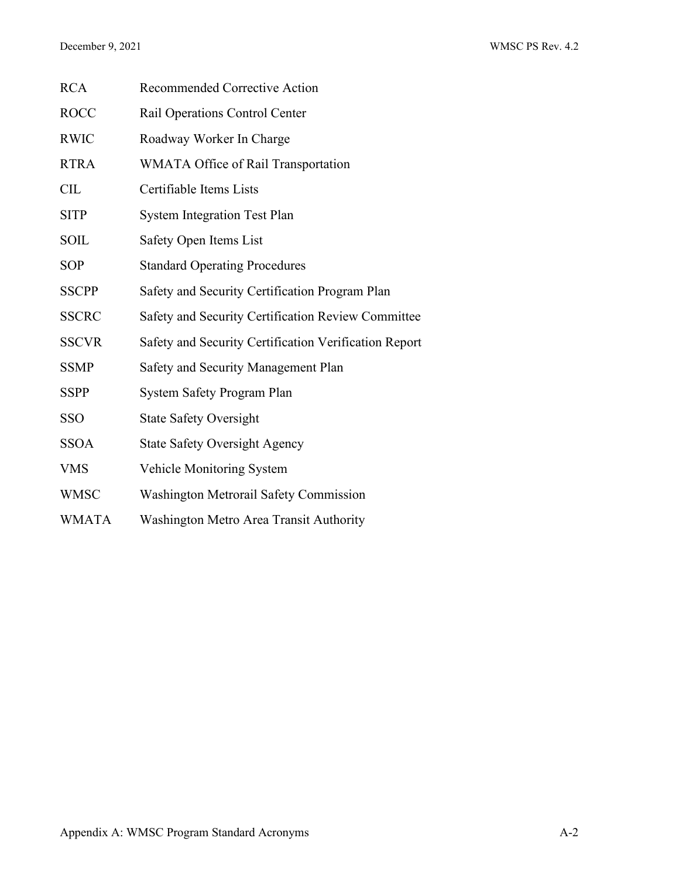| | |
|---|---|
| RCA | Recommended Corrective Action |
| ROCC | Rail Operations Control Center |
| RWIC | Roadway Worker In Charge |
| RTRA | WMATA Office of Rail Transportation |
| CIL | Certifiable Items Lists |
| SITP | System Integration Test Plan |
| SOIL | Safety Open Items List |
| SOP | Standard Operating Procedures |
| SSCPP | Safety and Security Certification Program Plan |
| SSCRC | Safety and Security Certification Review Committee |
| SSCVR | Safety and Security Certification Verification Report |
| SSMP | Safety and Security Management Plan |
| SSPP | System Safety Program Plan |
| SSO | State Safety Oversight |
| SSOA | State Safety Oversight Agency |
| VMS | Vehicle Monitoring System |
| WMSC | Washington Metrorail Safety Commission |
| WMATA | Washington Metro Area Transit Authority |